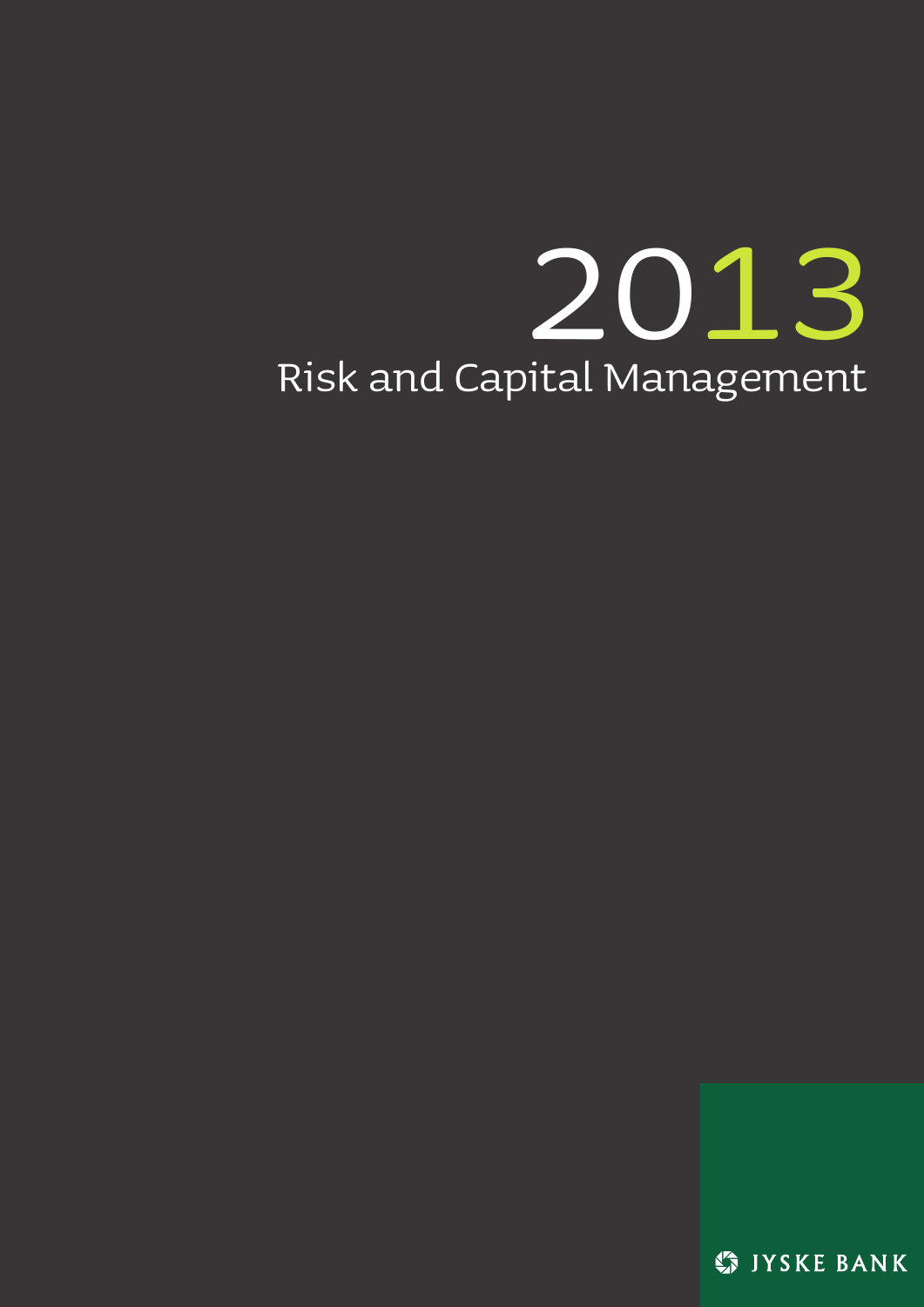# 2013

# Risk and Capital Management

JYSKE BANK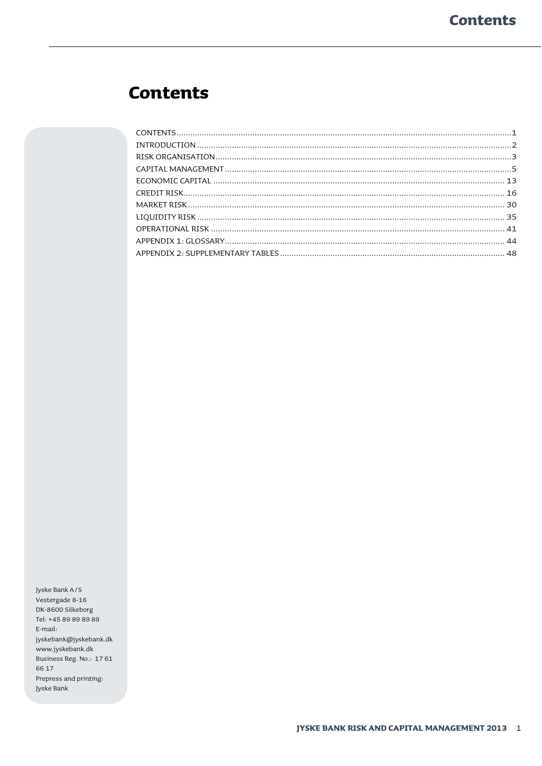# Contents

| | |
|---|---|
| CONTENTS | 1 |
| INTRODUCTION | 2 |
| RISK ORGANISATION | 3 |
| CAPITAL MANAGEMENT | 5 |
| ECONOMIC CAPITAL | 13 |
| CREDIT RISK | 16 |
| MARKET RISK | 30 |
| LIQUIDITY RISK | 35 |
| OPERATIONAL RISK | 41 |
| APPENDIX 1: GLOSSARY | 44 |
| APPENDIX 2: SUPPLEMENTARY TABLES | 48 |

Jyske Bank A/S
Vestergade 8-16
DK-8600 Silkeborg
Tel: +45 89 89 89 89
E-mail:
jyskebank@jyskebank.dk
www.jyskebank.dk
Business Reg. No.: 17 61 66 17
Prepress and printing:
Jyske Bank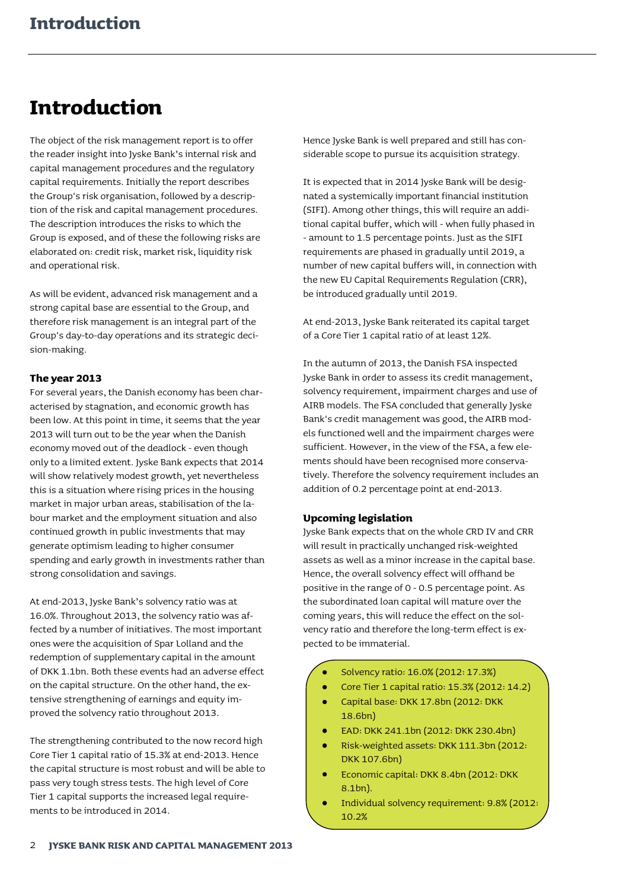# Introduction

The object of the risk management report is to offer the reader insight into Jyske Bank's internal risk and capital management procedures and the regulatory capital requirements. Initially the report describes the Group's risk organisation, followed by a description of the risk and capital management procedures. The description introduces the risks to which the Group is exposed, and of these the following risks are elaborated on: credit risk, market risk, liquidity risk and operational risk.

As will be evident, advanced risk management and a strong capital base are essential to the Group, and therefore risk management is an integral part of the Group's day-to-day operations and its strategic decision-making.

### The year 2013

For several years, the Danish economy has been characterised by stagnation, and economic growth has been low. At this point in time, it seems that the year 2013 will turn out to be the year when the Danish economy moved out of the deadlock - even though only to a limited extent. Jyske Bank expects that 2014 will show relatively modest growth, yet nevertheless this is a situation where rising prices in the housing market in major urban areas, stabilisation of the labour market and the employment situation and also continued growth in public investments that may generate optimism leading to higher consumer spending and early growth in investments rather than strong consolidation and savings.

At end-2013, Jyske Bank's solvency ratio was at 16.0%. Throughout 2013, the solvency ratio was affected by a number of initiatives. The most important ones were the acquisition of Spar Lolland and the redemption of supplementary capital in the amount of DKK 1.1bn. Both these events had an adverse effect on the capital structure. On the other hand, the extensive strengthening of earnings and equity improved the solvency ratio throughout 2013.

The strengthening contributed to the now record high Core Tier 1 capital ratio of 15.3% at end-2013. Hence the capital structure is most robust and will be able to pass very tough stress tests. The high level of Core Tier 1 capital supports the increased legal requirements to be introduced in 2014.

Hence Jyske Bank is well prepared and still has considerable scope to pursue its acquisition strategy.

It is expected that in 2014 Jyske Bank will be designated a systemically important financial institution (SIFI). Among other things, this will require an additional capital buffer, which will - when fully phased in - amount to 1.5 percentage points. Just as the SIFI requirements are phased in gradually until 2019, a number of new capital buffers will, in connection with the new EU Capital Requirements Regulation (CRR), be introduced gradually until 2019.

At end-2013, Jyske Bank reiterated its capital target of a Core Tier 1 capital ratio of at least 12%.

In the autumn of 2013, the Danish FSA inspected Jyske Bank in order to assess its credit management, solvency requirement, impairment charges and use of AIRB models. The FSA concluded that generally Jyske Bank's credit management was good, the AIRB models functioned well and the impairment charges were sufficient. However, in the view of the FSA, a few elements should have been recognised more conservatively. Therefore the solvency requirement includes an addition of 0.2 percentage point at end-2013.

### Upcoming legislation

Jyske Bank expects that on the whole CRD IV and CRR will result in practically unchanged risk-weighted assets as well as a minor increase in the capital base. Hence, the overall solvency effect will offhand be positive in the range of 0 - 0.5 percentage point. As the subordinated loan capital will mature over the coming years, this will reduce the effect on the solvency ratio and therefore the long-term effect is expected to be immaterial.

- Solvency ratio: 16.0% (2012: 17.3%)
- Core Tier 1 capital ratio: 15.3% (2012: 14.2)
- Capital base: DKK 17.8bn (2012: DKK 18.6bn)
- EAD: DKK 241.1bn (2012: DKK 230.4bn)
- Risk-weighted assets: DKK 111.3bn (2012: DKK 107.6bn)
- Economic capital: DKK 8.4bn (2012: DKK 8.1bn).
- Individual solvency requirement: 9.8% (2012: 10.2%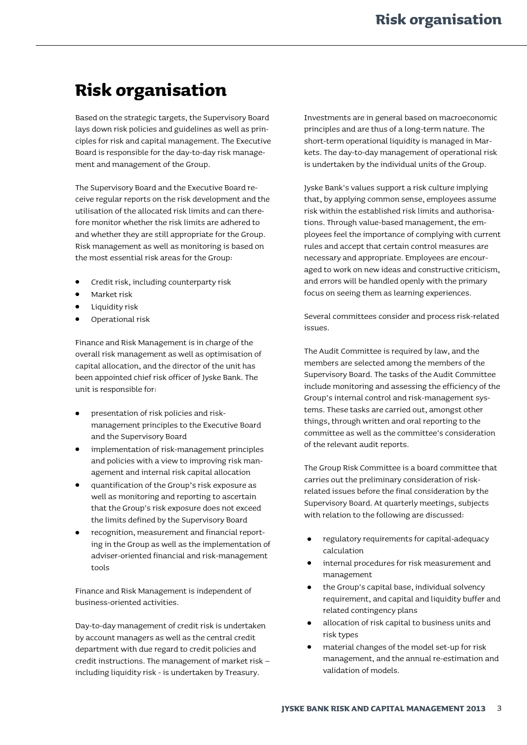# Risk organisation

Based on the strategic targets, the Supervisory Board lays down risk policies and guidelines as well as principles for risk and capital management. The Executive Board is responsible for the day-to-day risk management and management of the Group.

The Supervisory Board and the Executive Board receive regular reports on the risk development and the utilisation of the allocated risk limits and can therefore monitor whether the risk limits are adhered to and whether they are still appropriate for the Group. Risk management as well as monitoring is based on the most essential risk areas for the Group:

- Credit risk, including counterparty risk
- Market risk
- Liquidity risk
- Operational risk

Finance and Risk Management is in charge of the overall risk management as well as optimisation of capital allocation, and the director of the unit has been appointed chief risk officer of Jyske Bank. The unit is responsible for:

- presentation of risk policies and risk-management principles to the Executive Board and the Supervisory Board
- implementation of risk-management principles and policies with a view to improving risk management and internal risk capital allocation
- quantification of the Group's risk exposure as well as monitoring and reporting to ascertain that the Group's risk exposure does not exceed the limits defined by the Supervisory Board
- recognition, measurement and financial reporting in the Group as well as the implementation of adviser-oriented financial and risk-management tools

Finance and Risk Management is independent of business-oriented activities.

Day-to-day management of credit risk is undertaken by account managers as well as the central credit department with due regard to credit policies and credit instructions. The management of market risk – including liquidity risk - is undertaken by Treasury. Investments are in general based on macroeconomic principles and are thus of a long-term nature. The short-term operational liquidity is managed in Markets. The day-to-day management of operational risk is undertaken by the individual units of the Group.

Jyske Bank's values support a risk culture implying that, by applying common sense, employees assume risk within the established risk limits and authorisations. Through value-based management, the employees feel the importance of complying with current rules and accept that certain control measures are necessary and appropriate. Employees are encouraged to work on new ideas and constructive criticism, and errors will be handled openly with the primary focus on seeing them as learning experiences.

Several committees consider and process risk-related issues.

The Audit Committee is required by law, and the members are selected among the members of the Supervisory Board. The tasks of the Audit Committee include monitoring and assessing the efficiency of the Group's internal control and risk-management systems. These tasks are carried out, amongst other things, through written and oral reporting to the committee as well as the committee's consideration of the relevant audit reports.

The Group Risk Committee is a board committee that carries out the preliminary consideration of risk-related issues before the final consideration by the Supervisory Board. At quarterly meetings, subjects with relation to the following are discussed:

- regulatory requirements for capital-adequacy calculation
- internal procedures for risk measurement and management
- the Group's capital base, individual solvency requirement, and capital and liquidity buffer and related contingency plans
- allocation of risk capital to business units and risk types
- material changes of the model set-up for risk management, and the annual re-estimation and validation of models.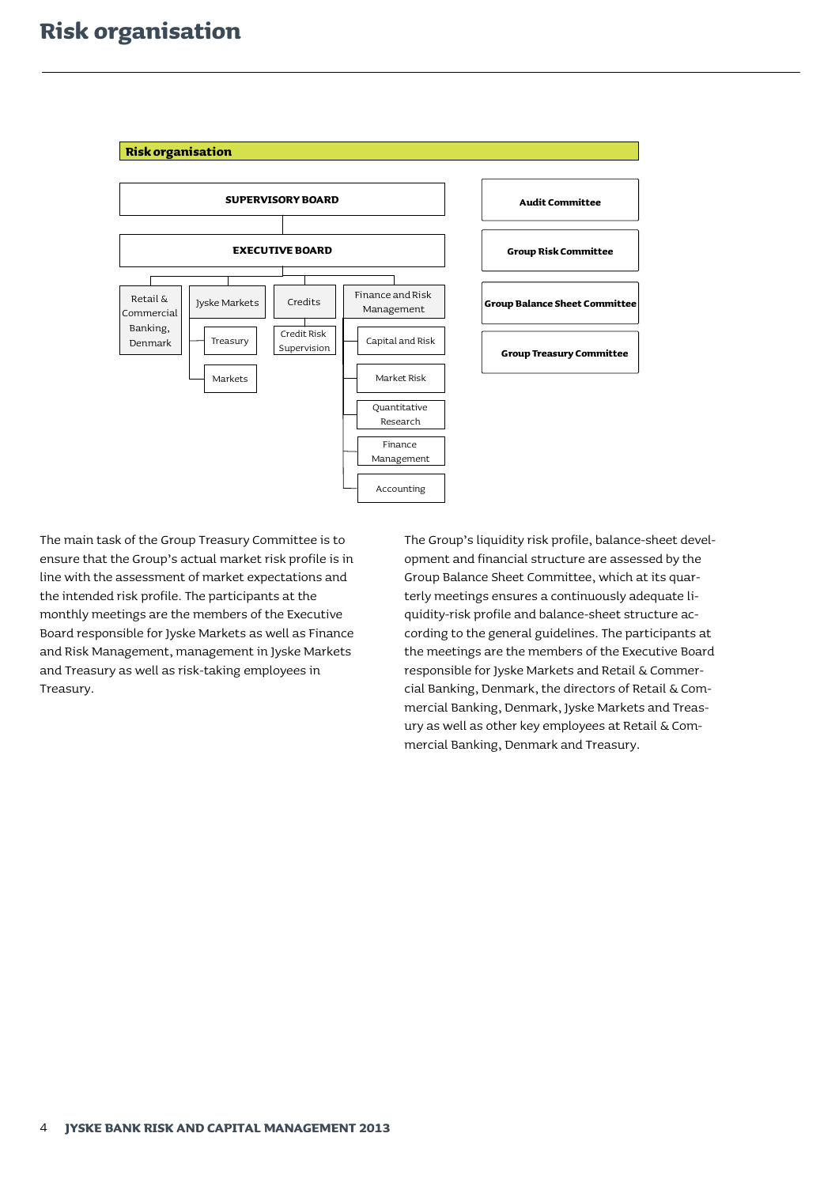# Risk organisation

**Risk organisation**

- **SUPERVISORY BOARD**
  - **EXECUTIVE BOARD**
    - Retail & Commercial Banking, Denmark
    - Jyske Markets
      - Treasury
      - Markets
    - Credits
      - Credit Risk Supervision
    - Finance and Risk Management
      - Capital and Risk
      - Market Risk
      - Quantitative Research
      - Finance Management
      - Accounting

**Audit Committee**

**Group Risk Committee**

**Group Balance Sheet Committee**

**Group Treasury Committee**

The main task of the Group Treasury Committee is to ensure that the Group's actual market risk profile is in line with the assessment of market expectations and the intended risk profile. The participants at the monthly meetings are the members of the Executive Board responsible for Jyske Markets as well as Finance and Risk Management, management in Jyske Markets and Treasury as well as risk-taking employees in Treasury.

The Group's liquidity risk profile, balance-sheet development and financial structure are assessed by the Group Balance Sheet Committee, which at its quarterly meetings ensures a continuously adequate liquidity-risk profile and balance-sheet structure according to the general guidelines. The participants at the meetings are the members of the Executive Board responsible for Jyske Markets and Retail & Commercial Banking, Denmark, the directors of Retail & Commercial Banking, Denmark, Jyske Markets and Treasury as well as other key employees at Retail & Commercial Banking, Denmark and Treasury.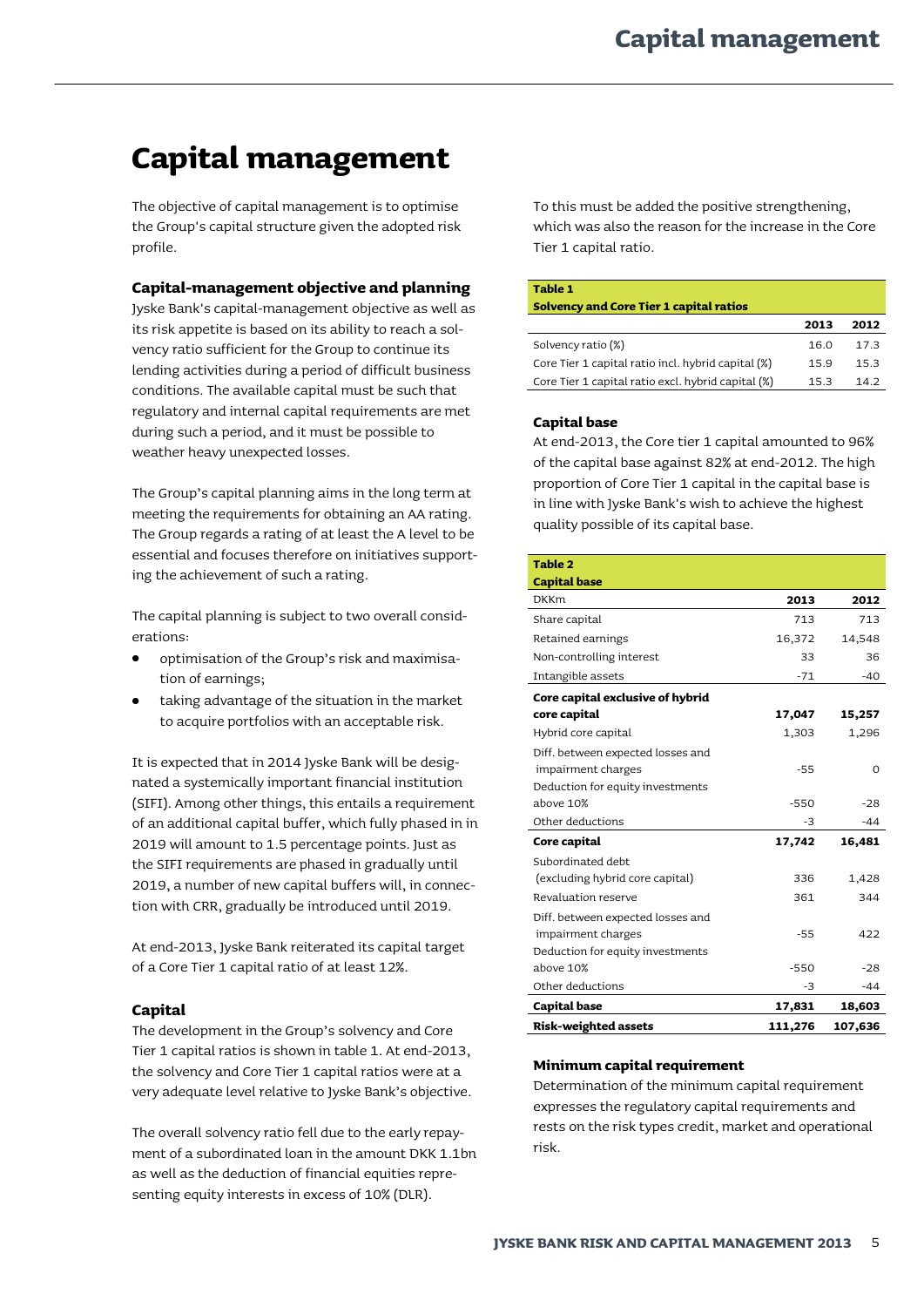# Capital management

The objective of capital management is to optimise the Group's capital structure given the adopted risk profile.

### Capital-management objective and planning

Jyske Bank's capital-management objective as well as its risk appetite is based on its ability to reach a solvency ratio sufficient for the Group to continue its lending activities during a period of difficult business conditions. The available capital must be such that regulatory and internal capital requirements are met during such a period, and it must be possible to weather heavy unexpected losses.

The Group's capital planning aims in the long term at meeting the requirements for obtaining an AA rating. The Group regards a rating of at least the A level to be essential and focuses therefore on initiatives supporting the achievement of such a rating.

The capital planning is subject to two overall considerations:

- optimisation of the Group's risk and maximisation of earnings;
- taking advantage of the situation in the market to acquire portfolios with an acceptable risk.

It is expected that in 2014 Jyske Bank will be designated a systemically important financial institution (SIFI). Among other things, this entails a requirement of an additional capital buffer, which fully phased in in 2019 will amount to 1.5 percentage points. Just as the SIFI requirements are phased in gradually until 2019, a number of new capital buffers will, in connection with CRR, gradually be introduced until 2019.

At end-2013, Jyske Bank reiterated its capital target of a Core Tier 1 capital ratio of at least 12%.

### Capital

The development in the Group's solvency and Core Tier 1 capital ratios is shown in table 1. At end-2013, the solvency and Core Tier 1 capital ratios were at a very adequate level relative to Jyske Bank's objective.

The overall solvency ratio fell due to the early repayment of a subordinated loan in the amount DKK 1.1bn as well as the deduction of financial equities representing equity interests in excess of 10% (DLR).

To this must be added the positive strengthening, which was also the reason for the increase in the Core Tier 1 capital ratio.

**Table 1**
**Solvency and Core Tier 1 capital ratios**

| | 2013 | 2012 |
|---|---|---|
| Solvency ratio (%) | 16.0 | 17.3 |
| Core Tier 1 capital ratio incl. hybrid capital (%) | 15.9 | 15.3 |
| Core Tier 1 capital ratio excl. hybrid capital (%) | 15.3 | 14.2 |

### Capital base

At end-2013, the Core tier 1 capital amounted to 96% of the capital base against 82% at end-2012. The high proportion of Core Tier 1 capital in the capital base is in line with Jyske Bank's wish to achieve the highest quality possible of its capital base.

**Table 2**
**Capital base**

| DKKm | 2013 | 2012 |
|---|---|---|
| Share capital | 713 | 713 |
| Retained earnings | 16,372 | 14,548 |
| Non-controlling interest | 33 | 36 |
| Intangible assets | -71 | -40 |
| **Core capital exclusive of hybrid core capital** | **17,047** | **15,257** |
| Hybrid core capital | 1,303 | 1,296 |
| Diff. between expected losses and impairment charges | -55 | 0 |
| Deduction for equity investments above 10% | -550 | -28 |
| Other deductions | -3 | -44 |
| **Core capital** | **17,742** | **16,481** |
| Subordinated debt (excluding hybrid core capital) | 336 | 1,428 |
| Revaluation reserve | 361 | 344 |
| Diff. between expected losses and impairment charges | -55 | 422 |
| Deduction for equity investments above 10% | -550 | -28 |
| Other deductions | -3 | -44 |
| **Capital base** | **17,831** | **18,603** |
| **Risk-weighted assets** | **111,276** | **107,636** |

### Minimum capital requirement

Determination of the minimum capital requirement expresses the regulatory capital requirements and rests on the risk types credit, market and operational risk.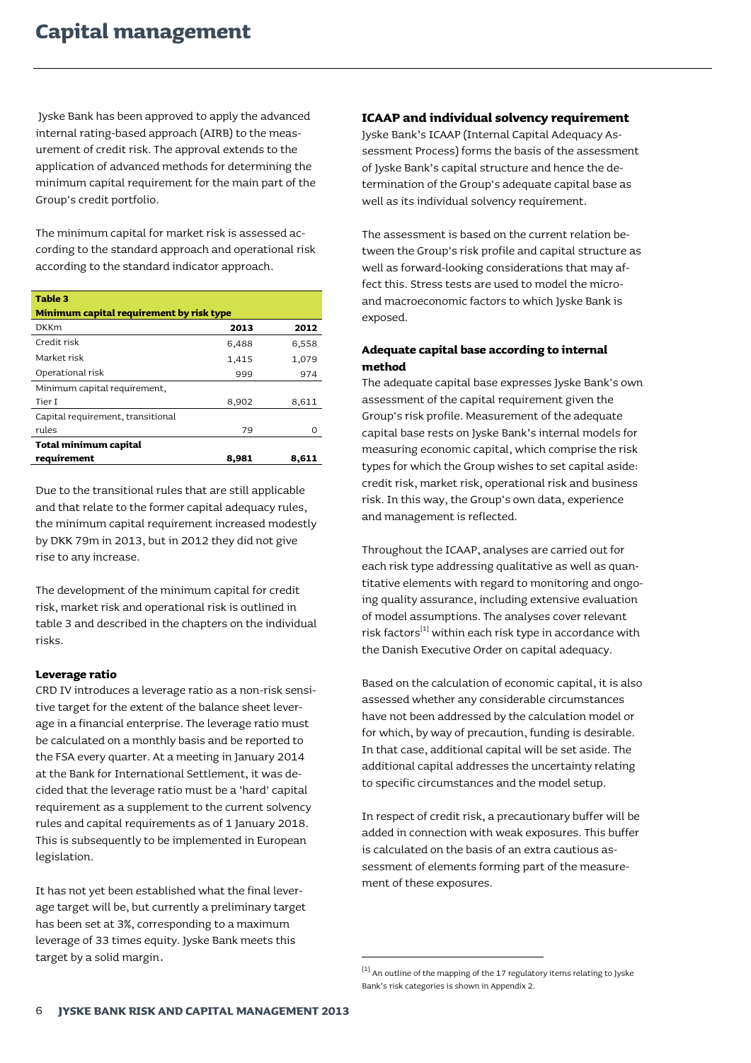# Capital management

Jyske Bank has been approved to apply the advanced internal rating-based approach (AIRB) to the measurement of credit risk. The approval extends to the application of advanced methods for determining the minimum capital requirement for the main part of the Group's credit portfolio.

The minimum capital for market risk is assessed according to the standard approach and operational risk according to the standard indicator approach.

**Table 3**
**Minimum capital requirement by risk type**

| DKKm | 2013 | 2012 |
|---|---|---|
| Credit risk | 6,488 | 6,558 |
| Market risk | 1,415 | 1,079 |
| Operational risk | 999 | 974 |
| Minimum capital requirement, Tier I | 8,902 | 8,611 |
| Capital requirement, transitional rules | 79 | 0 |
| **Total minimum capital requirement** | **8,981** | **8,611** |

Due to the transitional rules that are still applicable and that relate to the former capital adequacy rules, the minimum capital requirement increased modestly by DKK 79m in 2013, but in 2012 they did not give rise to any increase.

The development of the minimum capital for credit risk, market risk and operational risk is outlined in table 3 and described in the chapters on the individual risks.

### Leverage ratio

CRD IV introduces a leverage ratio as a non-risk sensitive target for the extent of the balance sheet leverage in a financial enterprise. The leverage ratio must be calculated on a monthly basis and be reported to the FSA every quarter. At a meeting in January 2014 at the Bank for International Settlement, it was decided that the leverage ratio must be a 'hard' capital requirement as a supplement to the current solvency rules and capital requirements as of 1 January 2018. This is subsequently to be implemented in European legislation.

It has not yet been established what the final leverage target will be, but currently a preliminary target has been set at 3%, corresponding to a maximum leverage of 33 times equity. Jyske Bank meets this target by a solid margin.

## ICAAP and individual solvency requirement

Jyske Bank's ICAAP (Internal Capital Adequacy Assessment Process) forms the basis of the assessment of Jyske Bank's capital structure and hence the determination of the Group's adequate capital base as well as its individual solvency requirement.

The assessment is based on the current relation between the Group's risk profile and capital structure as well as forward-looking considerations that may affect this. Stress tests are used to model the micro- and macroeconomic factors to which Jyske Bank is exposed.

### Adequate capital base according to internal method

The adequate capital base expresses Jyske Bank's own assessment of the capital requirement given the Group's risk profile. Measurement of the adequate capital base rests on Jyske Bank's internal models for measuring economic capital, which comprise the risk types for which the Group wishes to set capital aside: credit risk, market risk, operational risk and business risk. In this way, the Group's own data, experience and management is reflected.

Throughout the ICAAP, analyses are carried out for each risk type addressing qualitative as well as quantitative elements with regard to monitoring and ongoing quality assurance, including extensive evaluation of model assumptions. The analyses cover relevant risk factors[1] within each risk type in accordance with the Danish Executive Order on capital adequacy.

Based on the calculation of economic capital, it is also assessed whether any considerable circumstances have not been addressed by the calculation model or for which, by way of precaution, funding is desirable. In that case, additional capital will be set aside. The additional capital addresses the uncertainty relating to specific circumstances and the model setup.

In respect of credit risk, a precautionary buffer will be added in connection with weak exposures. This buffer is calculated on the basis of an extra cautious assessment of elements forming part of the measurement of these exposures.

[1] An outline of the mapping of the 17 regulatory items relating to Jyske Bank's risk categories is shown in Appendix 2.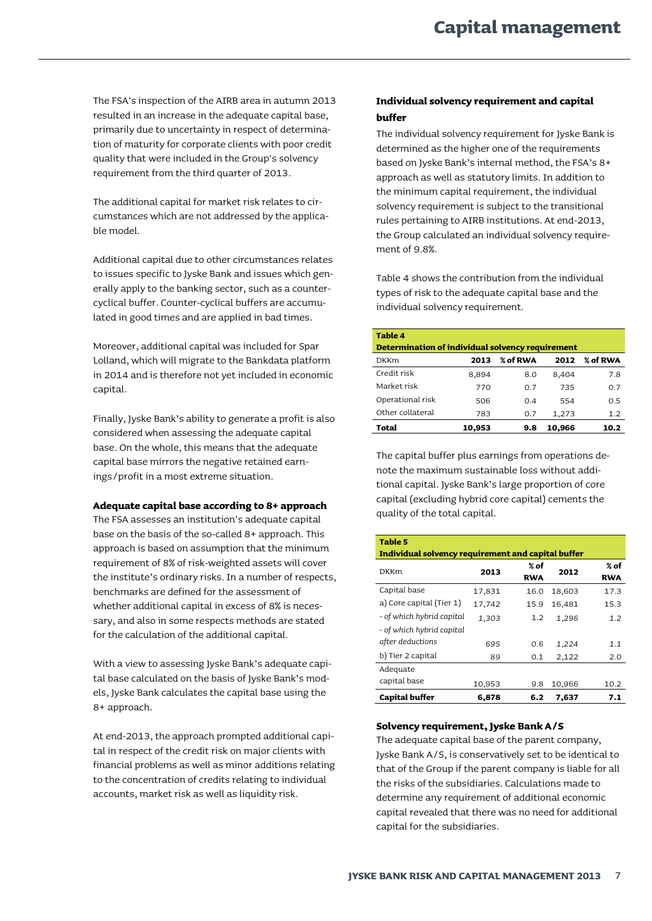# Capital management

The FSA's inspection of the AIRB area in autumn 2013 resulted in an increase in the adequate capital base, primarily due to uncertainty in respect of determination of maturity for corporate clients with poor credit quality that were included in the Group's solvency requirement from the third quarter of 2013.

The additional capital for market risk relates to circumstances which are not addressed by the applicable model.

Additional capital due to other circumstances relates to issues specific to Jyske Bank and issues which generally apply to the banking sector, such as a counter-cyclical buffer. Counter-cyclical buffers are accumulated in good times and are applied in bad times.

Moreover, additional capital was included for Spar Lolland, which will migrate to the Bankdata platform in 2014 and is therefore not yet included in economic capital.

Finally, Jyske Bank's ability to generate a profit is also considered when assessing the adequate capital base. On the whole, this means that the adequate capital base mirrors the negative retained earnings/profit in a most extreme situation.

**Adequate capital base according to 8+ approach**

The FSA assesses an institution's adequate capital base on the basis of the so-called 8+ approach. This approach is based on assumption that the minimum requirement of 8% of risk-weighted assets will cover the institute's ordinary risks. In a number of respects, benchmarks are defined for the assessment of whether additional capital in excess of 8% is necessary, and also in some respects methods are stated for the calculation of the additional capital.

With a view to assessing Jyske Bank's adequate capital base calculated on the basis of Jyske Bank's models, Jyske Bank calculates the capital base using the 8+ approach.

At end-2013, the approach prompted additional capital in respect of the credit risk on major clients with financial problems as well as minor additions relating to the concentration of credits relating to individual accounts, market risk as well as liquidity risk.

**Individual solvency requirement and capital buffer**

The individual solvency requirement for Jyske Bank is determined as the higher one of the requirements based on Jyske Bank's internal method, the FSA's 8+ approach as well as statutory limits. In addition to the minimum capital requirement, the individual solvency requirement is subject to the transitional rules pertaining to AIRB institutions. At end-2013, the Group calculated an individual solvency requirement of 9.8%.

Table 4 shows the contribution from the individual types of risk to the adequate capital base and the individual solvency requirement.

**Table 4**
**Determination of individual solvency requirement**

| DKKm | 2013 | % of RWA | 2012 | % of RWA |
|---|---|---|---|---|
| Credit risk | 8,894 | 8.0 | 8,404 | 7.8 |
| Market risk | 770 | 0.7 | 735 | 0.7 |
| Operational risk | 506 | 0.4 | 554 | 0.5 |
| Other collateral | 783 | 0.7 | 1,273 | 1.2 |
| **Total** | **10,953** | **9.8** | **10,966** | **10.2** |

The capital buffer plus earnings from operations denote the maximum sustainable loss without additional capital. Jyske Bank's large proportion of core capital (excluding hybrid core capital) cements the quality of the total capital.

**Table 5**
**Individual solvency requirement and capital buffer**

| DKKm | 2013 | % of RWA | 2012 | % of RWA |
|---|---|---|---|---|
| Capital base | 17,831 | 16.0 | 18,603 | 17.3 |
| a) Core capital (Tier 1) | 17,742 | 15.9 | 16,481 | 15.3 |
| *- of which hybrid capital* | *1,303* | *1.2* | *1,296* | *1.2* |
| *- of which hybrid capital after deductions* | *695* | *0.6* | *1,224* | *1.1* |
| b) Tier 2 capital | 89 | 0.1 | 2,122 | 2.0 |
| Adequate capital base | 10,953 | 9.8 | 10,966 | 10.2 |
| **Capital buffer** | **6,878** | **6.2** | **7,637** | **7.1** |

**Solvency requirement, Jyske Bank A/S**

The adequate capital base of the parent company, Jyske Bank A/S, is conservatively set to be identical to that of the Group if the parent company is liable for all the risks of the subsidiaries. Calculations made to determine any requirement of additional economic capital revealed that there was no need for additional capital for the subsidiaries.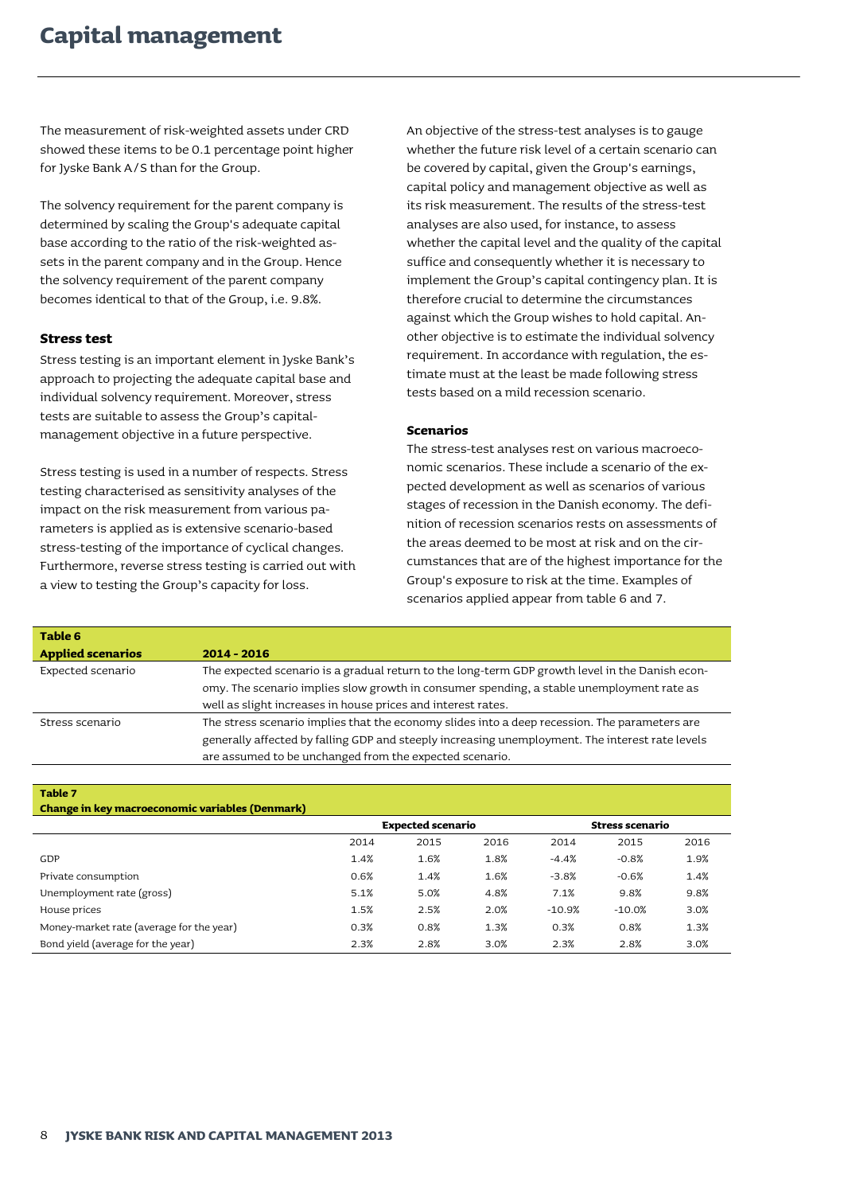# Capital management

The measurement of risk-weighted assets under CRD showed these items to be 0.1 percentage point higher for Jyske Bank A/S than for the Group.

The solvency requirement for the parent company is determined by scaling the Group's adequate capital base according to the ratio of the risk-weighted assets in the parent company and in the Group. Hence the solvency requirement of the parent company becomes identical to that of the Group, i.e. 9.8%.

### Stress test

Stress testing is an important element in Jyske Bank's approach to projecting the adequate capital base and individual solvency requirement. Moreover, stress tests are suitable to assess the Group's capital-management objective in a future perspective.

Stress testing is used in a number of respects. Stress testing characterised as sensitivity analyses of the impact on the risk measurement from various parameters is applied as is extensive scenario-based stress-testing of the importance of cyclical changes. Furthermore, reverse stress testing is carried out with a view to testing the Group's capacity for loss.

An objective of the stress-test analyses is to gauge whether the future risk level of a certain scenario can be covered by capital, given the Group's earnings, capital policy and management objective as well as its risk measurement. The results of the stress-test analyses are also used, for instance, to assess whether the capital level and the quality of the capital suffice and consequently whether it is necessary to implement the Group's capital contingency plan. It is therefore crucial to determine the circumstances against which the Group wishes to hold capital. Another objective is to estimate the individual solvency requirement. In accordance with regulation, the estimate must at the least be made following stress tests based on a mild recession scenario.

### Scenarios

The stress-test analyses rest on various macroeconomic scenarios. These include a scenario of the expected development as well as scenarios of various stages of recession in the Danish economy. The definition of recession scenarios rests on assessments of the areas deemed to be most at risk and on the circumstances that are of the highest importance for the Group's exposure to risk at the time. Examples of scenarios applied appear from table 6 and 7.

**Table 6**

| Applied scenarios | 2014 - 2016 |
|---|---|
| Expected scenario | The expected scenario is a gradual return to the long-term GDP growth level in the Danish economy. The scenario implies slow growth in consumer spending, a stable unemployment rate as well as slight increases in house prices and interest rates. |
| Stress scenario | The stress scenario implies that the economy slides into a deep recession. The parameters are generally affected by falling GDP and steeply increasing unemployment. The interest rate levels are assumed to be unchanged from the expected scenario. |

**Table 7**
**Change in key macroeconomic variables (Denmark)**

| | Expected scenario | | | Stress scenario | | |
|---|---|---|---|---|---|---|
| | 2014 | 2015 | 2016 | 2014 | 2015 | 2016 |
| GDP | 1.4% | 1.6% | 1.8% | -4.4% | -0.8% | 1.9% |
| Private consumption | 0.6% | 1.4% | 1.6% | -3.8% | -0.6% | 1.4% |
| Unemployment rate (gross) | 5.1% | 5.0% | 4.8% | 7.1% | 9.8% | 9.8% |
| House prices | 1.5% | 2.5% | 2.0% | -10.9% | -10.0% | 3.0% |
| Money-market rate (average for the year) | 0.3% | 0.8% | 1.3% | 0.3% | 0.8% | 1.3% |
| Bond yield (average for the year) | 2.3% | 2.8% | 3.0% | 2.3% | 2.8% | 3.0% |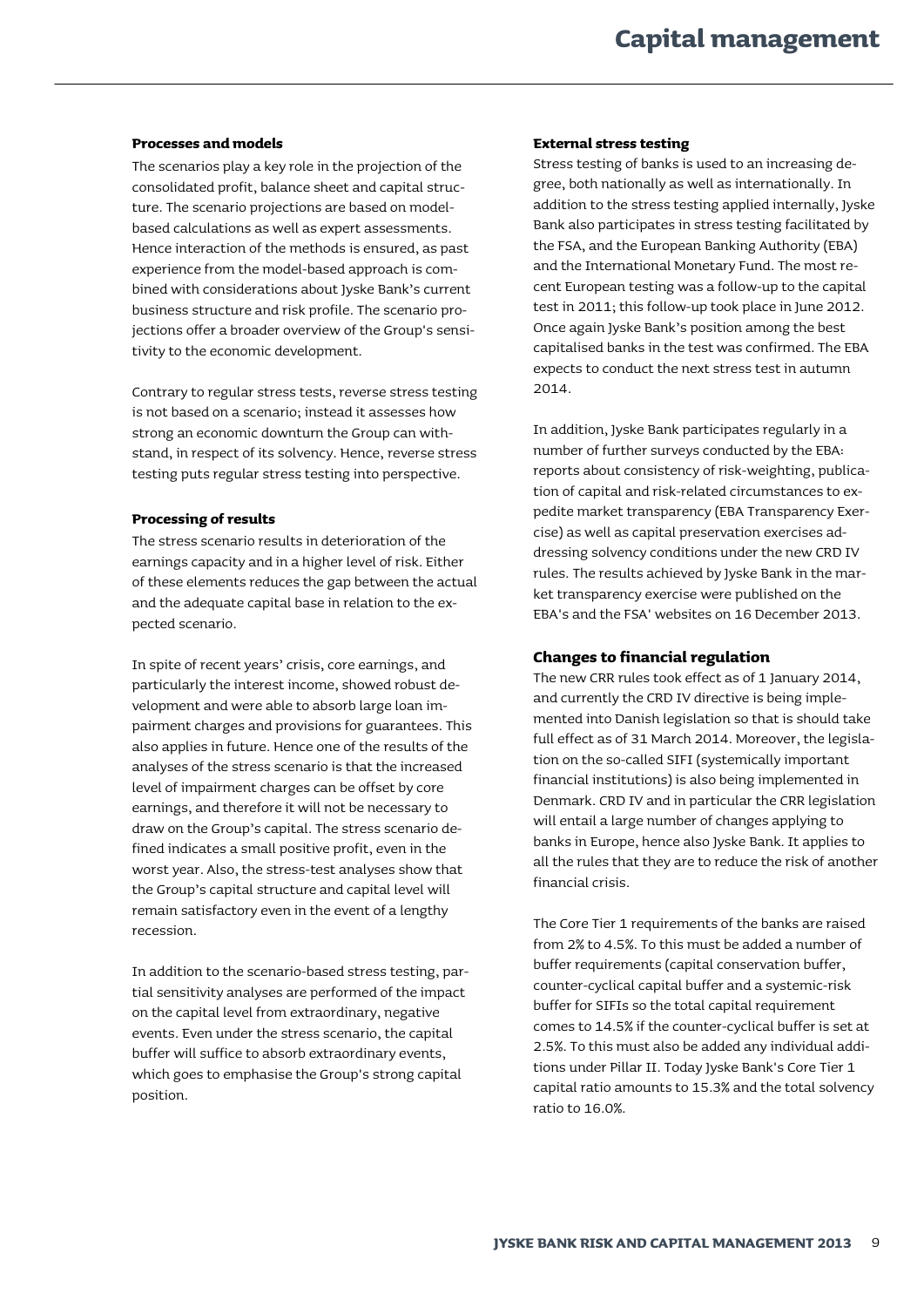#### Processes and models

The scenarios play a key role in the projection of the consolidated profit, balance sheet and capital structure. The scenario projections are based on model-based calculations as well as expert assessments. Hence interaction of the methods is ensured, as past experience from the model-based approach is combined with considerations about Jyske Bank's current business structure and risk profile. The scenario projections offer a broader overview of the Group's sensitivity to the economic development.

Contrary to regular stress tests, reverse stress testing is not based on a scenario; instead it assesses how strong an economic downturn the Group can withstand, in respect of its solvency. Hence, reverse stress testing puts regular stress testing into perspective.

#### Processing of results

The stress scenario results in deterioration of the earnings capacity and in a higher level of risk. Either of these elements reduces the gap between the actual and the adequate capital base in relation to the expected scenario.

In spite of recent years' crisis, core earnings, and particularly the interest income, showed robust development and were able to absorb large loan impairment charges and provisions for guarantees. This also applies in future. Hence one of the results of the analyses of the stress scenario is that the increased level of impairment charges can be offset by core earnings, and therefore it will not be necessary to draw on the Group's capital. The stress scenario defined indicates a small positive profit, even in the worst year. Also, the stress-test analyses show that the Group's capital structure and capital level will remain satisfactory even in the event of a lengthy recession.

In addition to the scenario-based stress testing, partial sensitivity analyses are performed of the impact on the capital level from extraordinary, negative events. Even under the stress scenario, the capital buffer will suffice to absorb extraordinary events, which goes to emphasise the Group's strong capital position.

#### External stress testing

Stress testing of banks is used to an increasing degree, both nationally as well as internationally. In addition to the stress testing applied internally, Jyske Bank also participates in stress testing facilitated by the FSA, and the European Banking Authority (EBA) and the International Monetary Fund. The most recent European testing was a follow-up to the capital test in 2011; this follow-up took place in June 2012. Once again Jyske Bank's position among the best capitalised banks in the test was confirmed. The EBA expects to conduct the next stress test in autumn 2014.

In addition, Jyske Bank participates regularly in a number of further surveys conducted by the EBA: reports about consistency of risk-weighting, publication of capital and risk-related circumstances to expedite market transparency (EBA Transparency Exercise) as well as capital preservation exercises addressing solvency conditions under the new CRD IV rules. The results achieved by Jyske Bank in the market transparency exercise were published on the EBA's and the FSA' websites on 16 December 2013.

### Changes to financial regulation

The new CRR rules took effect as of 1 January 2014, and currently the CRD IV directive is being implemented into Danish legislation so that is should take full effect as of 31 March 2014. Moreover, the legislation on the so-called SIFI (systemically important financial institutions) is also being implemented in Denmark. CRD IV and in particular the CRR legislation will entail a large number of changes applying to banks in Europe, hence also Jyske Bank. It applies to all the rules that they are to reduce the risk of another financial crisis.

The Core Tier 1 requirements of the banks are raised from 2% to 4.5%. To this must be added a number of buffer requirements (capital conservation buffer, counter-cyclical capital buffer and a systemic-risk buffer for SIFIs so the total capital requirement comes to 14.5% if the counter-cyclical buffer is set at 2.5%. To this must also be added any individual additions under Pillar II. Today Jyske Bank's Core Tier 1 capital ratio amounts to 15.3% and the total solvency ratio to 16.0%.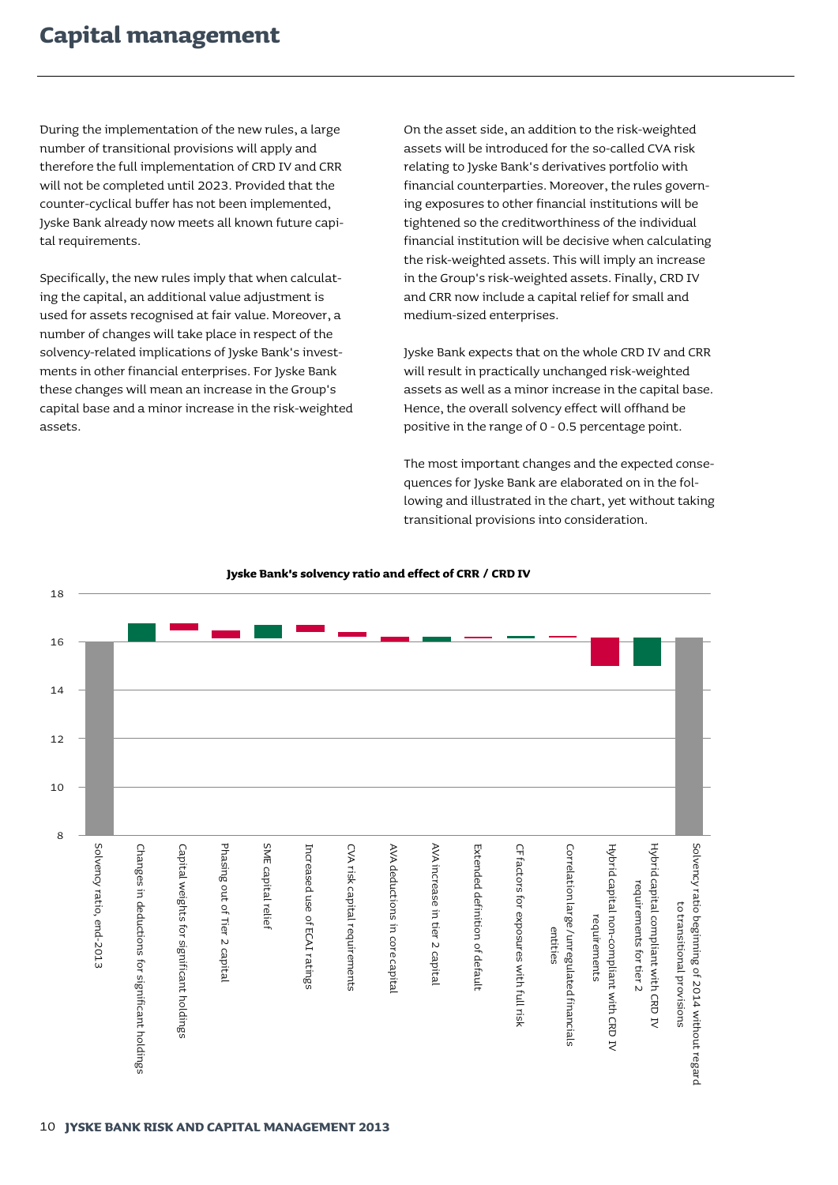# Capital management

During the implementation of the new rules, a large number of transitional provisions will apply and therefore the full implementation of CRD IV and CRR will not be completed until 2023. Provided that the counter-cyclical buffer has not been implemented, Jyske Bank already now meets all known future capital requirements.

Specifically, the new rules imply that when calculating the capital, an additional value adjustment is used for assets recognised at fair value. Moreover, a number of changes will take place in respect of the solvency-related implications of Jyske Bank's investments in other financial enterprises. For Jyske Bank these changes will mean an increase in the Group's capital base and a minor increase in the risk-weighted assets.

On the asset side, an addition to the risk-weighted assets will be introduced for the so-called CVA risk relating to Jyske Bank's derivatives portfolio with financial counterparties. Moreover, the rules governing exposures to other financial institutions will be tightened so the creditworthiness of the individual financial institution will be decisive when calculating the risk-weighted assets. This will imply an increase in the Group's risk-weighted assets. Finally, CRD IV and CRR now include a capital relief for small and medium-sized enterprises.

Jyske Bank expects that on the whole CRD IV and CRR will result in practically unchanged risk-weighted assets as well as a minor increase in the capital base. Hence, the overall solvency effect will offhand be positive in the range of 0 - 0.5 percentage point.

The most important changes and the expected consequences for Jyske Bank are elaborated on in the following and illustrated in the chart, yet without taking transitional provisions into consideration.

**Jyske Bank's solvency ratio and effect of CRR / CRD IV**

Y-axis: 8, 10, 12, 14, 16, 18

Categories:
- Solvency ratio, end-2013
- Changes in deductions for significant holdings
- Capital weights for significant holdings
- Phasing out of Tier 2 capital
- SME capital relief
- Increased use of ECAI ratings
- CVA risk capital requirements
- AVA deductions in core capital
- AVA increase in tier 2 capital
- Extended definition of default
- CF factors for exposures with full risk
- Correlation large/unregulated financials entities
- Hybrid capital non-compliant with CRD IV requirements
- Hybrid capital compliant with CRD IV requirements for tier 2
- Solvency ratio beginning of 2014 without regard to transitional provisions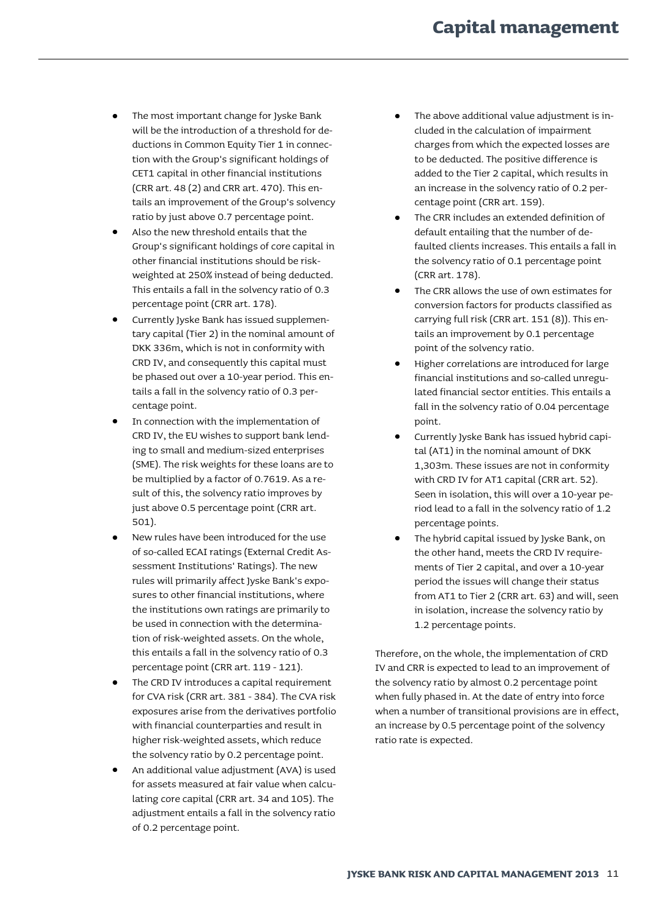- The most important change for Jyske Bank will be the introduction of a threshold for deductions in Common Equity Tier 1 in connection with the Group's significant holdings of CET1 capital in other financial institutions (CRR art. 48 (2) and CRR art. 470). This entails an improvement of the Group's solvency ratio by just above 0.7 percentage point.
- Also the new threshold entails that the Group's significant holdings of core capital in other financial institutions should be risk-weighted at 250% instead of being deducted. This entails a fall in the solvency ratio of 0.3 percentage point (CRR art. 178).
- Currently Jyske Bank has issued supplementary capital (Tier 2) in the nominal amount of DKK 336m, which is not in conformity with CRD IV, and consequently this capital must be phased out over a 10-year period. This entails a fall in the solvency ratio of 0.3 percentage point.
- In connection with the implementation of CRD IV, the EU wishes to support bank lending to small and medium-sized enterprises (SME). The risk weights for these loans are to be multiplied by a factor of 0.7619. As a result of this, the solvency ratio improves by just above 0.5 percentage point (CRR art. 501).
- New rules have been introduced for the use of so-called ECAI ratings (External Credit Assessment Institutions' Ratings). The new rules will primarily affect Jyske Bank's exposures to other financial institutions, where the institutions own ratings are primarily to be used in connection with the determination of risk-weighted assets. On the whole, this entails a fall in the solvency ratio of 0.3 percentage point (CRR art. 119 - 121).
- The CRD IV introduces a capital requirement for CVA risk (CRR art. 381 - 384). The CVA risk exposures arise from the derivatives portfolio with financial counterparties and result in higher risk-weighted assets, which reduce the solvency ratio by 0.2 percentage point.
- An additional value adjustment (AVA) is used for assets measured at fair value when calculating core capital (CRR art. 34 and 105). The adjustment entails a fall in the solvency ratio of 0.2 percentage point.
- The above additional value adjustment is included in the calculation of impairment charges from which the expected losses are to be deducted. The positive difference is added to the Tier 2 capital, which results in an increase in the solvency ratio of 0.2 percentage point (CRR art. 159).
- The CRR includes an extended definition of default entailing that the number of defaulted clients increases. This entails a fall in the solvency ratio of 0.1 percentage point (CRR art. 178).
- The CRR allows the use of own estimates for conversion factors for products classified as carrying full risk (CRR art. 151 (8)). This entails an improvement by 0.1 percentage point of the solvency ratio.
- Higher correlations are introduced for large financial institutions and so-called unregulated financial sector entities. This entails a fall in the solvency ratio of 0.04 percentage point.
- Currently Jyske Bank has issued hybrid capital (AT1) in the nominal amount of DKK 1,303m. These issues are not in conformity with CRD IV for AT1 capital (CRR art. 52). Seen in isolation, this will over a 10-year period lead to a fall in the solvency ratio of 1.2 percentage points.
- The hybrid capital issued by Jyske Bank, on the other hand, meets the CRD IV requirements of Tier 2 capital, and over a 10-year period the issues will change their status from AT1 to Tier 2 (CRR art. 63) and will, seen in isolation, increase the solvency ratio by 1.2 percentage points.

Therefore, on the whole, the implementation of CRD IV and CRR is expected to lead to an improvement of the solvency ratio by almost 0.2 percentage point when fully phased in. At the date of entry into force when a number of transitional provisions are in effect, an increase by 0.5 percentage point of the solvency ratio rate is expected.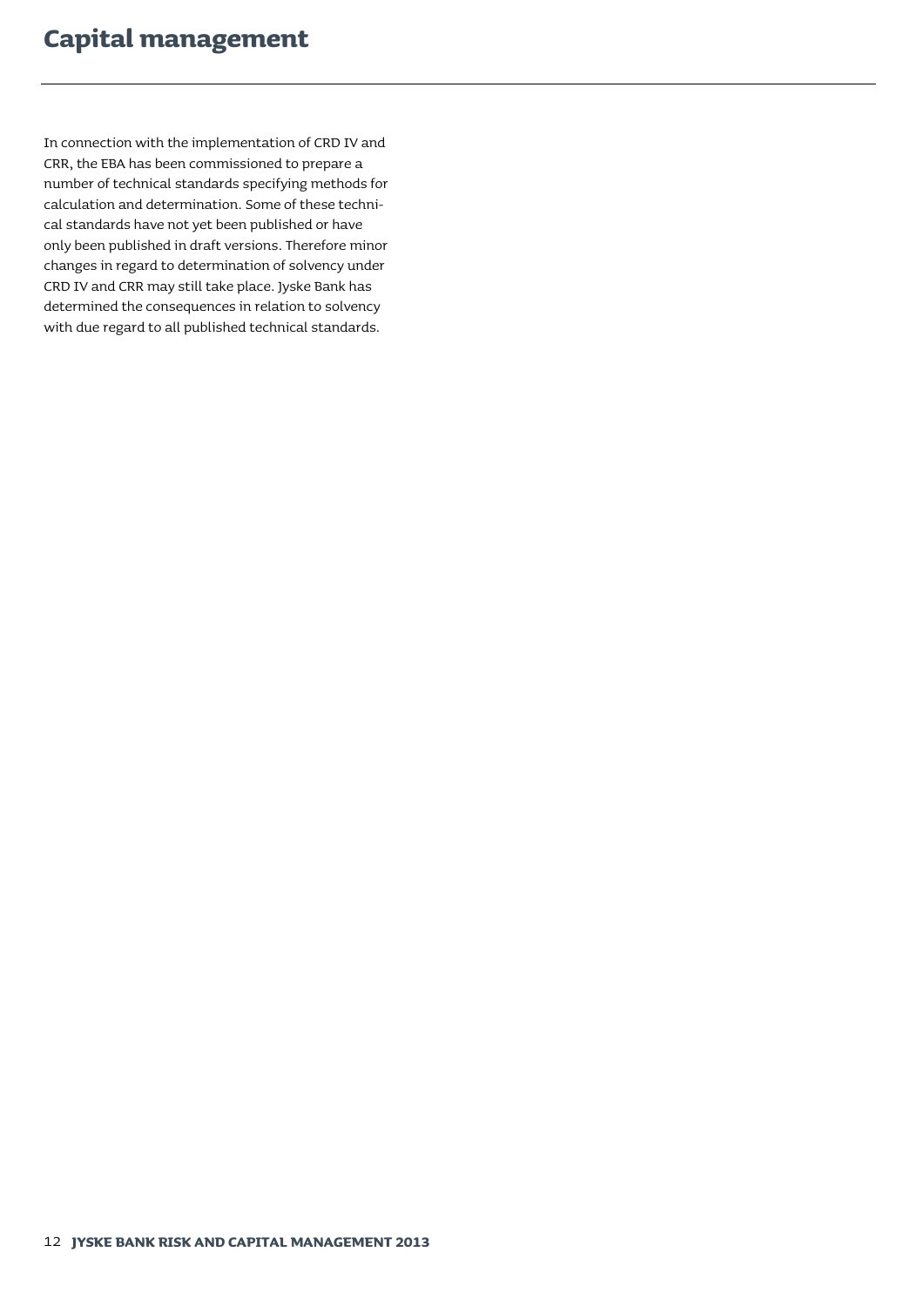# Capital management

In connection with the implementation of CRD IV and CRR, the EBA has been commissioned to prepare a number of technical standards specifying methods for calculation and determination. Some of these technical standards have not yet been published or have only been published in draft versions. Therefore minor changes in regard to determination of solvency under CRD IV and CRR may still take place. Jyske Bank has determined the consequences in relation to solvency with due regard to all published technical standards.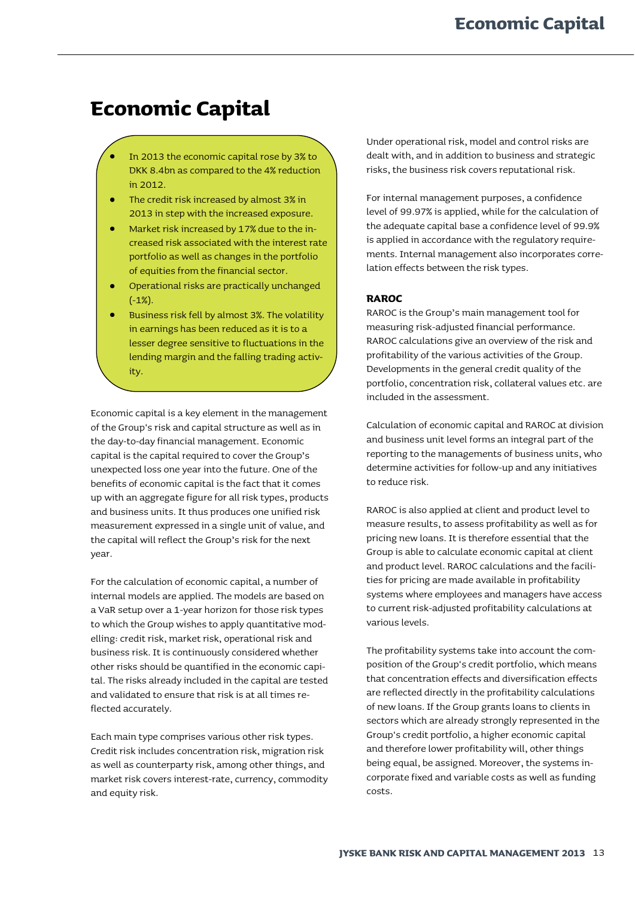# Economic Capital

- In 2013 the economic capital rose by 3% to DKK 8.4bn as compared to the 4% reduction in 2012.
- The credit risk increased by almost 3% in 2013 in step with the increased exposure.
- Market risk increased by 17% due to the increased risk associated with the interest rate portfolio as well as changes in the portfolio of equities from the financial sector.
- Operational risks are practically unchanged (-1%).
- Business risk fell by almost 3%. The volatility in earnings has been reduced as it is to a lesser degree sensitive to fluctuations in the lending margin and the falling trading activity.

Economic capital is a key element in the management of the Group's risk and capital structure as well as in the day-to-day financial management. Economic capital is the capital required to cover the Group's unexpected loss one year into the future. One of the benefits of economic capital is the fact that it comes up with an aggregate figure for all risk types, products and business units. It thus produces one unified risk measurement expressed in a single unit of value, and the capital will reflect the Group's risk for the next year.

For the calculation of economic capital, a number of internal models are applied. The models are based on a VaR setup over a 1-year horizon for those risk types to which the Group wishes to apply quantitative modelling: credit risk, market risk, operational risk and business risk. It is continuously considered whether other risks should be quantified in the economic capital. The risks already included in the capital are tested and validated to ensure that risk is at all times reflected accurately.

Each main type comprises various other risk types. Credit risk includes concentration risk, migration risk as well as counterparty risk, among other things, and market risk covers interest-rate, currency, commodity and equity risk.

Under operational risk, model and control risks are dealt with, and in addition to business and strategic risks, the business risk covers reputational risk.

For internal management purposes, a confidence level of 99.97% is applied, while for the calculation of the adequate capital base a confidence level of 99.9% is applied in accordance with the regulatory requirements. Internal management also incorporates correlation effects between the risk types.

### RAROC

RAROC is the Group's main management tool for measuring risk-adjusted financial performance. RAROC calculations give an overview of the risk and profitability of the various activities of the Group. Developments in the general credit quality of the portfolio, concentration risk, collateral values etc. are included in the assessment.

Calculation of economic capital and RAROC at division and business unit level forms an integral part of the reporting to the managements of business units, who determine activities for follow-up and any initiatives to reduce risk.

RAROC is also applied at client and product level to measure results, to assess profitability as well as for pricing new loans. It is therefore essential that the Group is able to calculate economic capital at client and product level. RAROC calculations and the facilities for pricing are made available in profitability systems where employees and managers have access to current risk-adjusted profitability calculations at various levels.

The profitability systems take into account the composition of the Group's credit portfolio, which means that concentration effects and diversification effects are reflected directly in the profitability calculations of new loans. If the Group grants loans to clients in sectors which are already strongly represented in the Group's credit portfolio, a higher economic capital and therefore lower profitability will, other things being equal, be assigned. Moreover, the systems incorporate fixed and variable costs as well as funding costs.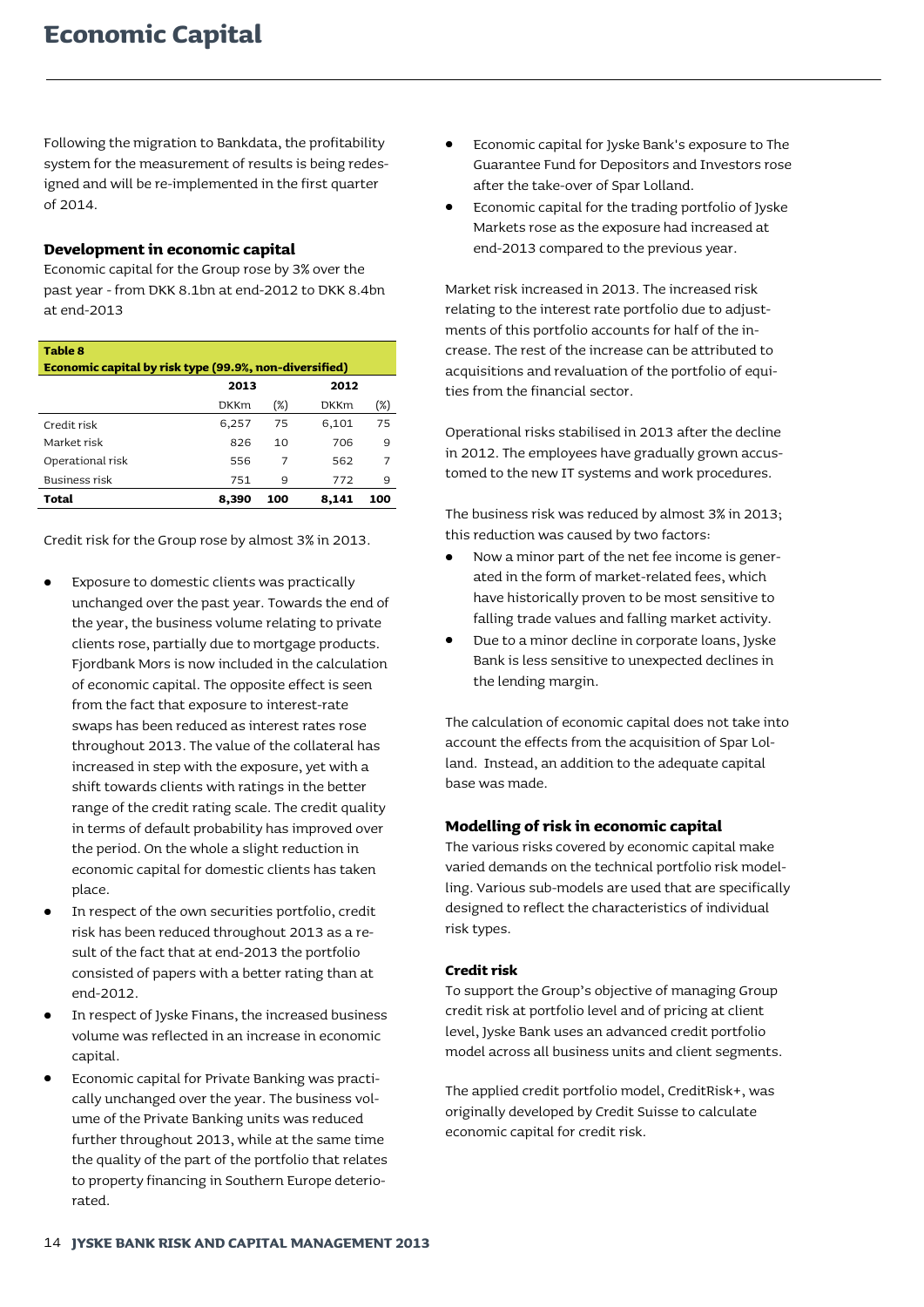# Economic Capital

Following the migration to Bankdata, the profitability system for the measurement of results is being redesigned and will be re-implemented in the first quarter of 2014.

### Development in economic capital

Economic capital for the Group rose by 3% over the past year - from DKK 8.1bn at end-2012 to DKK 8.4bn at end-2013

**Table 8**
**Economic capital by risk type (99.9%, non-diversified)**

| | 2013 | | 2012 | |
|---|---|---|---|---|
| | DKKm | (%) | DKKm | (%) |
| Credit risk | 6,257 | 75 | 6,101 | 75 |
| Market risk | 826 | 10 | 706 | 9 |
| Operational risk | 556 | 7 | 562 | 7 |
| Business risk | 751 | 9 | 772 | 9 |
| **Total** | **8,390** | **100** | **8,141** | **100** |

Credit risk for the Group rose by almost 3% in 2013.

- Exposure to domestic clients was practically unchanged over the past year. Towards the end of the year, the business volume relating to private clients rose, partially due to mortgage products. Fjordbank Mors is now included in the calculation of economic capital. The opposite effect is seen from the fact that exposure to interest-rate swaps has been reduced as interest rates rose throughout 2013. The value of the collateral has increased in step with the exposure, yet with a shift towards clients with ratings in the better range of the credit rating scale. The credit quality in terms of default probability has improved over the period. On the whole a slight reduction in economic capital for domestic clients has taken place.
- In respect of the own securities portfolio, credit risk has been reduced throughout 2013 as a result of the fact that at end-2013 the portfolio consisted of papers with a better rating than at end-2012.
- In respect of Jyske Finans, the increased business volume was reflected in an increase in economic capital.
- Economic capital for Private Banking was practically unchanged over the year. The business volume of the Private Banking units was reduced further throughout 2013, while at the same time the quality of the part of the portfolio that relates to property financing in Southern Europe deteriorated.
- Economic capital for Jyske Bank's exposure to The Guarantee Fund for Depositors and Investors rose after the take-over of Spar Lolland.
- Economic capital for the trading portfolio of Jyske Markets rose as the exposure had increased at end-2013 compared to the previous year.

Market risk increased in 2013. The increased risk relating to the interest rate portfolio due to adjustments of this portfolio accounts for half of the increase. The rest of the increase can be attributed to acquisitions and revaluation of the portfolio of equities from the financial sector.

Operational risks stabilised in 2013 after the decline in 2012. The employees have gradually grown accustomed to the new IT systems and work procedures.

The business risk was reduced by almost 3% in 2013; this reduction was caused by two factors:

- Now a minor part of the net fee income is generated in the form of market-related fees, which have historically proven to be most sensitive to falling trade values and falling market activity.
- Due to a minor decline in corporate loans, Jyske Bank is less sensitive to unexpected declines in the lending margin.

The calculation of economic capital does not take into account the effects from the acquisition of Spar Lolland. Instead, an addition to the adequate capital base was made.

### Modelling of risk in economic capital

The various risks covered by economic capital make varied demands on the technical portfolio risk modelling. Various sub-models are used that are specifically designed to reflect the characteristics of individual risk types.

#### Credit risk

To support the Group's objective of managing Group credit risk at portfolio level and of pricing at client level, Jyske Bank uses an advanced credit portfolio model across all business units and client segments.

The applied credit portfolio model, CreditRisk+, was originally developed by Credit Suisse to calculate economic capital for credit risk.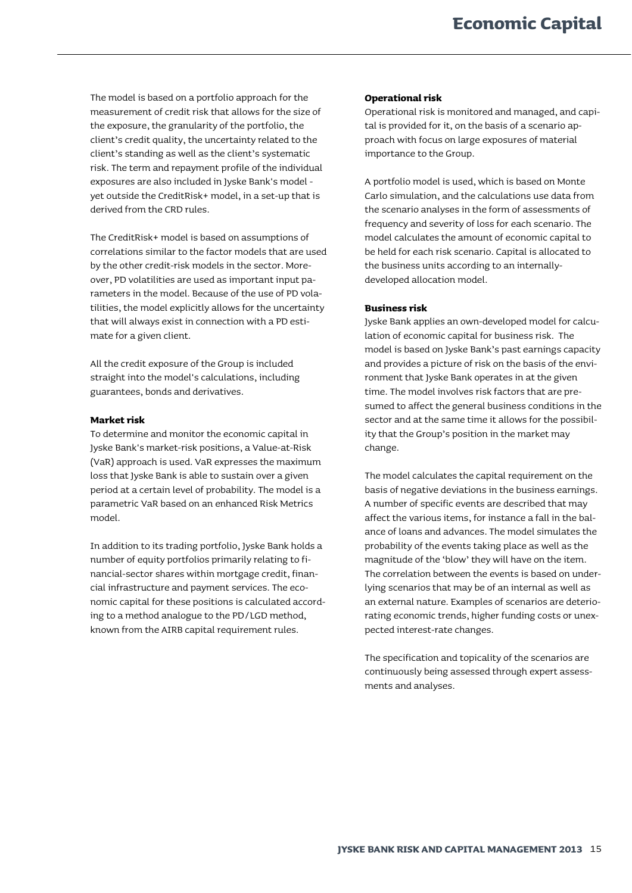The model is based on a portfolio approach for the measurement of credit risk that allows for the size of the exposure, the granularity of the portfolio, the client's credit quality, the uncertainty related to the client's standing as well as the client's systematic risk. The term and repayment profile of the individual exposures are also included in Jyske Bank's model - yet outside the CreditRisk+ model, in a set-up that is derived from the CRD rules.

The CreditRisk+ model is based on assumptions of correlations similar to the factor models that are used by the other credit-risk models in the sector. Moreover, PD volatilities are used as important input parameters in the model. Because of the use of PD volatilities, the model explicitly allows for the uncertainty that will always exist in connection with a PD estimate for a given client.

All the credit exposure of the Group is included straight into the model's calculations, including guarantees, bonds and derivatives.

### Market risk

To determine and monitor the economic capital in Jyske Bank's market-risk positions, a Value-at-Risk (VaR) approach is used. VaR expresses the maximum loss that Jyske Bank is able to sustain over a given period at a certain level of probability. The model is a parametric VaR based on an enhanced Risk Metrics model.

In addition to its trading portfolio, Jyske Bank holds a number of equity portfolios primarily relating to financial-sector shares within mortgage credit, financial infrastructure and payment services. The economic capital for these positions is calculated according to a method analogue to the PD/LGD method, known from the AIRB capital requirement rules.

### Operational risk

Operational risk is monitored and managed, and capital is provided for it, on the basis of a scenario approach with focus on large exposures of material importance to the Group.

A portfolio model is used, which is based on Monte Carlo simulation, and the calculations use data from the scenario analyses in the form of assessments of frequency and severity of loss for each scenario. The model calculates the amount of economic capital to be held for each risk scenario. Capital is allocated to the business units according to an internally-developed allocation model.

### Business risk

Jyske Bank applies an own-developed model for calculation of economic capital for business risk. The model is based on Jyske Bank's past earnings capacity and provides a picture of risk on the basis of the environment that Jyske Bank operates in at the given time. The model involves risk factors that are presumed to affect the general business conditions in the sector and at the same time it allows for the possibility that the Group's position in the market may change.

The model calculates the capital requirement on the basis of negative deviations in the business earnings. A number of specific events are described that may affect the various items, for instance a fall in the balance of loans and advances. The model simulates the probability of the events taking place as well as the magnitude of the 'blow' they will have on the item. The correlation between the events is based on underlying scenarios that may be of an internal as well as an external nature. Examples of scenarios are deteriorating economic trends, higher funding costs or unexpected interest-rate changes.

The specification and topicality of the scenarios are continuously being assessed through expert assessments and analyses.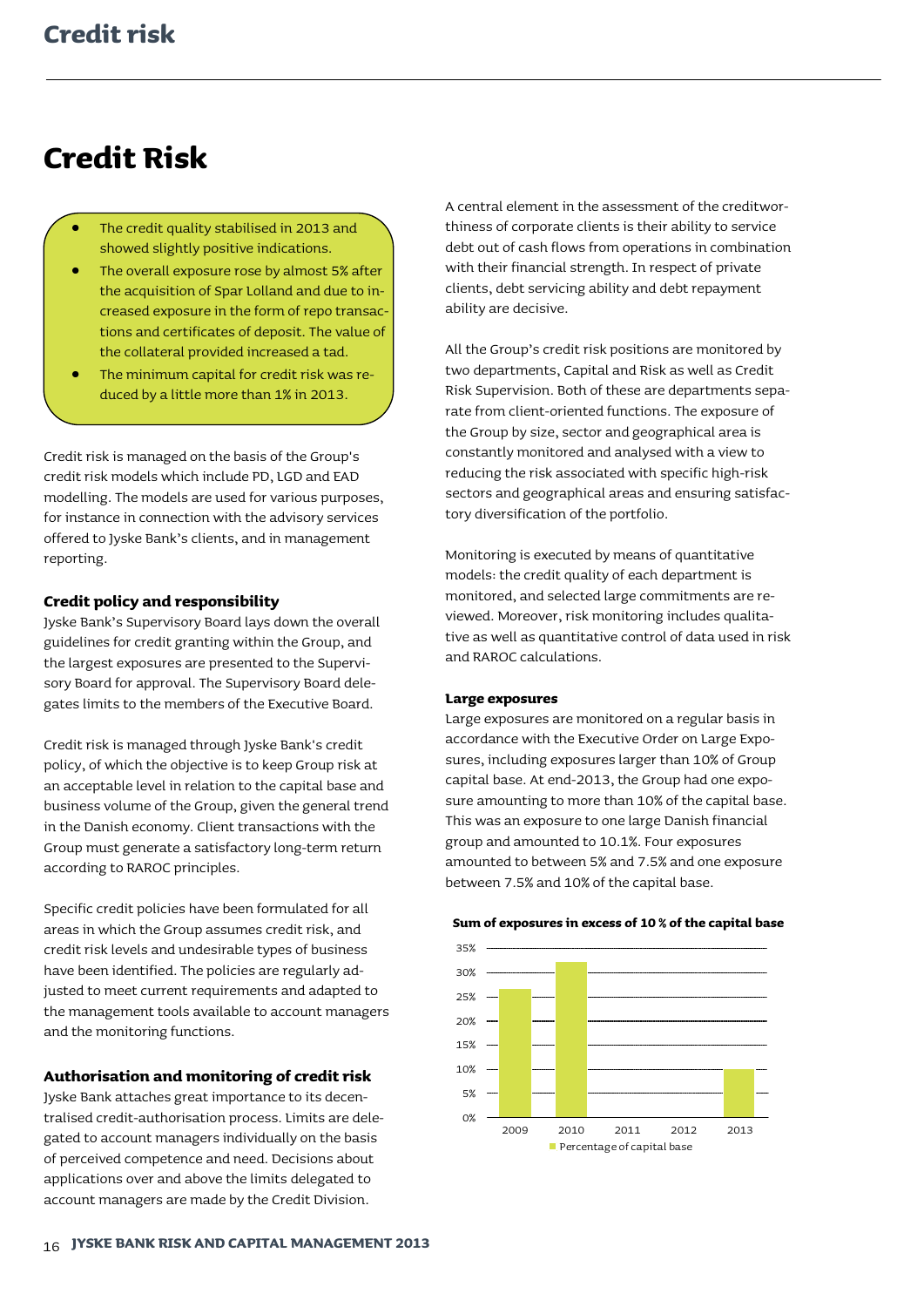# Credit Risk

- The credit quality stabilised in 2013 and showed slightly positive indications.
- The overall exposure rose by almost 5% after the acquisition of Spar Lolland and due to increased exposure in the form of repo transactions and certificates of deposit. The value of the collateral provided increased a tad.
- The minimum capital for credit risk was reduced by a little more than 1% in 2013.

Credit risk is managed on the basis of the Group's credit risk models which include PD, LGD and EAD modelling. The models are used for various purposes, for instance in connection with the advisory services offered to Jyske Bank's clients, and in management reporting.

### Credit policy and responsibility

Jyske Bank's Supervisory Board lays down the overall guidelines for credit granting within the Group, and the largest exposures are presented to the Supervisory Board for approval. The Supervisory Board delegates limits to the members of the Executive Board.

Credit risk is managed through Jyske Bank's credit policy, of which the objective is to keep Group risk at an acceptable level in relation to the capital base and business volume of the Group, given the general trend in the Danish economy. Client transactions with the Group must generate a satisfactory long-term return according to RAROC principles.

Specific credit policies have been formulated for all areas in which the Group assumes credit risk, and credit risk levels and undesirable types of business have been identified. The policies are regularly adjusted to meet current requirements and adapted to the management tools available to account managers and the monitoring functions.

### Authorisation and monitoring of credit risk

Jyske Bank attaches great importance to its decentralised credit-authorisation process. Limits are delegated to account managers individually on the basis of perceived competence and need. Decisions about applications over and above the limits delegated to account managers are made by the Credit Division.

A central element in the assessment of the creditworthiness of corporate clients is their ability to service debt out of cash flows from operations in combination with their financial strength. In respect of private clients, debt servicing ability and debt repayment ability are decisive.

All the Group's credit risk positions are monitored by two departments, Capital and Risk as well as Credit Risk Supervision. Both of these are departments separate from client-oriented functions. The exposure of the Group by size, sector and geographical area is constantly monitored and analysed with a view to reducing the risk associated with specific high-risk sectors and geographical areas and ensuring satisfactory diversification of the portfolio.

Monitoring is executed by means of quantitative models: the credit quality of each department is monitored, and selected large commitments are reviewed. Moreover, risk monitoring includes qualitative as well as quantitative control of data used in risk and RAROC calculations.

#### Large exposures

Large exposures are monitored on a regular basis in accordance with the Executive Order on Large Exposures, including exposures larger than 10% of Group capital base. At end-2013, the Group had one exposure amounting to more than 10% of the capital base. This was an exposure to one large Danish financial group and amounted to 10.1%. Four exposures amounted to between 5% and 7.5% and one exposure between 7.5% and 10% of the capital base.

**Sum of exposures in excess of 10 % of the capital base**

| Year | Percentage of capital base |
| --- | --- |
| 2009 | ~26% |
| 2010 | ~32% |
| 2011 | 0% |
| 2012 | 0% |
| 2013 | ~10% |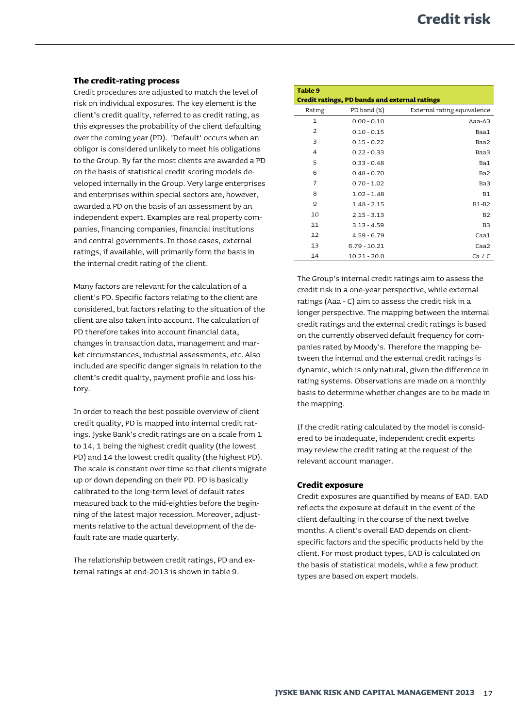### The credit-rating process

Credit procedures are adjusted to match the level of risk on individual exposures. The key element is the client's credit quality, referred to as credit rating, as this expresses the probability of the client defaulting over the coming year (PD). 'Default' occurs when an obligor is considered unlikely to meet his obligations to the Group. By far the most clients are awarded a PD on the basis of statistical credit scoring models developed internally in the Group. Very large enterprises and enterprises within special sectors are, however, awarded a PD on the basis of an assessment by an independent expert. Examples are real property companies, financing companies, financial institutions and central governments. In those cases, external ratings, if available, will primarily form the basis in the internal credit rating of the client.

Many factors are relevant for the calculation of a client's PD. Specific factors relating to the client are considered, but factors relating to the situation of the client are also taken into account. The calculation of PD therefore takes into account financial data, changes in transaction data, management and market circumstances, industrial assessments, etc. Also included are specific danger signals in relation to the client's credit quality, payment profile and loss history.

In order to reach the best possible overview of client credit quality, PD is mapped into internal credit ratings. Jyske Bank's credit ratings are on a scale from 1 to 14, 1 being the highest credit quality (the lowest PD) and 14 the lowest credit quality (the highest PD). The scale is constant over time so that clients migrate up or down depending on their PD. PD is basically calibrated to the long-term level of default rates measured back to the mid-eighties before the beginning of the latest major recession. Moreover, adjustments relative to the actual development of the default rate are made quarterly.

The relationship between credit ratings, PD and external ratings at end-2013 is shown in table 9.

**Table 9**
**Credit ratings, PD bands and external ratings**

| Rating | PD band (%) | External rating equivalence |
|---|---|---|
| 1 | 0.00 - 0.10 | Aaa-A3 |
| 2 | 0.10 - 0.15 | Baa1 |
| 3 | 0.15 - 0.22 | Baa2 |
| 4 | 0.22 - 0.33 | Baa3 |
| 5 | 0.33 - 0.48 | Ba1 |
| 6 | 0.48 - 0.70 | Ba2 |
| 7 | 0.70 - 1.02 | Ba3 |
| 8 | 1.02 - 1.48 | B1 |
| 9 | 1.48 - 2.15 | B1-B2 |
| 10 | 2.15 - 3.13 | B2 |
| 11 | 3.13 - 4.59 | B3 |
| 12 | 4.59 - 6.79 | Caa1 |
| 13 | 6.79 - 10.21 | Caa2 |
| 14 | 10.21 - 20.0 | Ca / C |

The Group's internal credit ratings aim to assess the credit risk in a one-year perspective, while external ratings (Aaa - C) aim to assess the credit risk in a longer perspective. The mapping between the internal credit ratings and the external credit ratings is based on the currently observed default frequency for companies rated by Moody's. Therefore the mapping between the internal and the external credit ratings is dynamic, which is only natural, given the difference in rating systems. Observations are made on a monthly basis to determine whether changes are to be made in the mapping.

If the credit rating calculated by the model is considered to be inadequate, independent credit experts may review the credit rating at the request of the relevant account manager.

### Credit exposure

Credit exposures are quantified by means of EAD. EAD reflects the exposure at default in the event of the client defaulting in the course of the next twelve months. A client's overall EAD depends on client-specific factors and the specific products held by the client. For most product types, EAD is calculated on the basis of statistical models, while a few product types are based on expert models.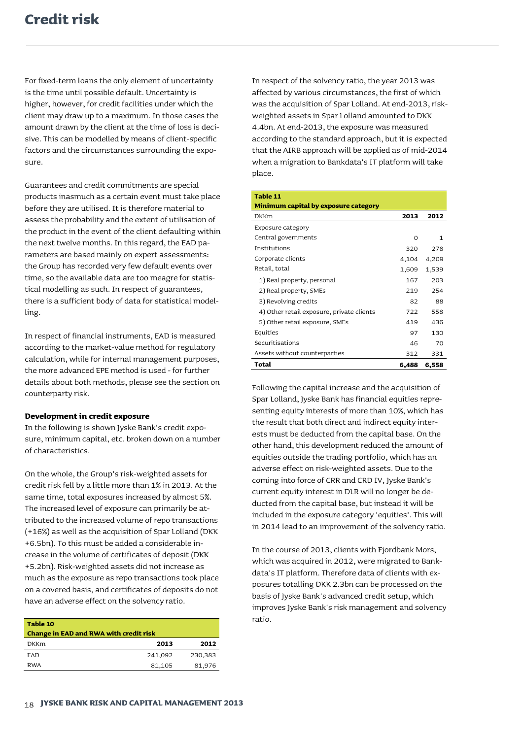# Credit risk

For fixed-term loans the only element of uncertainty is the time until possible default. Uncertainty is higher, however, for credit facilities under which the client may draw up to a maximum. In those cases the amount drawn by the client at the time of loss is decisive. This can be modelled by means of client-specific factors and the circumstances surrounding the exposure.

Guarantees and credit commitments are special products inasmuch as a certain event must take place before they are utilised. It is therefore material to assess the probability and the extent of utilisation of the product in the event of the client defaulting within the next twelve months. In this regard, the EAD parameters are based mainly on expert assessments: the Group has recorded very few default events over time, so the available data are too meagre for statistical modelling as such. In respect of guarantees, there is a sufficient body of data for statistical modelling.

In respect of financial instruments, EAD is measured according to the market-value method for regulatory calculation, while for internal management purposes, the more advanced EPE method is used - for further details about both methods, please see the section on counterparty risk.

### Development in credit exposure

In the following is shown Jyske Bank's credit exposure, minimum capital, etc. broken down on a number of characteristics.

On the whole, the Group's risk-weighted assets for credit risk fell by a little more than 1% in 2013. At the same time, total exposures increased by almost 5%. The increased level of exposure can primarily be attributed to the increased volume of repo transactions (+16%) as well as the acquisition of Spar Lolland (DKK +6.5bn). To this must be added a considerable increase in the volume of certificates of deposit (DKK +5.2bn). Risk-weighted assets did not increase as much as the exposure as repo transactions took place on a covered basis, and certificates of deposits do not have an adverse effect on the solvency ratio.

**Table 10**
**Change in EAD and RWA with credit risk**

| DKKm | 2013 | 2012 |
|---|---|---|
| EAD | 241,092 | 230,383 |
| RWA | 81,105 | 81,976 |

In respect of the solvency ratio, the year 2013 was affected by various circumstances, the first of which was the acquisition of Spar Lolland. At end-2013, risk-weighted assets in Spar Lolland amounted to DKK 4.4bn. At end-2013, the exposure was measured according to the standard approach, but it is expected that the AIRB approach will be applied as of mid-2014 when a migration to Bankdata's IT platform will take place.

**Table 11**
**Minimum capital by exposure category**

| DKKm | 2013 | 2012 |
|---|---|---|
| Exposure category | | |
| Central governments | 0 | 1 |
| Institutions | 320 | 278 |
| Corporate clients | 4,104 | 4,209 |
| Retail, total | 1,609 | 1,539 |
| 1) Real property, personal | 167 | 203 |
| 2) Real property, SMEs | 219 | 254 |
| 3) Revolving credits | 82 | 88 |
| 4) Other retail exposure, private clients | 722 | 558 |
| 5) Other retail exposure, SMEs | 419 | 436 |
| Equities | 97 | 130 |
| Securitisations | 46 | 70 |
| Assets without counterparties | 312 | 331 |
| **Total** | **6,488** | **6,558** |

Following the capital increase and the acquisition of Spar Lolland, Jyske Bank has financial equities representing equity interests of more than 10%, which has the result that both direct and indirect equity interests must be deducted from the capital base. On the other hand, this development reduced the amount of equities outside the trading portfolio, which has an adverse effect on risk-weighted assets. Due to the coming into force of CRR and CRD IV, Jyske Bank's current equity interest in DLR will no longer be deducted from the capital base, but instead it will be included in the exposure category 'equities'. This will in 2014 lead to an improvement of the solvency ratio.

In the course of 2013, clients with Fjordbank Mors, which was acquired in 2012, were migrated to Bankdata's IT platform. Therefore data of clients with exposures totalling DKK 2.3bn can be processed on the basis of Jyske Bank's advanced credit setup, which improves Jyske Bank's risk management and solvency ratio.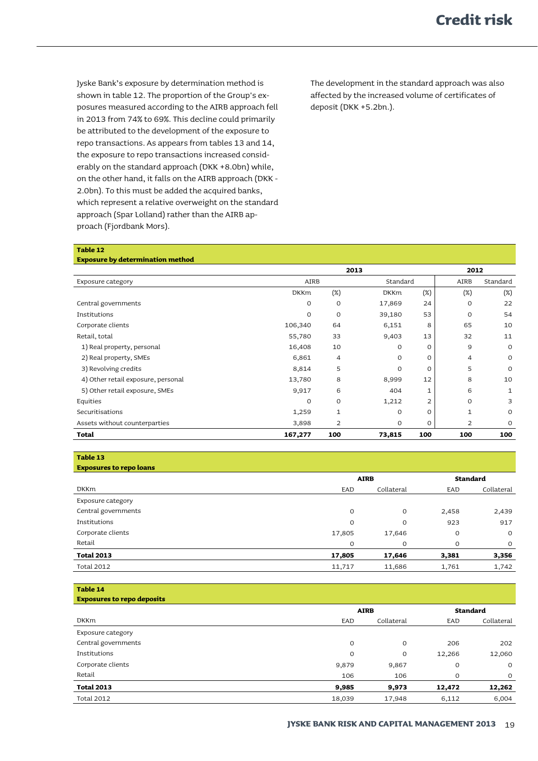Jyske Bank's exposure by determination method is shown in table 12. The proportion of the Group's exposures measured according to the AIRB approach fell in 2013 from 74% to 69%. This decline could primarily be attributed to the development of the exposure to repo transactions. As appears from tables 13 and 14, the exposure to repo transactions increased considerably on the standard approach (DKK +8.0bn) while, on the other hand, it falls on the AIRB approach (DKK -2.0bn). To this must be added the acquired banks, which represent a relative overweight on the standard approach (Spar Lolland) rather than the AIRB approach (Fjordbank Mors).

The development in the standard approach was also affected by the increased volume of certificates of deposit (DKK +5.2bn.).

**Table 12**
**Exposure by determination method**

| | 2013 | | | | 2012 | |
|---|---|---|---|---|---|---|
| Exposure category | AIRB | | Standard | | AIRB | Standard |
| | DKKm | (%) | DKKm | (%) | (%) | (%) |
| Central governments | 0 | 0 | 17,869 | 24 | 0 | 22 |
| Institutions | 0 | 0 | 39,180 | 53 | 0 | 54 |
| Corporate clients | 106,340 | 64 | 6,151 | 8 | 65 | 10 |
| Retail, total | 55,780 | 33 | 9,403 | 13 | 32 | 11 |
| 1) Real property, personal | 16,408 | 10 | 0 | 0 | 9 | 0 |
| 2) Real property, SMEs | 6,861 | 4 | 0 | 0 | 4 | 0 |
| 3) Revolving credits | 8,814 | 5 | 0 | 0 | 5 | 0 |
| 4) Other retail exposure, personal | 13,780 | 8 | 8,999 | 12 | 8 | 10 |
| 5) Other retail exposure, SMEs | 9,917 | 6 | 404 | 1 | 6 | 1 |
| Equities | 0 | 0 | 1,212 | 2 | 0 | 3 |
| Securitisations | 1,259 | 1 | 0 | 0 | 1 | 0 |
| Assets without counterparties | 3,898 | 2 | 0 | 0 | 2 | 0 |
| **Total** | **167,277** | **100** | **73,815** | **100** | **100** | **100** |

**Table 13**
**Exposures to repo loans**

| | AIRB | | Standard | |
|---|---|---|---|---|
| DKKm | EAD | Collateral | EAD | Collateral |
| Exposure category | | | | |
| Central governments | 0 | 0 | 2,458 | 2,439 |
| Institutions | 0 | 0 | 923 | 917 |
| Corporate clients | 17,805 | 17,646 | 0 | 0 |
| Retail | 0 | 0 | 0 | 0 |
| **Total 2013** | **17,805** | **17,646** | **3,381** | **3,356** |
| Total 2012 | 11,717 | 11,686 | 1,761 | 1,742 |

**Table 14**
**Exposures to repo deposits**

| | AIRB | | Standard | |
|---|---|---|---|---|
| DKKm | EAD | Collateral | EAD | Collateral |
| Exposure category | | | | |
| Central governments | 0 | 0 | 206 | 202 |
| Institutions | 0 | 0 | 12,266 | 12,060 |
| Corporate clients | 9,879 | 9,867 | 0 | 0 |
| Retail | 106 | 106 | 0 | 0 |
| **Total 2013** | **9,985** | **9,973** | **12,472** | **12,262** |
| Total 2012 | 18,039 | 17,948 | 6,112 | 6,004 |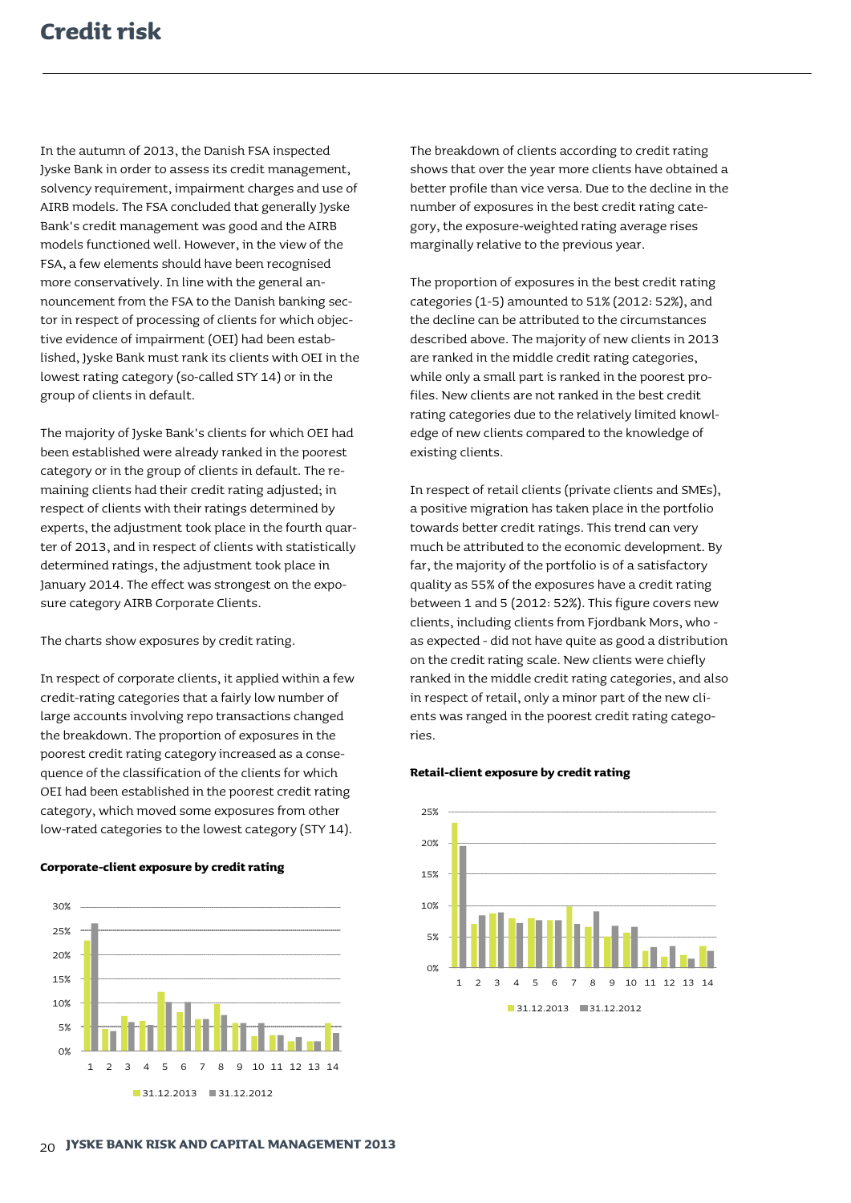# Credit risk

In the autumn of 2013, the Danish FSA inspected Jyske Bank in order to assess its credit management, solvency requirement, impairment charges and use of AIRB models. The FSA concluded that generally Jyske Bank's credit management was good and the AIRB models functioned well. However, in the view of the FSA, a few elements should have been recognised more conservatively. In line with the general announcement from the FSA to the Danish banking sector in respect of processing of clients for which objective evidence of impairment (OEI) had been established, Jyske Bank must rank its clients with OEI in the lowest rating category (so-called STY 14) or in the group of clients in default.

The majority of Jyske Bank's clients for which OEI had been established were already ranked in the poorest category or in the group of clients in default. The remaining clients had their credit rating adjusted; in respect of clients with their ratings determined by experts, the adjustment took place in the fourth quarter of 2013, and in respect of clients with statistically determined ratings, the adjustment took place in January 2014. The effect was strongest on the exposure category AIRB Corporate Clients.

The charts show exposures by credit rating.

In respect of corporate clients, it applied within a few credit-rating categories that a fairly low number of large accounts involving repo transactions changed the breakdown. The proportion of exposures in the poorest credit rating category increased as a consequence of the classification of the clients for which OEI had been established in the poorest credit rating category, which moved some exposures from other low-rated categories to the lowest category (STY 14).

**Corporate-client exposure by credit rating**

The breakdown of clients according to credit rating shows that over the year more clients have obtained a better profile than vice versa. Due to the decline in the number of exposures in the best credit rating category, the exposure-weighted rating average rises marginally relative to the previous year.

The proportion of exposures in the best credit rating categories (1-5) amounted to 51% (2012: 52%), and the decline can be attributed to the circumstances described above. The majority of new clients in 2013 are ranked in the middle credit rating categories, while only a small part is ranked in the poorest profiles. New clients are not ranked in the best credit rating categories due to the relatively limited knowledge of new clients compared to the knowledge of existing clients.

In respect of retail clients (private clients and SMEs), a positive migration has taken place in the portfolio towards better credit ratings. This trend can very much be attributed to the economic development. By far, the majority of the portfolio is of a satisfactory quality as 55% of the exposures have a credit rating between 1 and 5 (2012: 52%). This figure covers new clients, including clients from Fjordbank Mors, who - as expected - did not have quite as good a distribution on the credit rating scale. New clients were chiefly ranked in the middle credit rating categories, and also in respect of retail, only a minor part of the new clients was ranged in the poorest credit rating categories.

**Retail-client exposure by credit rating**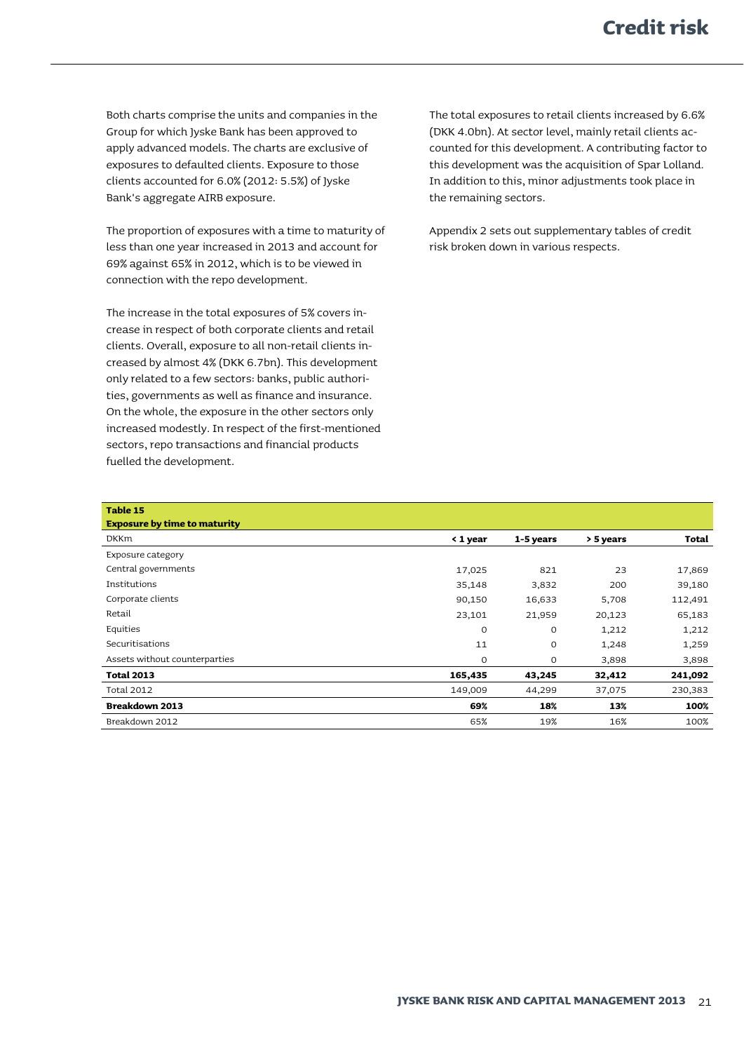Both charts comprise the units and companies in the Group for which Jyske Bank has been approved to apply advanced models. The charts are exclusive of exposures to defaulted clients. Exposure to those clients accounted for 6.0% (2012: 5.5%) of Jyske Bank's aggregate AIRB exposure.

The proportion of exposures with a time to maturity of less than one year increased in 2013 and account for 69% against 65% in 2012, which is to be viewed in connection with the repo development.

The increase in the total exposures of 5% covers increase in respect of both corporate clients and retail clients. Overall, exposure to all non-retail clients increased by almost 4% (DKK 6.7bn). This development only related to a few sectors: banks, public authorities, governments as well as finance and insurance. On the whole, the exposure in the other sectors only increased modestly. In respect of the first-mentioned sectors, repo transactions and financial products fuelled the development.

The total exposures to retail clients increased by 6.6% (DKK 4.0bn). At sector level, mainly retail clients accounted for this development. A contributing factor to this development was the acquisition of Spar Lolland. In addition to this, minor adjustments took place in the remaining sectors.

Appendix 2 sets out supplementary tables of credit risk broken down in various respects.

**Table 15**
**Exposure by time to maturity**

| DKKm | < 1 year | 1-5 years | > 5 years | Total |
|---|---|---|---|---|
| Exposure category | | | | |
| Central governments | 17,025 | 821 | 23 | 17,869 |
| Institutions | 35,148 | 3,832 | 200 | 39,180 |
| Corporate clients | 90,150 | 16,633 | 5,708 | 112,491 |
| Retail | 23,101 | 21,959 | 20,123 | 65,183 |
| Equities | 0 | 0 | 1,212 | 1,212 |
| Securitisations | 11 | 0 | 1,248 | 1,259 |
| Assets without counterparties | 0 | 0 | 3,898 | 3,898 |
| **Total 2013** | **165,435** | **43,245** | **32,412** | **241,092** |
| Total 2012 | 149,009 | 44,299 | 37,075 | 230,383 |
| **Breakdown 2013** | **69%** | **18%** | **13%** | **100%** |
| Breakdown 2012 | 65% | 19% | 16% | 100% |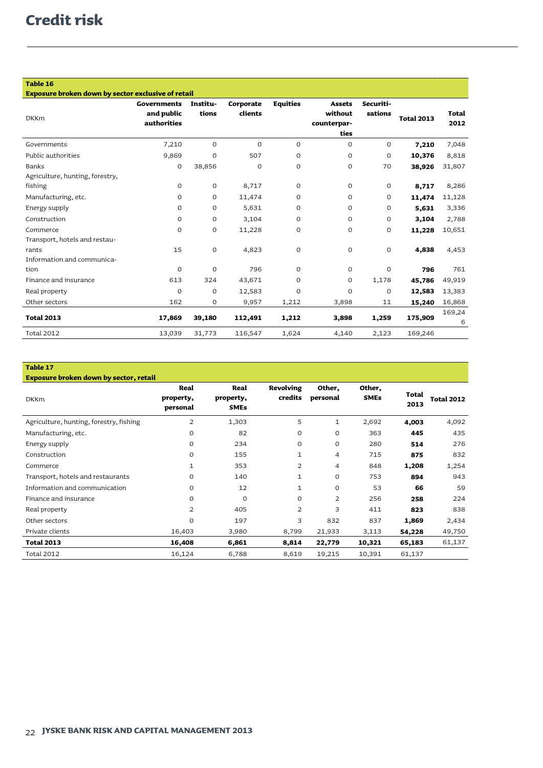# Credit risk

**Table 16**
**Exposure broken down by sector exclusive of retail**

| DKKm | Governments and public authorities | Institutions | Corporate clients | Equities | Assets without counterparties | Securitisations | Total 2013 | Total 2012 |
|---|---|---|---|---|---|---|---|---|
| Governments | 7,210 | 0 | 0 | 0 | 0 | 0 | **7,210** | 7,048 |
| Public authorities | 9,869 | 0 | 507 | 0 | 0 | 0 | **10,376** | 8,818 |
| Banks | 0 | 38,856 | 0 | 0 | 0 | 70 | **38,926** | 31,807 |
| Agriculture, hunting, forestry, fishing | 0 | 0 | 8,717 | 0 | 0 | 0 | **8,717** | 8,286 |
| Manufacturing, etc. | 0 | 0 | 11,474 | 0 | 0 | 0 | **11,474** | 11,128 |
| Energy supply | 0 | 0 | 5,631 | 0 | 0 | 0 | **5,631** | 3,336 |
| Construction | 0 | 0 | 3,104 | 0 | 0 | 0 | **3,104** | 2,788 |
| Commerce | 0 | 0 | 11,228 | 0 | 0 | 0 | **11,228** | 10,651 |
| Transport, hotels and restaurants | 15 | 0 | 4,823 | 0 | 0 | 0 | **4,838** | 4,453 |
| Information and communication | 0 | 0 | 796 | 0 | 0 | 0 | **796** | 761 |
| Finance and insurance | 613 | 324 | 43,671 | 0 | 0 | 1,178 | **45,786** | 49,919 |
| Real property | 0 | 0 | 12,583 | 0 | 0 | 0 | **12,583** | 13,383 |
| Other sectors | 162 | 0 | 9,957 | 1,212 | 3,898 | 11 | **15,240** | 16,868 |
| **Total 2013** | **17,869** | **39,180** | **112,491** | **1,212** | **3,898** | **1,259** | **175,909** | 169,246 |
| Total 2012 | 13,039 | 31,773 | 116,547 | 1,624 | 4,140 | 2,123 | 169,246 | |

**Table 17**
**Exposure broken down by sector, retail**

| DKKm | Real property, personal | Real property, SMEs | Revolving credits | Other, personal | Other, SMEs | Total 2013 | Total 2012 |
|---|---|---|---|---|---|---|---|
| Agriculture, hunting, forestry, fishing | 2 | 1,303 | 5 | 1 | 2,692 | **4,003** | 4,092 |
| Manufacturing, etc. | 0 | 82 | 0 | 0 | 363 | **445** | 435 |
| Energy supply | 0 | 234 | 0 | 0 | 280 | **514** | 276 |
| Construction | 0 | 155 | 1 | 4 | 715 | **875** | 832 |
| Commerce | 1 | 353 | 2 | 4 | 848 | **1,208** | 1,254 |
| Transport, hotels and restaurants | 0 | 140 | 1 | 0 | 753 | **894** | 943 |
| Information and communication | 0 | 12 | 1 | 0 | 53 | **66** | 59 |
| Finance and insurance | 0 | 0 | 0 | 2 | 256 | **258** | 224 |
| Real property | 2 | 405 | 2 | 3 | 411 | **823** | 838 |
| Other sectors | 0 | 197 | 3 | 832 | 837 | **1,869** | 2,434 |
| Private clients | 16,403 | 3,980 | 8,799 | 21,933 | 3,113 | **54,228** | 49,750 |
| **Total 2013** | **16,408** | **6,861** | **8,814** | **22,779** | **10,321** | **65,183** | 61,137 |
| Total 2012 | 16,124 | 6,788 | 8,619 | 19,215 | 10,391 | 61,137 | |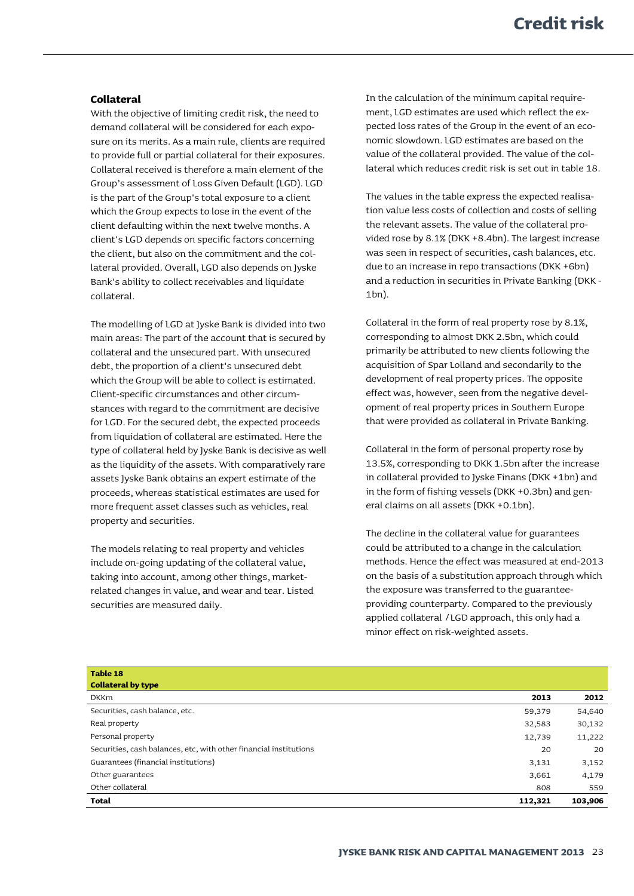### Collateral

With the objective of limiting credit risk, the need to demand collateral will be considered for each exposure on its merits. As a main rule, clients are required to provide full or partial collateral for their exposures. Collateral received is therefore a main element of the Group's assessment of Loss Given Default (LGD). LGD is the part of the Group's total exposure to a client which the Group expects to lose in the event of the client defaulting within the next twelve months. A client's LGD depends on specific factors concerning the client, but also on the commitment and the collateral provided. Overall, LGD also depends on Jyske Bank's ability to collect receivables and liquidate collateral.

The modelling of LGD at Jyske Bank is divided into two main areas: The part of the account that is secured by collateral and the unsecured part. With unsecured debt, the proportion of a client's unsecured debt which the Group will be able to collect is estimated. Client-specific circumstances and other circumstances with regard to the commitment are decisive for LGD. For the secured debt, the expected proceeds from liquidation of collateral are estimated. Here the type of collateral held by Jyske Bank is decisive as well as the liquidity of the assets. With comparatively rare assets Jyske Bank obtains an expert estimate of the proceeds, whereas statistical estimates are used for more frequent asset classes such as vehicles, real property and securities.

The models relating to real property and vehicles include on-going updating of the collateral value, taking into account, among other things, market-related changes in value, and wear and tear. Listed securities are measured daily.

In the calculation of the minimum capital requirement, LGD estimates are used which reflect the expected loss rates of the Group in the event of an economic slowdown. LGD estimates are based on the value of the collateral provided. The value of the collateral which reduces credit risk is set out in table 18.

The values in the table express the expected realisation value less costs of collection and costs of selling the relevant assets. The value of the collateral provided rose by 8.1% (DKK +8.4bn). The largest increase was seen in respect of securities, cash balances, etc. due to an increase in repo transactions (DKK +6bn) and a reduction in securities in Private Banking (DKK -1bn).

Collateral in the form of real property rose by 8.1%, corresponding to almost DKK 2.5bn, which could primarily be attributed to new clients following the acquisition of Spar Lolland and secondarily to the development of real property prices. The opposite effect was, however, seen from the negative development of real property prices in Southern Europe that were provided as collateral in Private Banking.

Collateral in the form of personal property rose by 13.5%, corresponding to DKK 1.5bn after the increase in collateral provided to Jyske Finans (DKK +1bn) and in the form of fishing vessels (DKK +0.3bn) and general claims on all assets (DKK +0.1bn).

The decline in the collateral value for guarantees could be attributed to a change in the calculation methods. Hence the effect was measured at end-2013 on the basis of a substitution approach through which the exposure was transferred to the guarantee-providing counterparty. Compared to the previously applied collateral / LGD approach, this only had a minor effect on risk-weighted assets.

**Table 18**
**Collateral by type**

| DKKm | 2013 | 2012 |
|---|---|---|
| Securities, cash balance, etc. | 59,379 | 54,640 |
| Real property | 32,583 | 30,132 |
| Personal property | 12,739 | 11,222 |
| Securities, cash balances, etc, with other financial institutions | 20 | 20 |
| Guarantees (financial institutions) | 3,131 | 3,152 |
| Other guarantees | 3,661 | 4,179 |
| Other collateral | 808 | 559 |
| **Total** | **112,321** | **103,906** |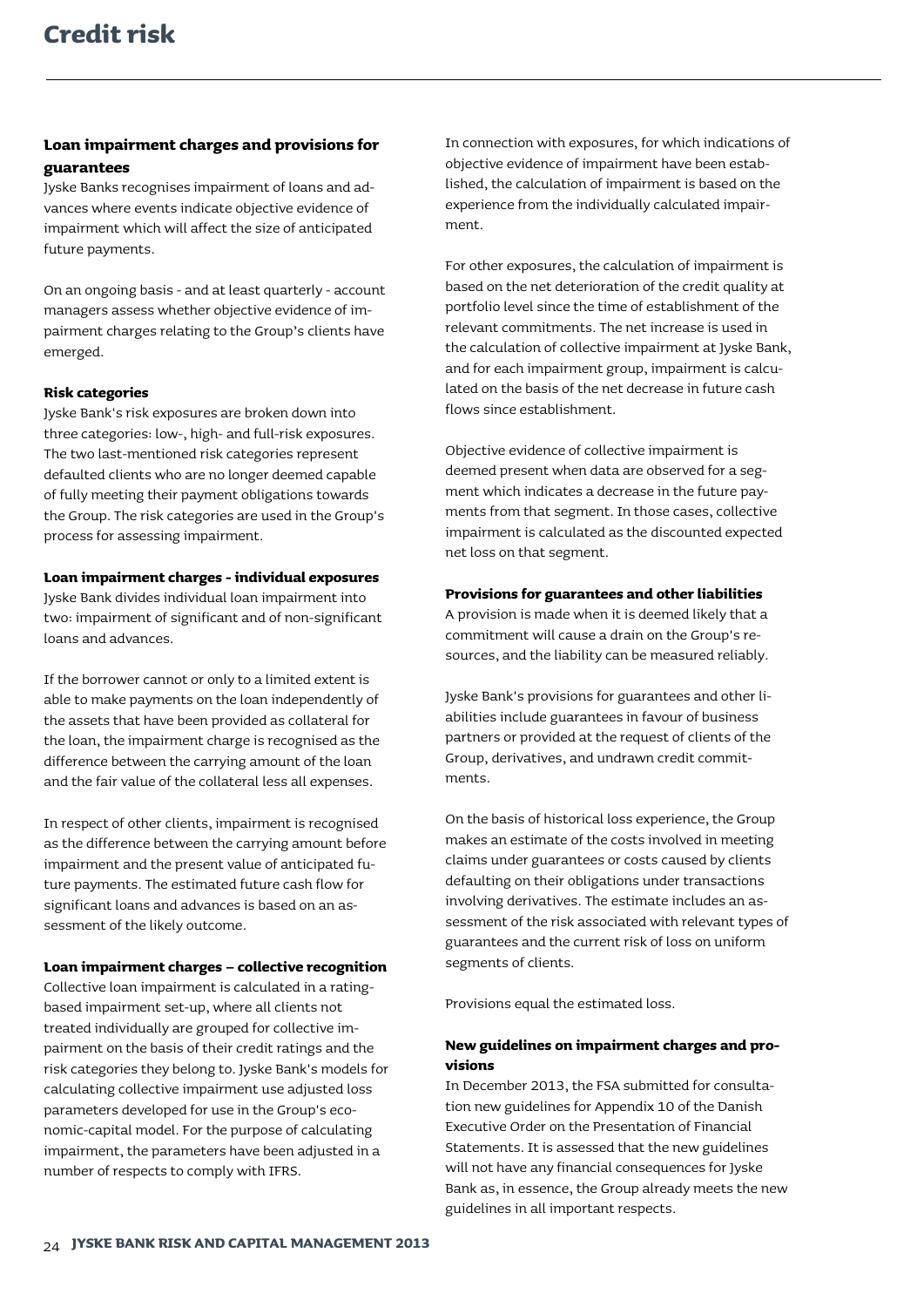# Credit risk

### Loan impairment charges and provisions for guarantees

Jyske Banks recognises impairment of loans and advances where events indicate objective evidence of impairment which will affect the size of anticipated future payments.

On an ongoing basis - and at least quarterly - account managers assess whether objective evidence of impairment charges relating to the Group's clients have emerged.

**Risk categories**

Jyske Bank's risk exposures are broken down into three categories: low-, high- and full-risk exposures. The two last-mentioned risk categories represent defaulted clients who are no longer deemed capable of fully meeting their payment obligations towards the Group. The risk categories are used in the Group's process for assessing impairment.

**Loan impairment charges - individual exposures**

Jyske Bank divides individual loan impairment into two: impairment of significant and of non-significant loans and advances.

If the borrower cannot or only to a limited extent is able to make payments on the loan independently of the assets that have been provided as collateral for the loan, the impairment charge is recognised as the difference between the carrying amount of the loan and the fair value of the collateral less all expenses.

In respect of other clients, impairment is recognised as the difference between the carrying amount before impairment and the present value of anticipated future payments. The estimated future cash flow for significant loans and advances is based on an assessment of the likely outcome.

**Loan impairment charges – collective recognition**

Collective loan impairment is calculated in a rating-based impairment set-up, where all clients not treated individually are grouped for collective impairment on the basis of their credit ratings and the risk categories they belong to. Jyske Bank's models for calculating collective impairment use adjusted loss parameters developed for use in the Group's economic-capital model. For the purpose of calculating impairment, the parameters have been adjusted in a number of respects to comply with IFRS.

In connection with exposures, for which indications of objective evidence of impairment have been established, the calculation of impairment is based on the experience from the individually calculated impairment.

For other exposures, the calculation of impairment is based on the net deterioration of the credit quality at portfolio level since the time of establishment of the relevant commitments. The net increase is used in the calculation of collective impairment at Jyske Bank, and for each impairment group, impairment is calculated on the basis of the net decrease in future cash flows since establishment.

Objective evidence of collective impairment is deemed present when data are observed for a segment which indicates a decrease in the future payments from that segment. In those cases, collective impairment is calculated as the discounted expected net loss on that segment.

**Provisions for guarantees and other liabilities**

A provision is made when it is deemed likely that a commitment will cause a drain on the Group's resources, and the liability can be measured reliably.

Jyske Bank's provisions for guarantees and other liabilities include guarantees in favour of business partners or provided at the request of clients of the Group, derivatives, and undrawn credit commitments.

On the basis of historical loss experience, the Group makes an estimate of the costs involved in meeting claims under guarantees or costs caused by clients defaulting on their obligations under transactions involving derivatives. The estimate includes an assessment of the risk associated with relevant types of guarantees and the current risk of loss on uniform segments of clients.

Provisions equal the estimated loss.

### New guidelines on impairment charges and provisions

In December 2013, the FSA submitted for consultation new guidelines for Appendix 10 of the Danish Executive Order on the Presentation of Financial Statements. It is assessed that the new guidelines will not have any financial consequences for Jyske Bank as, in essence, the Group already meets the new guidelines in all important respects.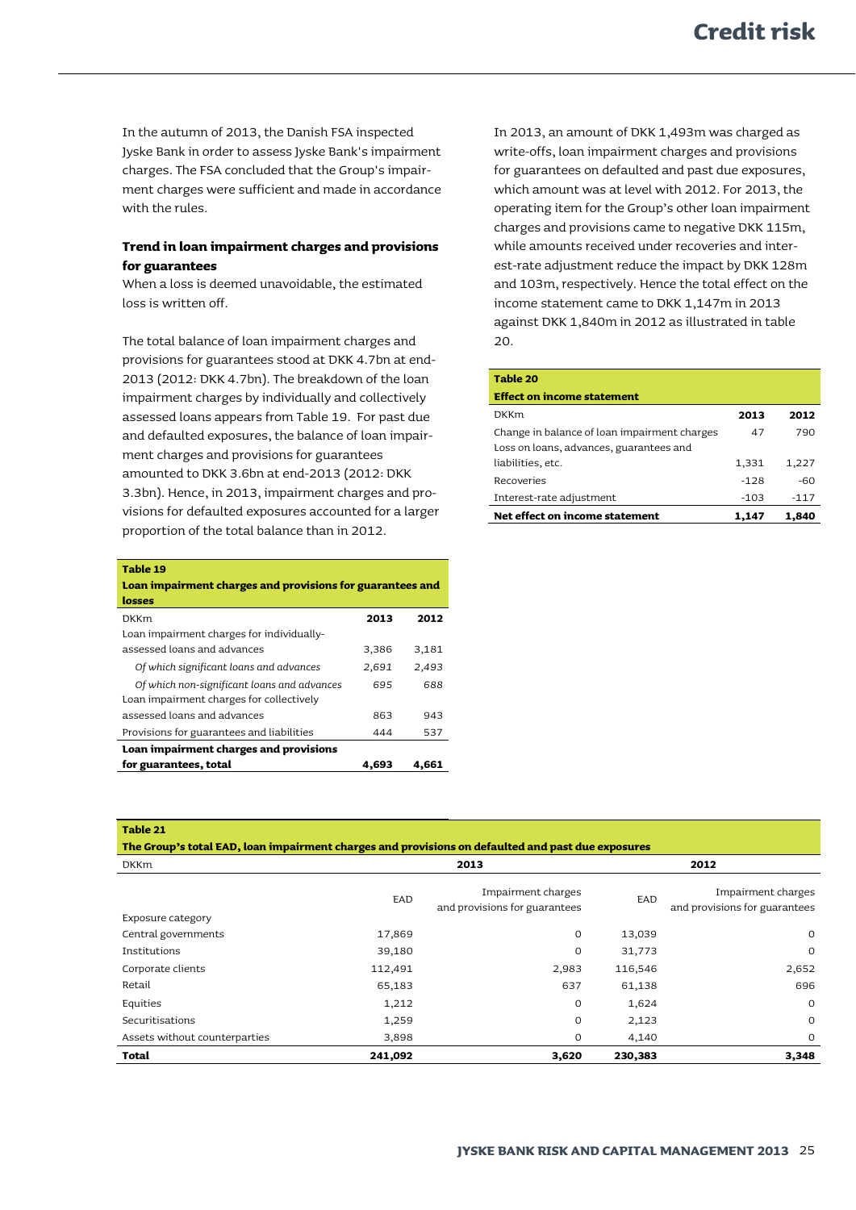# Credit risk

In the autumn of 2013, the Danish FSA inspected Jyske Bank in order to assess Jyske Bank's impairment charges. The FSA concluded that the Group's impairment charges were sufficient and made in accordance with the rules.

### Trend in loan impairment charges and provisions for guarantees

When a loss is deemed unavoidable, the estimated loss is written off.

The total balance of loan impairment charges and provisions for guarantees stood at DKK 4.7bn at end-2013 (2012: DKK 4.7bn). The breakdown of the loan impairment charges by individually and collectively assessed loans appears from Table 19. For past due and defaulted exposures, the balance of loan impairment charges and provisions for guarantees amounted to DKK 3.6bn at end-2013 (2012: DKK 3.3bn). Hence, in 2013, impairment charges and provisions for defaulted exposures accounted for a larger proportion of the total balance than in 2012.

**Table 19**
**Loan impairment charges and provisions for guarantees and losses**

| DKKm | 2013 | 2012 |
|---|---|---|
| Loan impairment charges for individually-assessed loans and advances | 3,386 | 3,181 |
| *Of which significant loans and advances* | *2,691* | *2,493* |
| *Of which non-significant loans and advances* | *695* | *688* |
| Loan impairment charges for collectively assessed loans and advances | 863 | 943 |
| Provisions for guarantees and liabilities | 444 | 537 |
| **Loan impairment charges and provisions for guarantees, total** | **4,693** | **4,661** |

In 2013, an amount of DKK 1,493m was charged as write-offs, loan impairment charges and provisions for guarantees on defaulted and past due exposures, which amount was at level with 2012. For 2013, the operating item for the Group's other loan impairment charges and provisions came to negative DKK 115m, while amounts received under recoveries and interest-rate adjustment reduce the impact by DKK 128m and 103m, respectively. Hence the total effect on the income statement came to DKK 1,147m in 2013 against DKK 1,840m in 2012 as illustrated in table 20.

**Table 20**
**Effect on income statement**

| DKKm | 2013 | 2012 |
|---|---|---|
| Change in balance of loan impairment charges | 47 | 790 |
| Loss on loans, advances, guarantees and liabilities, etc. | 1,331 | 1,227 |
| Recoveries | -128 | -60 |
| Interest-rate adjustment | -103 | -117 |
| **Net effect on income statement** | **1,147** | **1,840** |

**Table 21**
**The Group's total EAD, loan impairment charges and provisions on defaulted and past due exposures**

| DKKm | 2013 | | 2012 | |
|---|---|---|---|---|
| Exposure category | EAD | Impairment charges and provisions for guarantees | EAD | Impairment charges and provisions for guarantees |
| Central governments | 17,869 | 0 | 13,039 | 0 |
| Institutions | 39,180 | 0 | 31,773 | 0 |
| Corporate clients | 112,491 | 2,983 | 116,546 | 2,652 |
| Retail | 65,183 | 637 | 61,138 | 696 |
| Equities | 1,212 | 0 | 1,624 | 0 |
| Securitisations | 1,259 | 0 | 2,123 | 0 |
| Assets without counterparties | 3,898 | 0 | 4,140 | 0 |
| **Total** | **241,092** | **3,620** | **230,383** | **3,348** |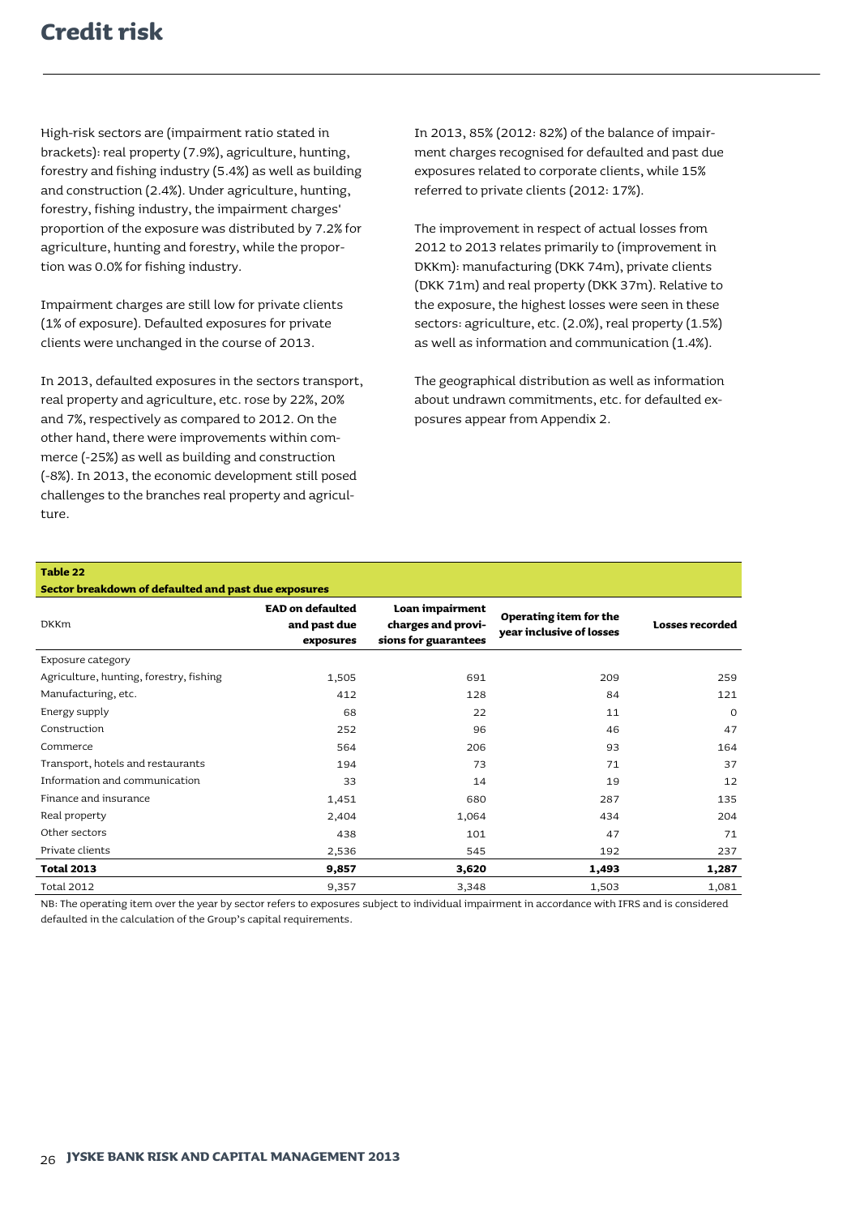# Credit risk

High-risk sectors are (impairment ratio stated in brackets): real property (7.9%), agriculture, hunting, forestry and fishing industry (5.4%) as well as building and construction (2.4%). Under agriculture, hunting, forestry, fishing industry, the impairment charges' proportion of the exposure was distributed by 7.2% for agriculture, hunting and forestry, while the proportion was 0.0% for fishing industry.

Impairment charges are still low for private clients (1% of exposure). Defaulted exposures for private clients were unchanged in the course of 2013.

In 2013, defaulted exposures in the sectors transport, real property and agriculture, etc. rose by 22%, 20% and 7%, respectively as compared to 2012. On the other hand, there were improvements within commerce (-25%) as well as building and construction (-8%). In 2013, the economic development still posed challenges to the branches real property and agriculture.

In 2013, 85% (2012: 82%) of the balance of impairment charges recognised for defaulted and past due exposures related to corporate clients, while 15% referred to private clients (2012: 17%).

The improvement in respect of actual losses from 2012 to 2013 relates primarily to (improvement in DKKm): manufacturing (DKK 74m), private clients (DKK 71m) and real property (DKK 37m). Relative to the exposure, the highest losses were seen in these sectors: agriculture, etc. (2.0%), real property (1.5%) as well as information and communication (1.4%).

The geographical distribution as well as information about undrawn commitments, etc. for defaulted exposures appear from Appendix 2.

**Table 22**
**Sector breakdown of defaulted and past due exposures**

| DKKm | EAD on defaulted and past due exposures | Loan impairment charges and provisions for guarantees | Operating item for the year inclusive of losses | Losses recorded |
|---|---|---|---|---|
| Exposure category | | | | |
| Agriculture, hunting, forestry, fishing | 1,505 | 691 | 209 | 259 |
| Manufacturing, etc. | 412 | 128 | 84 | 121 |
| Energy supply | 68 | 22 | 11 | 0 |
| Construction | 252 | 96 | 46 | 47 |
| Commerce | 564 | 206 | 93 | 164 |
| Transport, hotels and restaurants | 194 | 73 | 71 | 37 |
| Information and communication | 33 | 14 | 19 | 12 |
| Finance and insurance | 1,451 | 680 | 287 | 135 |
| Real property | 2,404 | 1,064 | 434 | 204 |
| Other sectors | 438 | 101 | 47 | 71 |
| Private clients | 2,536 | 545 | 192 | 237 |
| **Total 2013** | **9,857** | **3,620** | **1,493** | **1,287** |
| Total 2012 | 9,357 | 3,348 | 1,503 | 1,081 |

NB: The operating item over the year by sector refers to exposures subject to individual impairment in accordance with IFRS and is considered defaulted in the calculation of the Group's capital requirements.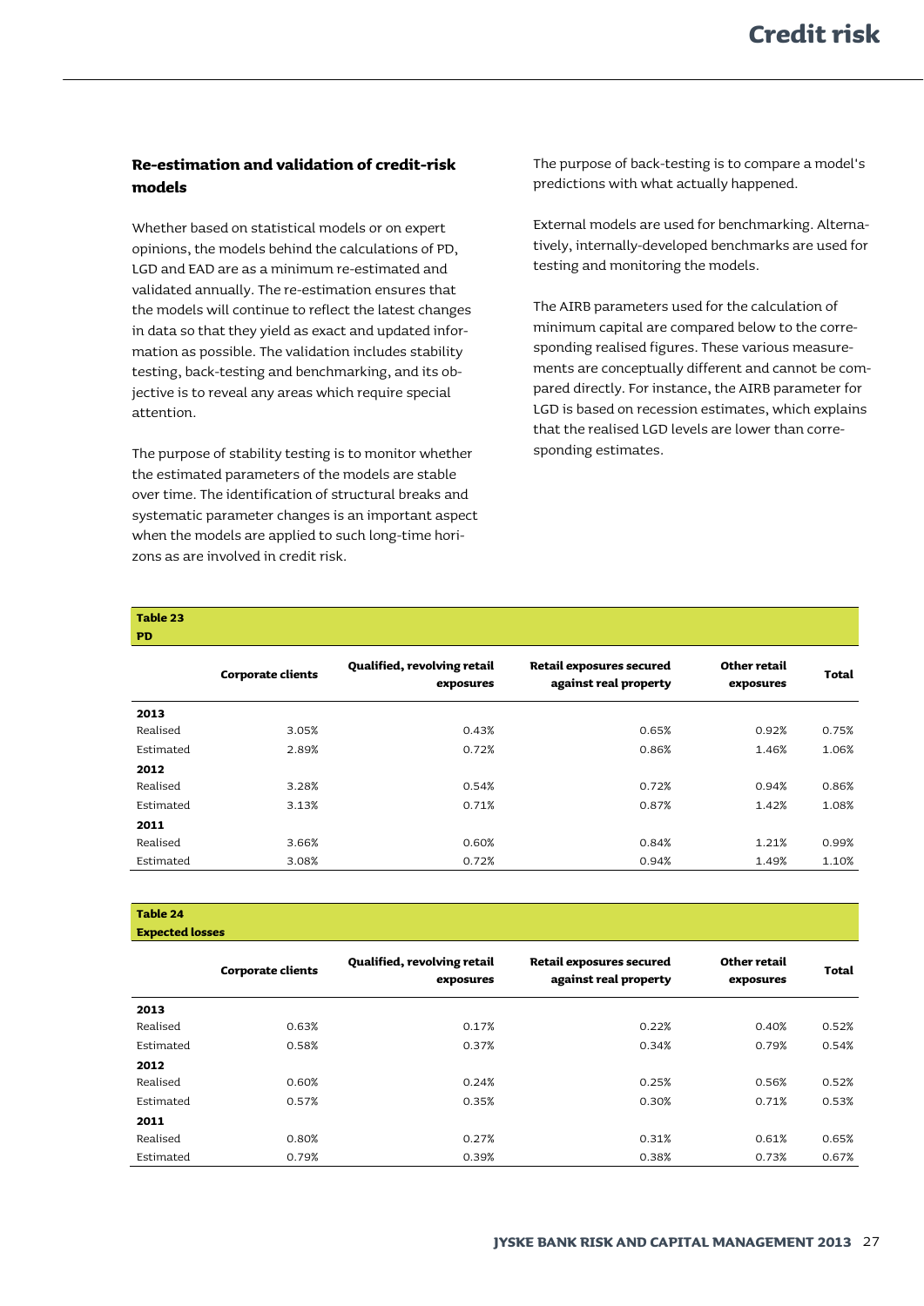## Re-estimation and validation of credit-risk models

Whether based on statistical models or on expert opinions, the models behind the calculations of PD, LGD and EAD are as a minimum re-estimated and validated annually. The re-estimation ensures that the models will continue to reflect the latest changes in data so that they yield as exact and updated information as possible. The validation includes stability testing, back-testing and benchmarking, and its objective is to reveal any areas which require special attention.

The purpose of stability testing is to monitor whether the estimated parameters of the models are stable over time. The identification of structural breaks and systematic parameter changes is an important aspect when the models are applied to such long-time horizons as are involved in credit risk.

The purpose of back-testing is to compare a model's predictions with what actually happened.

External models are used for benchmarking. Alternatively, internally-developed benchmarks are used for testing and monitoring the models.

The AIRB parameters used for the calculation of minimum capital are compared below to the corresponding realised figures. These various measurements are conceptually different and cannot be compared directly. For instance, the AIRB parameter for LGD is based on recession estimates, which explains that the realised LGD levels are lower than corresponding estimates.

**Table 23**
**PD**

| | Corporate clients | Qualified, revolving retail exposures | Retail exposures secured against real property | Other retail exposures | Total |
|---|---|---|---|---|---|
| **2013** | | | | | |
| Realised | 3.05% | 0.43% | 0.65% | 0.92% | 0.75% |
| Estimated | 2.89% | 0.72% | 0.86% | 1.46% | 1.06% |
| **2012** | | | | | |
| Realised | 3.28% | 0.54% | 0.72% | 0.94% | 0.86% |
| Estimated | 3.13% | 0.71% | 0.87% | 1.42% | 1.08% |
| **2011** | | | | | |
| Realised | 3.66% | 0.60% | 0.84% | 1.21% | 0.99% |
| Estimated | 3.08% | 0.72% | 0.94% | 1.49% | 1.10% |

**Table 24**
**Expected losses**

| | Corporate clients | Qualified, revolving retail exposures | Retail exposures secured against real property | Other retail exposures | Total |
|---|---|---|---|---|---|
| **2013** | | | | | |
| Realised | 0.63% | 0.17% | 0.22% | 0.40% | 0.52% |
| Estimated | 0.58% | 0.37% | 0.34% | 0.79% | 0.54% |
| **2012** | | | | | |
| Realised | 0.60% | 0.24% | 0.25% | 0.56% | 0.52% |
| Estimated | 0.57% | 0.35% | 0.30% | 0.71% | 0.53% |
| **2011** | | | | | |
| Realised | 0.80% | 0.27% | 0.31% | 0.61% | 0.65% |
| Estimated | 0.79% | 0.39% | 0.38% | 0.73% | 0.67% |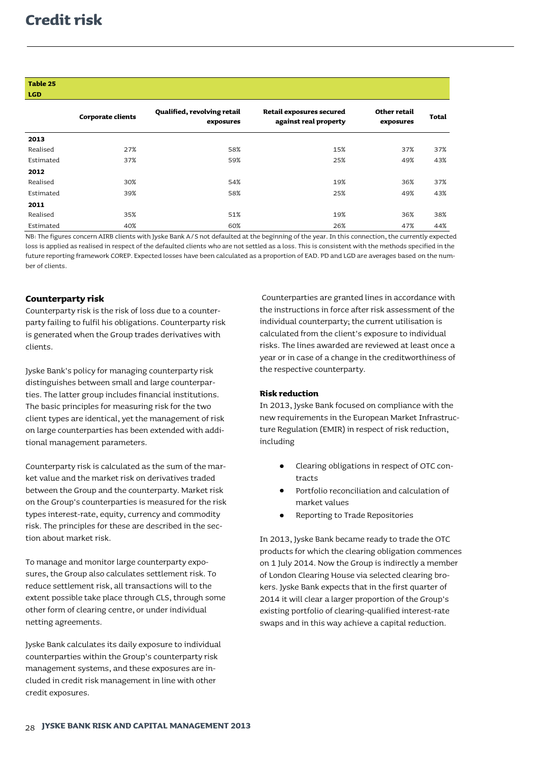# Credit risk

**Table 25**
**LGD**

| | Corporate clients | Qualified, revolving retail exposures | Retail exposures secured against real property | Other retail exposures | Total |
|---|---|---|---|---|---|
| **2013** | | | | | |
| Realised | 27% | 58% | 15% | 37% | 37% |
| Estimated | 37% | 59% | 25% | 49% | 43% |
| **2012** | | | | | |
| Realised | 30% | 54% | 19% | 36% | 37% |
| Estimated | 39% | 58% | 25% | 49% | 43% |
| **2011** | | | | | |
| Realised | 35% | 51% | 19% | 36% | 38% |
| Estimated | 40% | 60% | 26% | 47% | 44% |

NB: The figures concern AIRB clients with Jyske Bank A/S not defaulted at the beginning of the year. In this connection, the currently expected loss is applied as realised in respect of the defaulted clients who are not settled as a loss. This is consistent with the methods specified in the future reporting framework COREP. Expected losses have been calculated as a proportion of EAD. PD and LGD are averages based on the number of clients.

### Counterparty risk

Counterparty risk is the risk of loss due to a counterparty failing to fulfil his obligations. Counterparty risk is generated when the Group trades derivatives with clients.

Jyske Bank's policy for managing counterparty risk distinguishes between small and large counterparties. The latter group includes financial institutions. The basic principles for measuring risk for the two client types are identical, yet the management of risk on large counterparties has been extended with additional management parameters.

Counterparty risk is calculated as the sum of the market value and the market risk on derivatives traded between the Group and the counterparty. Market risk on the Group's counterparties is measured for the risk types interest-rate, equity, currency and commodity risk. The principles for these are described in the section about market risk.

To manage and monitor large counterparty exposures, the Group also calculates settlement risk. To reduce settlement risk, all transactions will to the extent possible take place through CLS, through some other form of clearing centre, or under individual netting agreements.

Jyske Bank calculates its daily exposure to individual counterparties within the Group's counterparty risk management systems, and these exposures are included in credit risk management in line with other credit exposures.

Counterparties are granted lines in accordance with the instructions in force after risk assessment of the individual counterparty; the current utilisation is calculated from the client's exposure to individual risks. The lines awarded are reviewed at least once a year or in case of a change in the creditworthiness of the respective counterparty.

### Risk reduction

In 2013, Jyske Bank focused on compliance with the new requirements in the European Market Infrastructure Regulation (EMIR) in respect of risk reduction, including

- Clearing obligations in respect of OTC contracts
- Portfolio reconciliation and calculation of market values
- Reporting to Trade Repositories

In 2013, Jyske Bank became ready to trade the OTC products for which the clearing obligation commences on 1 July 2014. Now the Group is indirectly a member of London Clearing House via selected clearing brokers. Jyske Bank expects that in the first quarter of 2014 it will clear a larger proportion of the Group's existing portfolio of clearing-qualified interest-rate swaps and in this way achieve a capital reduction.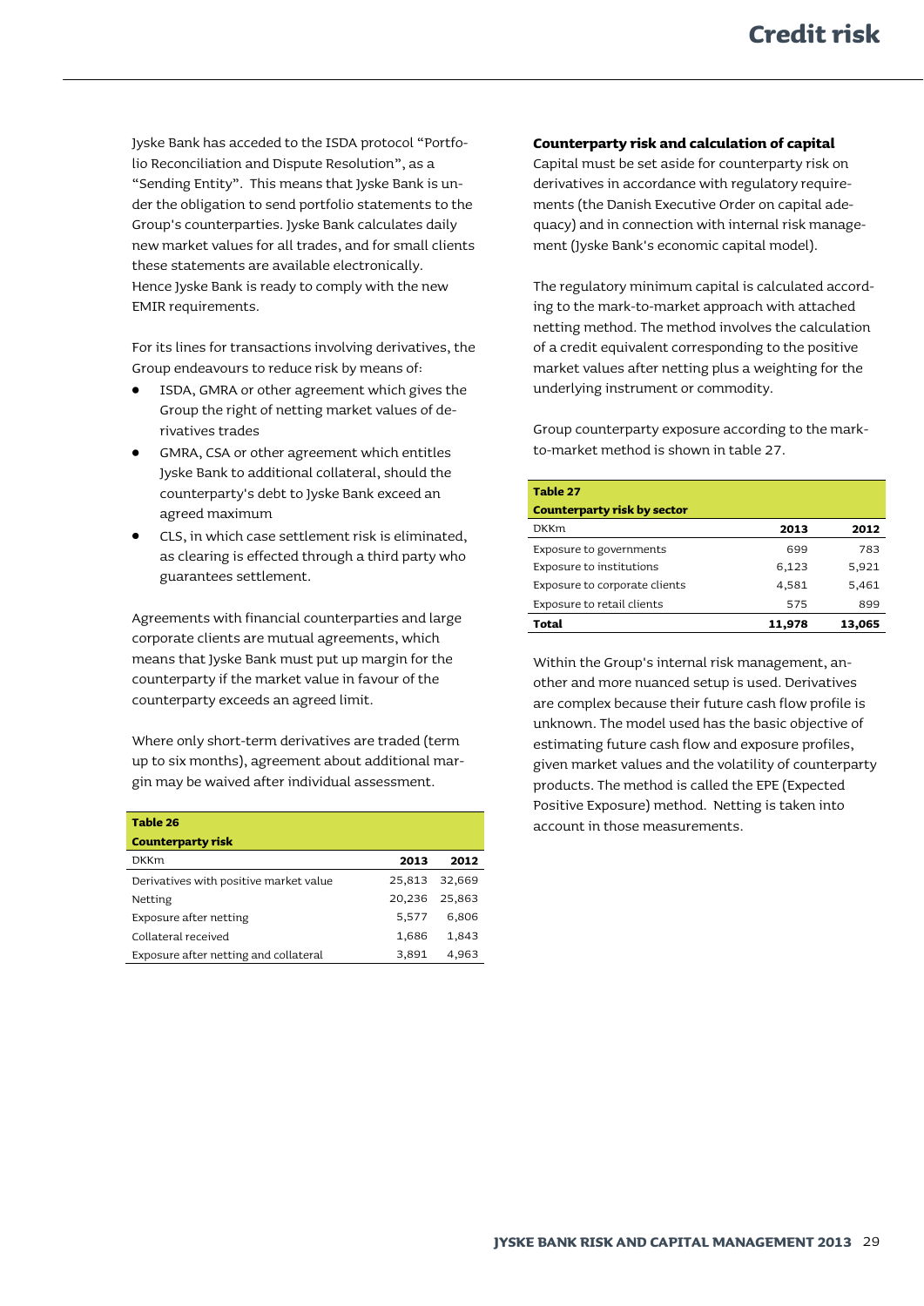Jyske Bank has acceded to the ISDA protocol "Portfolio Reconciliation and Dispute Resolution", as a "Sending Entity". This means that Jyske Bank is under the obligation to send portfolio statements to the Group's counterparties. Jyske Bank calculates daily new market values for all trades, and for small clients these statements are available electronically. Hence Jyske Bank is ready to comply with the new EMIR requirements.

For its lines for transactions involving derivatives, the Group endeavours to reduce risk by means of:

- ISDA, GMRA or other agreement which gives the Group the right of netting market values of derivatives trades
- GMRA, CSA or other agreement which entitles Jyske Bank to additional collateral, should the counterparty's debt to Jyske Bank exceed an agreed maximum
- CLS, in which case settlement risk is eliminated, as clearing is effected through a third party who guarantees settlement.

Agreements with financial counterparties and large corporate clients are mutual agreements, which means that Jyske Bank must put up margin for the counterparty if the market value in favour of the counterparty exceeds an agreed limit.

Where only short-term derivatives are traded (term up to six months), agreement about additional margin may be waived after individual assessment.

**Table 26**
**Counterparty risk**

| DKKm | 2013 | 2012 |
|---|---|---|
| Derivatives with positive market value | 25,813 | 32,669 |
| Netting | 20,236 | 25,863 |
| Exposure after netting | 5,577 | 6,806 |
| Collateral received | 1,686 | 1,843 |
| Exposure after netting and collateral | 3,891 | 4,963 |

### Counterparty risk and calculation of capital

Capital must be set aside for counterparty risk on derivatives in accordance with regulatory requirements (the Danish Executive Order on capital adequacy) and in connection with internal risk management (Jyske Bank's economic capital model).

The regulatory minimum capital is calculated according to the mark-to-market approach with attached netting method. The method involves the calculation of a credit equivalent corresponding to the positive market values after netting plus a weighting for the underlying instrument or commodity.

Group counterparty exposure according to the mark-to-market method is shown in table 27.

**Table 27**
**Counterparty risk by sector**

| DKKm | 2013 | 2012 |
|---|---|---|
| Exposure to governments | 699 | 783 |
| Exposure to institutions | 6,123 | 5,921 |
| Exposure to corporate clients | 4,581 | 5,461 |
| Exposure to retail clients | 575 | 899 |
| **Total** | **11,978** | **13,065** |

Within the Group's internal risk management, another and more nuanced setup is used. Derivatives are complex because their future cash flow profile is unknown. The model used has the basic objective of estimating future cash flow and exposure profiles, given market values and the volatility of counterparty products. The method is called the EPE (Expected Positive Exposure) method. Netting is taken into account in those measurements.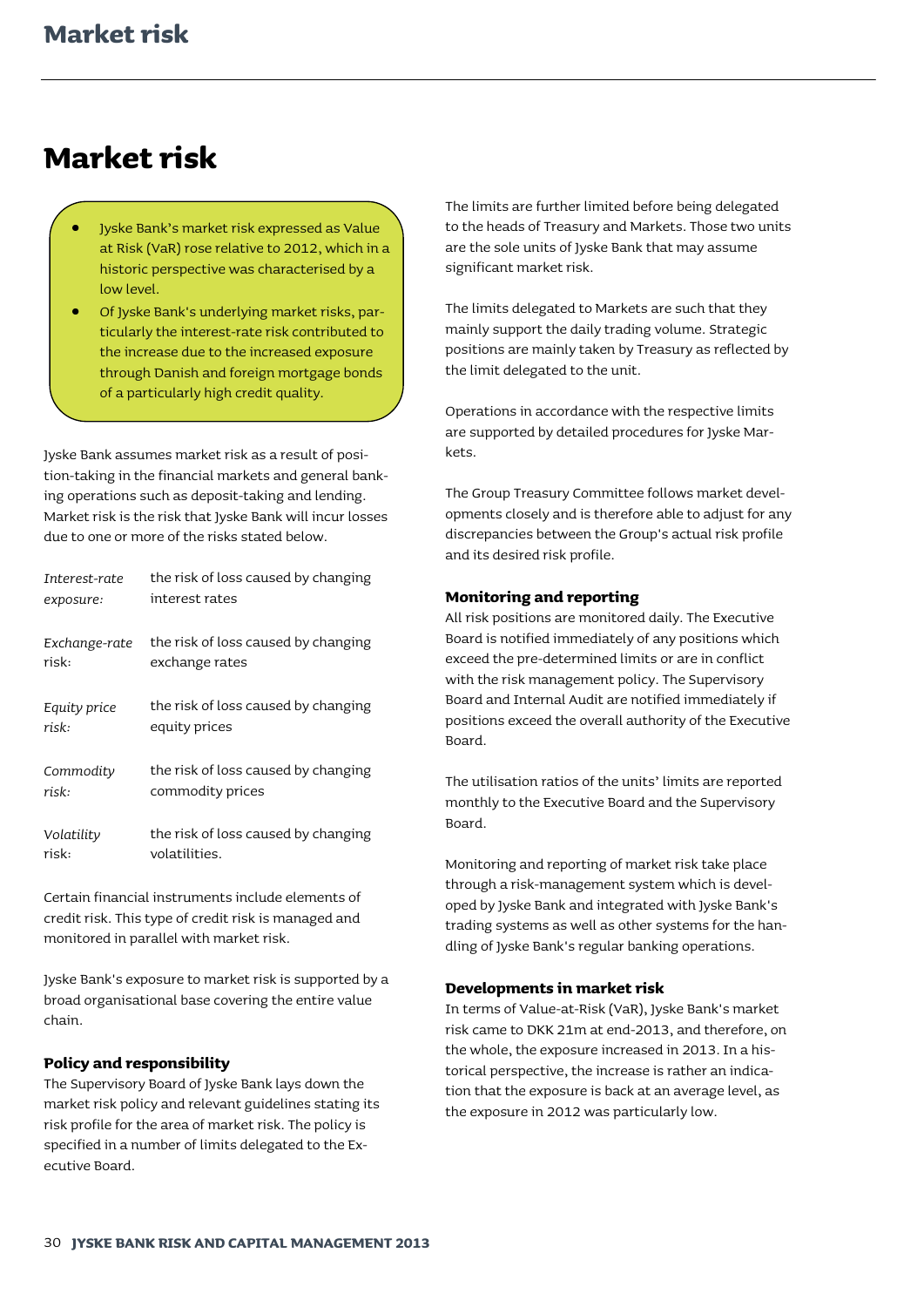# Market risk

- Jyske Bank's market risk expressed as Value at Risk (VaR) rose relative to 2012, which in a historic perspective was characterised by a low level.
- Of Jyske Bank's underlying market risks, particularly the interest-rate risk contributed to the increase due to the increased exposure through Danish and foreign mortgage bonds of a particularly high credit quality.

Jyske Bank assumes market risk as a result of position-taking in the financial markets and general banking operations such as deposit-taking and lending. Market risk is the risk that Jyske Bank will incur losses due to one or more of the risks stated below.

| | |
|---|---|
| *Interest-rate exposure:* | the risk of loss caused by changing interest rates |
| *Exchange-rate risk:* | the risk of loss caused by changing exchange rates |
| *Equity price risk:* | the risk of loss caused by changing equity prices |
| *Commodity risk:* | the risk of loss caused by changing commodity prices |
| *Volatility risk:* | the risk of loss caused by changing volatilities. |

Certain financial instruments include elements of credit risk. This type of credit risk is managed and monitored in parallel with market risk.

Jyske Bank's exposure to market risk is supported by a broad organisational base covering the entire value chain.

### Policy and responsibility

The Supervisory Board of Jyske Bank lays down the market risk policy and relevant guidelines stating its risk profile for the area of market risk. The policy is specified in a number of limits delegated to the Executive Board.

The limits are further limited before being delegated to the heads of Treasury and Markets. Those two units are the sole units of Jyske Bank that may assume significant market risk.

The limits delegated to Markets are such that they mainly support the daily trading volume. Strategic positions are mainly taken by Treasury as reflected by the limit delegated to the unit.

Operations in accordance with the respective limits are supported by detailed procedures for Jyske Markets.

The Group Treasury Committee follows market developments closely and is therefore able to adjust for any discrepancies between the Group's actual risk profile and its desired risk profile.

### Monitoring and reporting

All risk positions are monitored daily. The Executive Board is notified immediately of any positions which exceed the pre-determined limits or are in conflict with the risk management policy. The Supervisory Board and Internal Audit are notified immediately if positions exceed the overall authority of the Executive Board.

The utilisation ratios of the units' limits are reported monthly to the Executive Board and the Supervisory Board.

Monitoring and reporting of market risk take place through a risk-management system which is developed by Jyske Bank and integrated with Jyske Bank's trading systems as well as other systems for the handling of Jyske Bank's regular banking operations.

### Developments in market risk

In terms of Value-at-Risk (VaR), Jyske Bank's market risk came to DKK 21m at end-2013, and therefore, on the whole, the exposure increased in 2013. In a historical perspective, the increase is rather an indication that the exposure is back at an average level, as the exposure in 2012 was particularly low.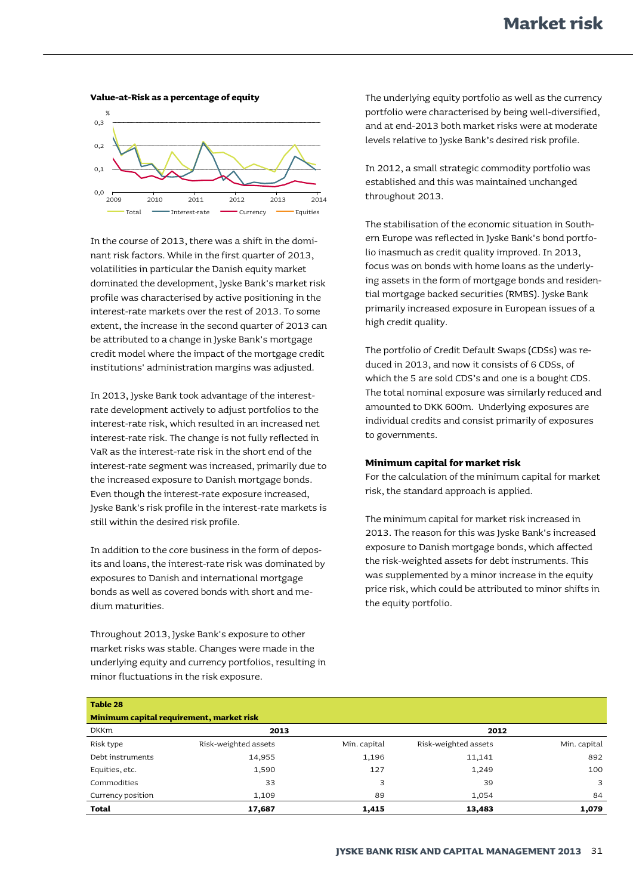**Value-at-Risk as a percentage of equity**

In the course of 2013, there was a shift in the dominant risk factors. While in the first quarter of 2013, volatilities in particular the Danish equity market dominated the development, Jyske Bank's market risk profile was characterised by active positioning in the interest-rate markets over the rest of 2013. To some extent, the increase in the second quarter of 2013 can be attributed to a change in Jyske Bank's mortgage credit model where the impact of the mortgage credit institutions' administration margins was adjusted.

In 2013, Jyske Bank took advantage of the interest-rate development actively to adjust portfolios to the interest-rate risk, which resulted in an increased net interest-rate risk. The change is not fully reflected in VaR as the interest-rate risk in the short end of the interest-rate segment was increased, primarily due to the increased exposure to Danish mortgage bonds. Even though the interest-rate exposure increased, Jyske Bank's risk profile in the interest-rate markets is still within the desired risk profile.

In addition to the core business in the form of deposits and loans, the interest-rate risk was dominated by exposures to Danish and international mortgage bonds as well as covered bonds with short and medium maturities.

Throughout 2013, Jyske Bank's exposure to other market risks was stable. Changes were made in the underlying equity and currency portfolios, resulting in minor fluctuations in the risk exposure.

The underlying equity portfolio as well as the currency portfolio were characterised by being well-diversified, and at end-2013 both market risks were at moderate levels relative to Jyske Bank's desired risk profile.

In 2012, a small strategic commodity portfolio was established and this was maintained unchanged throughout 2013.

The stabilisation of the economic situation in Southern Europe was reflected in Jyske Bank's bond portfolio inasmuch as credit quality improved. In 2013, focus was on bonds with home loans as the underlying assets in the form of mortgage bonds and residential mortgage backed securities (RMBS). Jyske Bank primarily increased exposure in European issues of a high credit quality.

The portfolio of Credit Default Swaps (CDSs) was reduced in 2013, and now it consists of 6 CDSs, of which the 5 are sold CDS's and one is a bought CDS. The total nominal exposure was similarly reduced and amounted to DKK 600m. Underlying exposures are individual credits and consist primarily of exposures to governments.

### Minimum capital for market risk

For the calculation of the minimum capital for market risk, the standard approach is applied.

The minimum capital for market risk increased in 2013. The reason for this was Jyske Bank's increased exposure to Danish mortgage bonds, which affected the risk-weighted assets for debt instruments. This was supplemented by a minor increase in the equity price risk, which could be attributed to minor shifts in the equity portfolio.

**Table 28**
**Minimum capital requirement, market risk**

| DKKm | 2013 | | 2012 | |
|---|---|---|---|---|
| Risk type | Risk-weighted assets | Min. capital | Risk-weighted assets | Min. capital |
| Debt instruments | 14,955 | 1,196 | 11,141 | 892 |
| Equities, etc. | 1,590 | 127 | 1,249 | 100 |
| Commodities | 33 | 3 | 39 | 3 |
| Currency position | 1,109 | 89 | 1,054 | 84 |
| **Total** | **17,687** | **1,415** | **13,483** | **1,079** |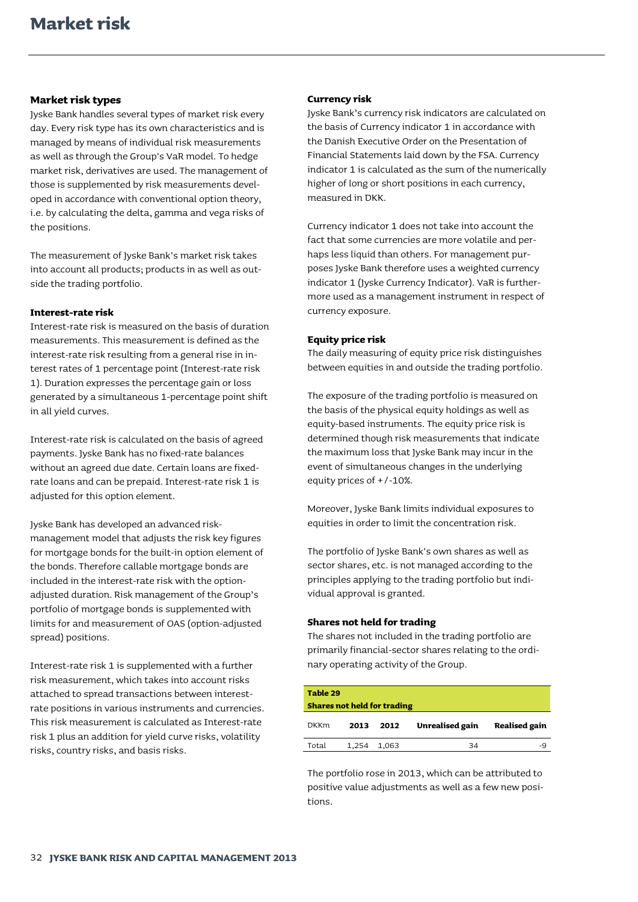# Market risk

## Market risk types

Jyske Bank handles several types of market risk every day. Every risk type has its own characteristics and is managed by means of individual risk measurements as well as through the Group's VaR model. To hedge market risk, derivatives are used. The management of those is supplemented by risk measurements developed in accordance with conventional option theory, i.e. by calculating the delta, gamma and vega risks of the positions.

The measurement of Jyske Bank's market risk takes into account all products; products in as well as outside the trading portfolio.

### Interest-rate risk

Interest-rate risk is measured on the basis of duration measurements. This measurement is defined as the interest-rate risk resulting from a general rise in interest rates of 1 percentage point (Interest-rate risk 1). Duration expresses the percentage gain or loss generated by a simultaneous 1-percentage point shift in all yield curves.

Interest-rate risk is calculated on the basis of agreed payments. Jyske Bank has no fixed-rate balances without an agreed due date. Certain loans are fixed-rate loans and can be prepaid. Interest-rate risk 1 is adjusted for this option element.

Jyske Bank has developed an advanced risk-management model that adjusts the risk key figures for mortgage bonds for the built-in option element of the bonds. Therefore callable mortgage bonds are included in the interest-rate risk with the option-adjusted duration. Risk management of the Group's portfolio of mortgage bonds is supplemented with limits for and measurement of OAS (option-adjusted spread) positions.

Interest-rate risk 1 is supplemented with a further risk measurement, which takes into account risks attached to spread transactions between interest-rate positions in various instruments and currencies. This risk measurement is calculated as Interest-rate risk 1 plus an addition for yield curve risks, volatility risks, country risks, and basis risks.

### Currency risk

Jyske Bank's currency risk indicators are calculated on the basis of Currency indicator 1 in accordance with the Danish Executive Order on the Presentation of Financial Statements laid down by the FSA. Currency indicator 1 is calculated as the sum of the numerically higher of long or short positions in each currency, measured in DKK.

Currency indicator 1 does not take into account the fact that some currencies are more volatile and perhaps less liquid than others. For management purposes Jyske Bank therefore uses a weighted currency indicator 1 (Jyske Currency Indicator). VaR is furthermore used as a management instrument in respect of currency exposure.

### Equity price risk

The daily measuring of equity price risk distinguishes between equities in and outside the trading portfolio.

The exposure of the trading portfolio is measured on the basis of the physical equity holdings as well as equity-based instruments. The equity price risk is determined though risk measurements that indicate the maximum loss that Jyske Bank may incur in the event of simultaneous changes in the underlying equity prices of +/-10%.

Moreover, Jyske Bank limits individual exposures to equities in order to limit the concentration risk.

The portfolio of Jyske Bank's own shares as well as sector shares, etc. is not managed according to the principles applying to the trading portfolio but individual approval is granted.

### Shares not held for trading

The shares not included in the trading portfolio are primarily financial-sector shares relating to the ordinary operating activity of the Group.

**Table 29**
**Shares not held for trading**

| DKKm | 2013 | 2012 | Unrealised gain | Realised gain |
|---|---|---|---|---|
| Total | 1,254 | 1,063 | 34 | -9 |

The portfolio rose in 2013, which can be attributed to positive value adjustments as well as a few new positions.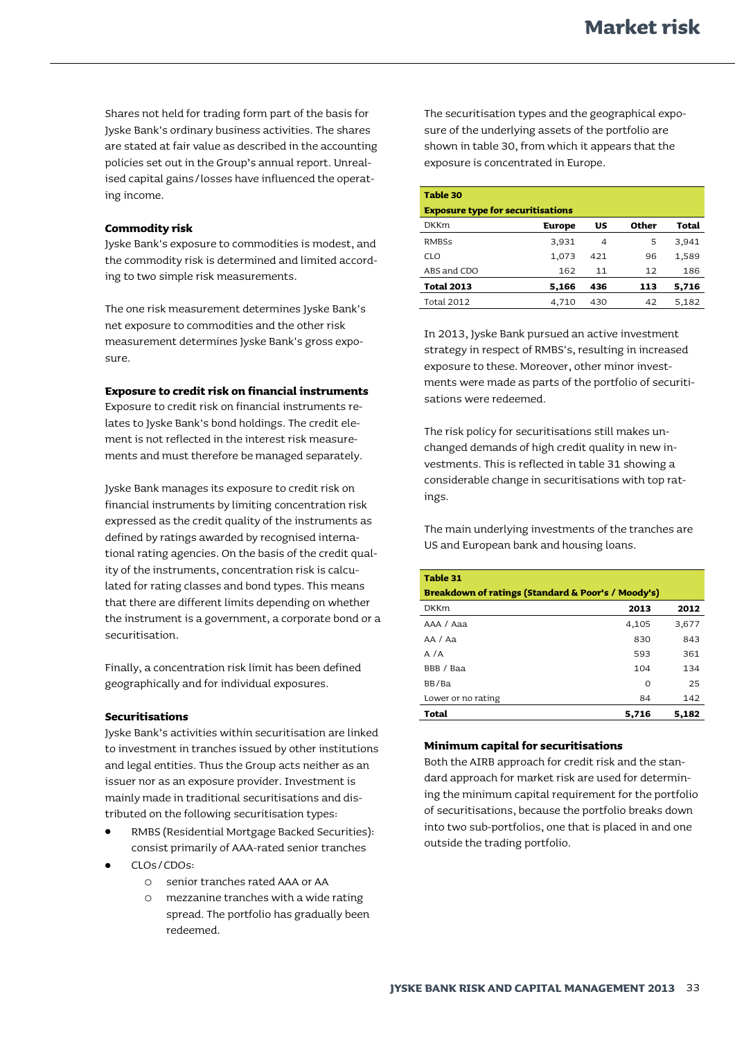Shares not held for trading form part of the basis for Jyske Bank's ordinary business activities. The shares are stated at fair value as described in the accounting policies set out in the Group's annual report. Unrealised capital gains/losses have influenced the operating income.

### Commodity risk

Jyske Bank's exposure to commodities is modest, and the commodity risk is determined and limited according to two simple risk measurements.

The one risk measurement determines Jyske Bank's net exposure to commodities and the other risk measurement determines Jyske Bank's gross exposure.

### Exposure to credit risk on financial instruments

Exposure to credit risk on financial instruments relates to Jyske Bank's bond holdings. The credit element is not reflected in the interest risk measurements and must therefore be managed separately.

Jyske Bank manages its exposure to credit risk on financial instruments by limiting concentration risk expressed as the credit quality of the instruments as defined by ratings awarded by recognised international rating agencies. On the basis of the credit quality of the instruments, concentration risk is calculated for rating classes and bond types. This means that there are different limits depending on whether the instrument is a government, a corporate bond or a securitisation.

Finally, a concentration risk limit has been defined geographically and for individual exposures.

### Securitisations

Jyske Bank's activities within securitisation are linked to investment in tranches issued by other institutions and legal entities. Thus the Group acts neither as an issuer nor as an exposure provider. Investment is mainly made in traditional securitisations and distributed on the following securitisation types:

- RMBS (Residential Mortgage Backed Securities): consist primarily of AAA-rated senior tranches
- CLOs/CDOs:
  - senior tranches rated AAA or AA
  - mezzanine tranches with a wide rating spread. The portfolio has gradually been redeemed.

The securitisation types and the geographical exposure of the underlying assets of the portfolio are shown in table 30, from which it appears that the exposure is concentrated in Europe.

**Table 30**
**Exposure type for securitisations**

| DKKm | Europe | US | Other | Total |
|---|---|---|---|---|
| RMBSs | 3,931 | 4 | 5 | 3,941 |
| CLO | 1,073 | 421 | 96 | 1,589 |
| ABS and CDO | 162 | 11 | 12 | 186 |
| **Total 2013** | **5,166** | **436** | **113** | **5,716** |
| Total 2012 | 4,710 | 430 | 42 | 5,182 |

In 2013, Jyske Bank pursued an active investment strategy in respect of RMBS's, resulting in increased exposure to these. Moreover, other minor investments were made as parts of the portfolio of securitisations were redeemed.

The risk policy for securitisations still makes unchanged demands of high credit quality in new investments. This is reflected in table 31 showing a considerable change in securitisations with top ratings.

The main underlying investments of the tranches are US and European bank and housing loans.

**Table 31**
**Breakdown of ratings (Standard & Poor's / Moody's)**

| DKKm | 2013 | 2012 |
|---|---|---|
| AAA / Aaa | 4,105 | 3,677 |
| AA / Aa | 830 | 843 |
| A /A | 593 | 361 |
| BBB / Baa | 104 | 134 |
| BB/Ba | 0 | 25 |
| Lower or no rating | 84 | 142 |
| **Total** | **5,716** | **5,182** |

### Minimum capital for securitisations

Both the AIRB approach for credit risk and the standard approach for market risk are used for determining the minimum capital requirement for the portfolio of securitisations, because the portfolio breaks down into two sub-portfolios, one that is placed in and one outside the trading portfolio.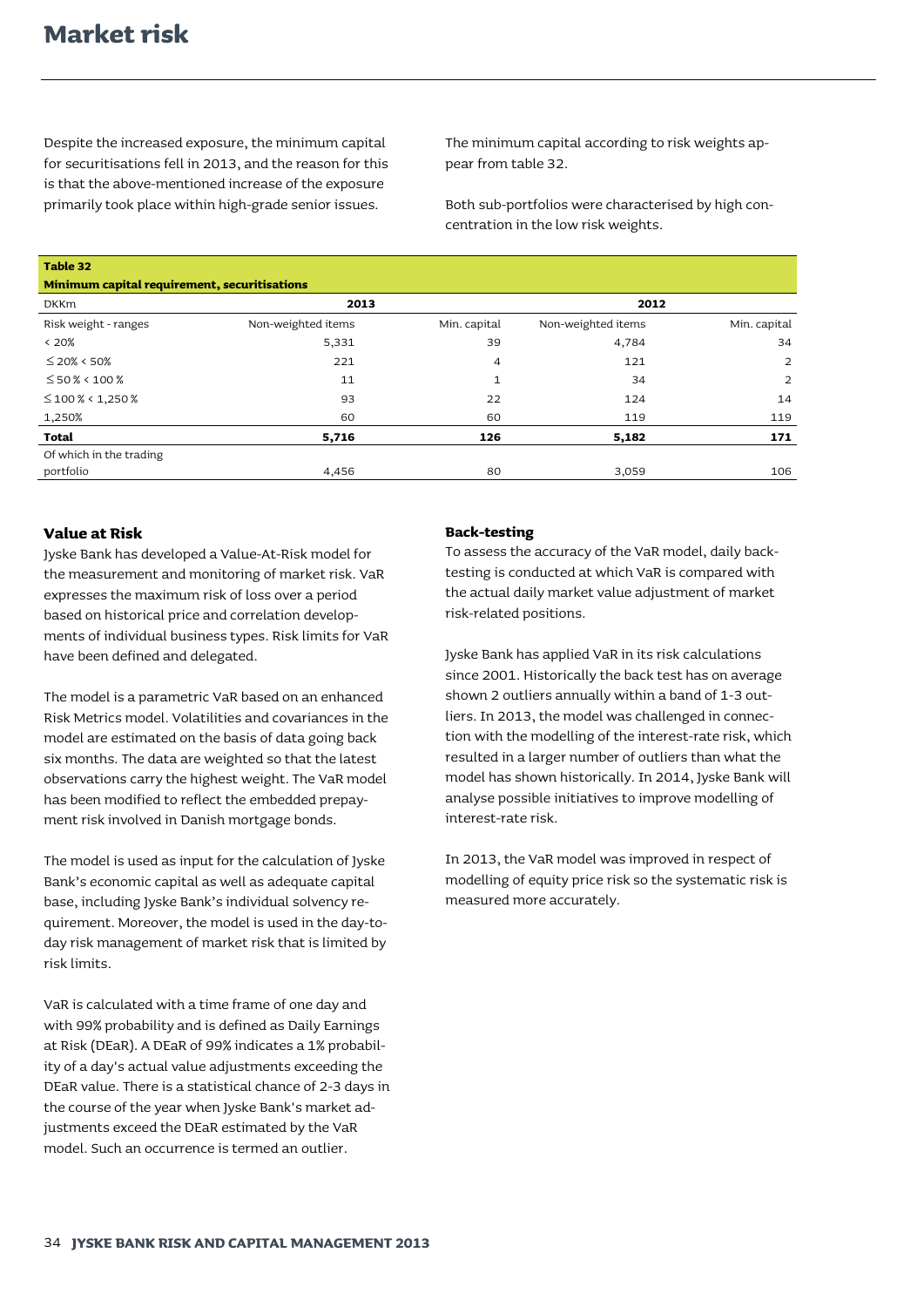# Market risk

Despite the increased exposure, the minimum capital for securitisations fell in 2013, and the reason for this is that the above-mentioned increase of the exposure primarily took place within high-grade senior issues.

The minimum capital according to risk weights appear from table 32.

Both sub-portfolios were characterised by high concentration in the low risk weights.

**Table 32**
**Minimum capital requirement, securitisations**

| DKKm | 2013 | | 2012 | |
|---|---|---|---|---|
| Risk weight - ranges | Non-weighted items | Min. capital | Non-weighted items | Min. capital |
| < 20% | 5,331 | 39 | 4,784 | 34 |
| ≤ 20% < 50% | 221 | 4 | 121 | 2 |
| ≤ 50 % < 100 % | 11 | 1 | 34 | 2 |
| ≤ 100 % < 1,250 % | 93 | 22 | 124 | 14 |
| 1,250% | 60 | 60 | 119 | 119 |
| **Total** | **5,716** | **126** | **5,182** | **171** |
| Of which in the trading portfolio | 4,456 | 80 | 3,059 | 106 |

### Value at Risk

Jyske Bank has developed a Value-At-Risk model for the measurement and monitoring of market risk. VaR expresses the maximum risk of loss over a period based on historical price and correlation developments of individual business types. Risk limits for VaR have been defined and delegated.

The model is a parametric VaR based on an enhanced Risk Metrics model. Volatilities and covariances in the model are estimated on the basis of data going back six months. The data are weighted so that the latest observations carry the highest weight. The VaR model has been modified to reflect the embedded prepayment risk involved in Danish mortgage bonds.

The model is used as input for the calculation of Jyske Bank's economic capital as well as adequate capital base, including Jyske Bank's individual solvency requirement. Moreover, the model is used in the day-to-day risk management of market risk that is limited by risk limits.

VaR is calculated with a time frame of one day and with 99% probability and is defined as Daily Earnings at Risk (DEaR). A DEaR of 99% indicates a 1% probability of a day's actual value adjustments exceeding the DEaR value. There is a statistical chance of 2-3 days in the course of the year when Jyske Bank's market adjustments exceed the DEaR estimated by the VaR model. Such an occurrence is termed an outlier.

### Back-testing

To assess the accuracy of the VaR model, daily back-testing is conducted at which VaR is compared with the actual daily market value adjustment of market risk-related positions.

Jyske Bank has applied VaR in its risk calculations since 2001. Historically the back test has on average shown 2 outliers annually within a band of 1-3 outliers. In 2013, the model was challenged in connection with the modelling of the interest-rate risk, which resulted in a larger number of outliers than what the model has shown historically. In 2014, Jyske Bank will analyse possible initiatives to improve modelling of interest-rate risk.

In 2013, the VaR model was improved in respect of modelling of equity price risk so the systematic risk is measured more accurately.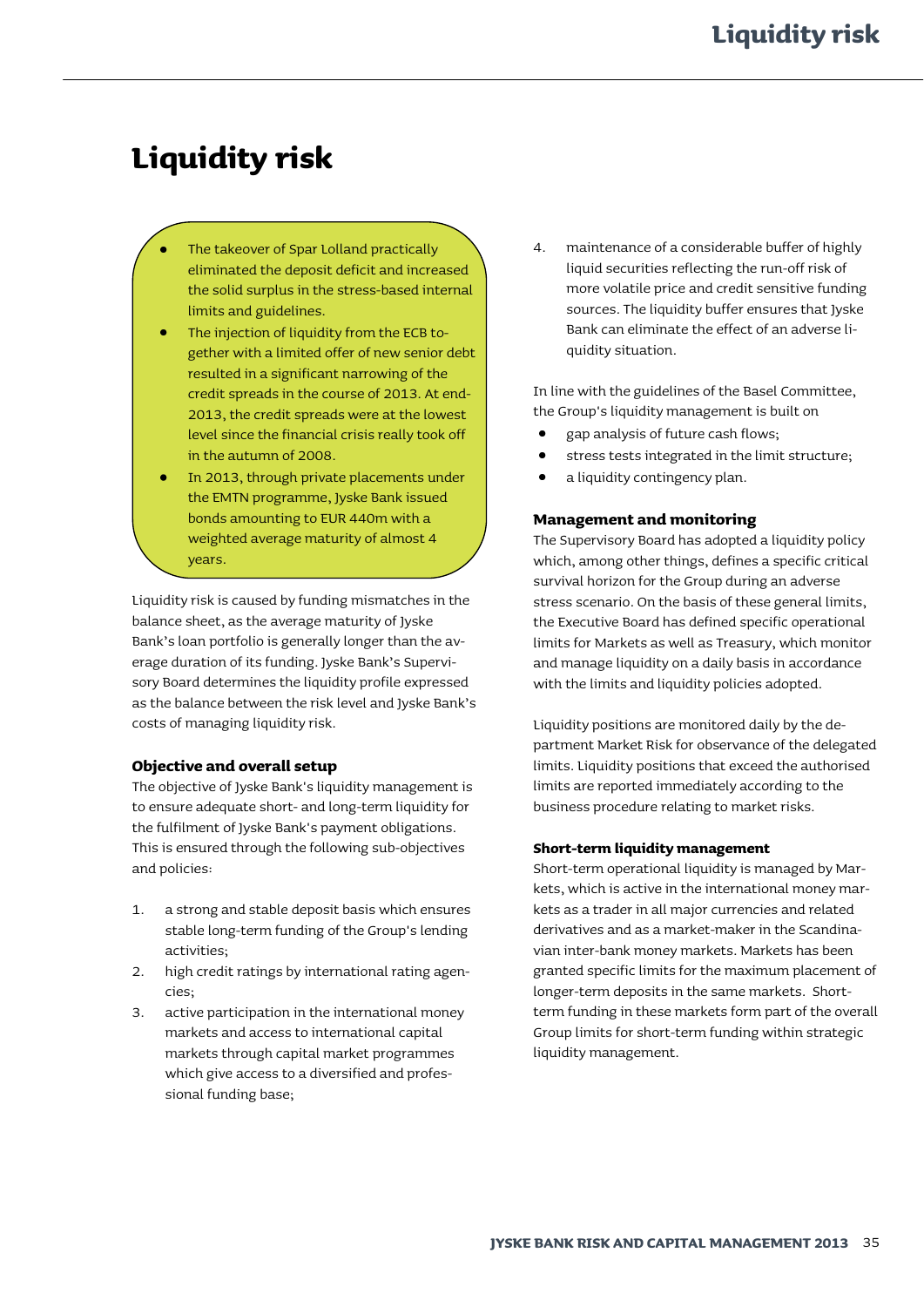# Liquidity risk

- The takeover of Spar Lolland practically eliminated the deposit deficit and increased the solid surplus in the stress-based internal limits and guidelines.
- The injection of liquidity from the ECB together with a limited offer of new senior debt resulted in a significant narrowing of the credit spreads in the course of 2013. At end-2013, the credit spreads were at the lowest level since the financial crisis really took off in the autumn of 2008.
- In 2013, through private placements under the EMTN programme, Jyske Bank issued bonds amounting to EUR 440m with a weighted average maturity of almost 4 years.

Liquidity risk is caused by funding mismatches in the balance sheet, as the average maturity of Jyske Bank's loan portfolio is generally longer than the average duration of its funding. Jyske Bank's Supervisory Board determines the liquidity profile expressed as the balance between the risk level and Jyske Bank's costs of managing liquidity risk.

#### Objective and overall setup

The objective of Jyske Bank's liquidity management is to ensure adequate short- and long-term liquidity for the fulfilment of Jyske Bank's payment obligations. This is ensured through the following sub-objectives and policies:

1. a strong and stable deposit basis which ensures stable long-term funding of the Group's lending activities;
2. high credit ratings by international rating agencies;
3. active participation in the international money markets and access to international capital markets through capital market programmes which give access to a diversified and professional funding base;
4. maintenance of a considerable buffer of highly liquid securities reflecting the run-off risk of more volatile price and credit sensitive funding sources. The liquidity buffer ensures that Jyske Bank can eliminate the effect of an adverse liquidity situation.

In line with the guidelines of the Basel Committee, the Group's liquidity management is built on

- gap analysis of future cash flows;
- stress tests integrated in the limit structure;
- a liquidity contingency plan.

#### Management and monitoring

The Supervisory Board has adopted a liquidity policy which, among other things, defines a specific critical survival horizon for the Group during an adverse stress scenario. On the basis of these general limits, the Executive Board has defined specific operational limits for Markets as well as Treasury, which monitor and manage liquidity on a daily basis in accordance with the limits and liquidity policies adopted.

Liquidity positions are monitored daily by the department Market Risk for observance of the delegated limits. Liquidity positions that exceed the authorised limits are reported immediately according to the business procedure relating to market risks.

#### Short-term liquidity management

Short-term operational liquidity is managed by Markets, which is active in the international money markets as a trader in all major currencies and related derivatives and as a market-maker in the Scandinavian inter-bank money markets. Markets has been granted specific limits for the maximum placement of longer-term deposits in the same markets. Short-term funding in these markets form part of the overall Group limits for short-term funding within strategic liquidity management.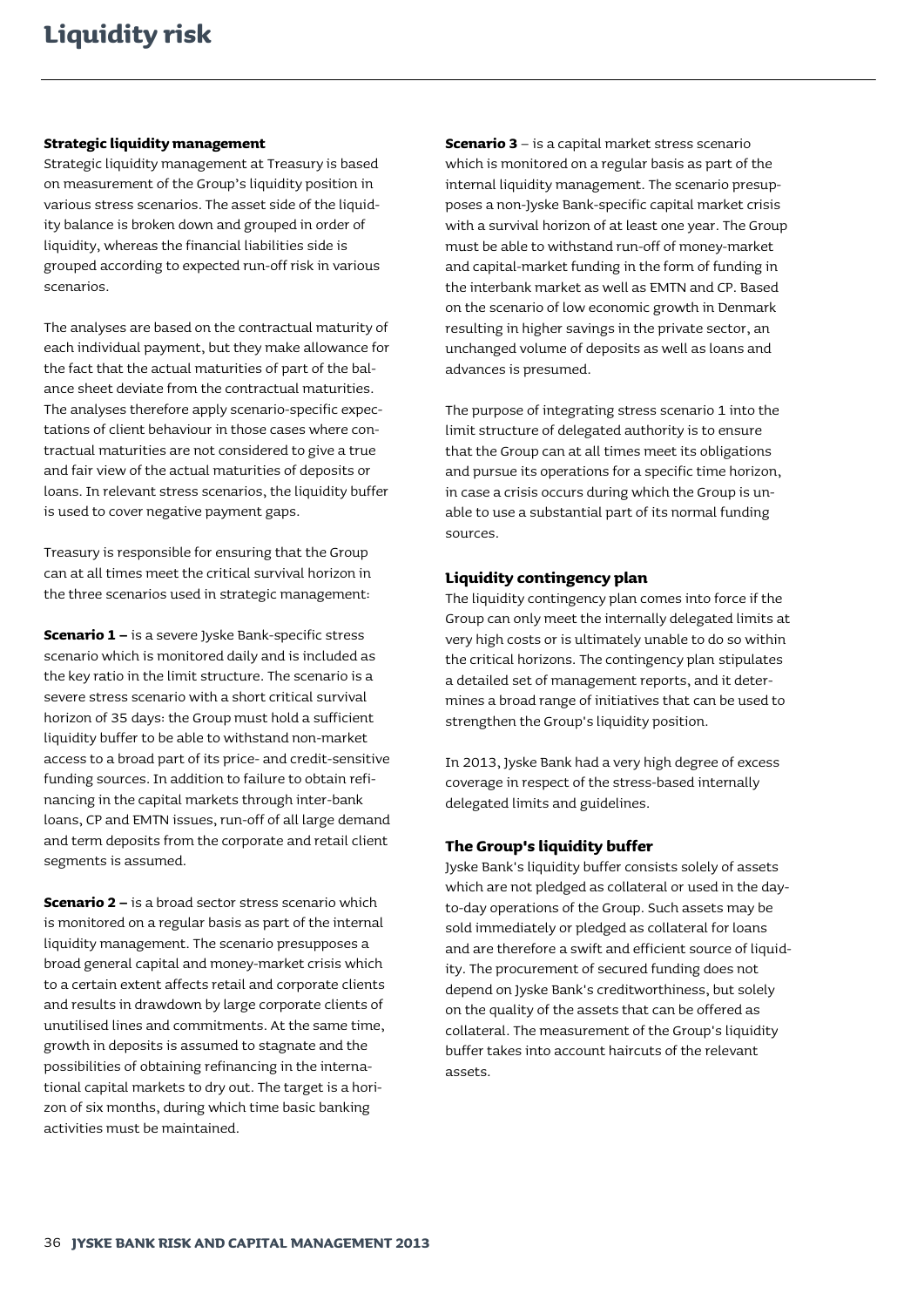# Liquidity risk

### Strategic liquidity management

Strategic liquidity management at Treasury is based on measurement of the Group's liquidity position in various stress scenarios. The asset side of the liquidity balance is broken down and grouped in order of liquidity, whereas the financial liabilities side is grouped according to expected run-off risk in various scenarios.

The analyses are based on the contractual maturity of each individual payment, but they make allowance for the fact that the actual maturities of part of the balance sheet deviate from the contractual maturities. The analyses therefore apply scenario-specific expectations of client behaviour in those cases where contractual maturities are not considered to give a true and fair view of the actual maturities of deposits or loans. In relevant stress scenarios, the liquidity buffer is used to cover negative payment gaps.

Treasury is responsible for ensuring that the Group can at all times meet the critical survival horizon in the three scenarios used in strategic management:

**Scenario 1 –** is a severe Jyske Bank-specific stress scenario which is monitored daily and is included as the key ratio in the limit structure. The scenario is a severe stress scenario with a short critical survival horizon of 35 days: the Group must hold a sufficient liquidity buffer to be able to withstand non-market access to a broad part of its price- and credit-sensitive funding sources. In addition to failure to obtain refinancing in the capital markets through inter-bank loans, CP and EMTN issues, run-off of all large demand and term deposits from the corporate and retail client segments is assumed.

**Scenario 2 –** is a broad sector stress scenario which is monitored on a regular basis as part of the internal liquidity management. The scenario presupposes a broad general capital and money-market crisis which to a certain extent affects retail and corporate clients and results in drawdown by large corporate clients of unutilised lines and commitments. At the same time, growth in deposits is assumed to stagnate and the possibilities of obtaining refinancing in the international capital markets to dry out. The target is a horizon of six months, during which time basic banking activities must be maintained.

**Scenario 3** – is a capital market stress scenario which is monitored on a regular basis as part of the internal liquidity management. The scenario presupposes a non-Jyske Bank-specific capital market crisis with a survival horizon of at least one year. The Group must be able to withstand run-off of money-market and capital-market funding in the form of funding in the interbank market as well as EMTN and CP. Based on the scenario of low economic growth in Denmark resulting in higher savings in the private sector, an unchanged volume of deposits as well as loans and advances is presumed.

The purpose of integrating stress scenario 1 into the limit structure of delegated authority is to ensure that the Group can at all times meet its obligations and pursue its operations for a specific time horizon, in case a crisis occurs during which the Group is unable to use a substantial part of its normal funding sources.

### Liquidity contingency plan

The liquidity contingency plan comes into force if the Group can only meet the internally delegated limits at very high costs or is ultimately unable to do so within the critical horizons. The contingency plan stipulates a detailed set of management reports, and it determines a broad range of initiatives that can be used to strengthen the Group's liquidity position.

In 2013, Jyske Bank had a very high degree of excess coverage in respect of the stress-based internally delegated limits and guidelines.

### The Group's liquidity buffer

Jyske Bank's liquidity buffer consists solely of assets which are not pledged as collateral or used in the day-to-day operations of the Group. Such assets may be sold immediately or pledged as collateral for loans and are therefore a swift and efficient source of liquidity. The procurement of secured funding does not depend on Jyske Bank's creditworthiness, but solely on the quality of the assets that can be offered as collateral. The measurement of the Group's liquidity buffer takes into account haircuts of the relevant assets.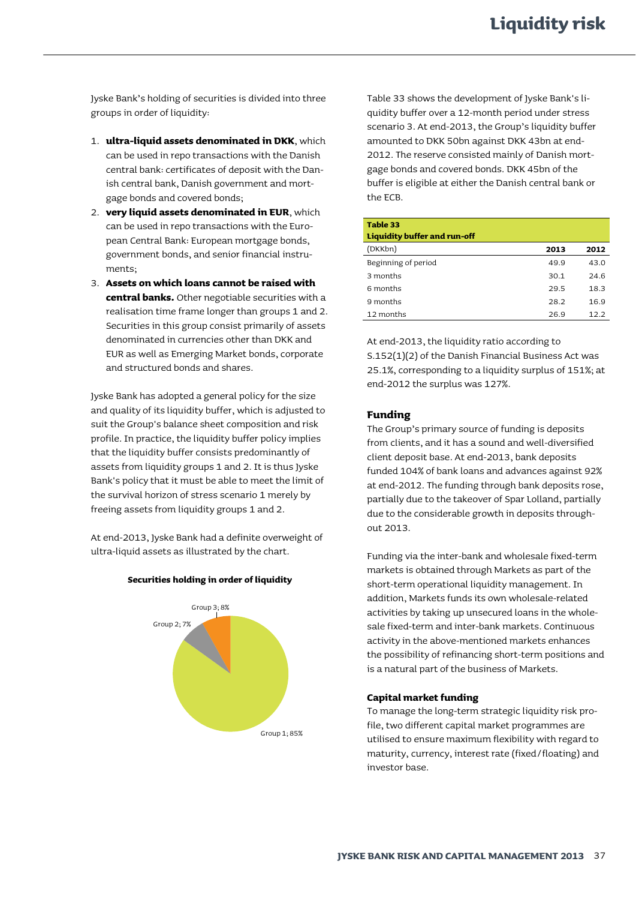Jyske Bank's holding of securities is divided into three groups in order of liquidity:

1. **ultra-liquid assets denominated in DKK**, which can be used in repo transactions with the Danish central bank: certificates of deposit with the Danish central bank, Danish government and mortgage bonds and covered bonds;
2. **very liquid assets denominated in EUR**, which can be used in repo transactions with the European Central Bank: European mortgage bonds, government bonds, and senior financial instruments;
3. **Assets on which loans cannot be raised with central banks.** Other negotiable securities with a realisation time frame longer than groups 1 and 2. Securities in this group consist primarily of assets denominated in currencies other than DKK and EUR as well as Emerging Market bonds, corporate and structured bonds and shares.

Jyske Bank has adopted a general policy for the size and quality of its liquidity buffer, which is adjusted to suit the Group's balance sheet composition and risk profile. In practice, the liquidity buffer policy implies that the liquidity buffer consists predominantly of assets from liquidity groups 1 and 2. It is thus Jyske Bank's policy that it must be able to meet the limit of the survival horizon of stress scenario 1 merely by freeing assets from liquidity groups 1 and 2.

At end-2013, Jyske Bank had a definite overweight of ultra-liquid assets as illustrated by the chart.

**Securities holding in order of liquidity**

Group 1; 85%
Group 2; 7%
Group 3; 8%

Table 33 shows the development of Jyske Bank's liquidity buffer over a 12-month period under stress scenario 3. At end-2013, the Group's liquidity buffer amounted to DKK 50bn against DKK 43bn at end-2012. The reserve consisted mainly of Danish mortgage bonds and covered bonds. DKK 45bn of the buffer is eligible at either the Danish central bank or the ECB.

**Table 33**
**Liquidity buffer and run-off**

| (DKKbn) | 2013 | 2012 |
|---|---|---|
| Beginning of period | 49.9 | 43.0 |
| 3 months | 30.1 | 24.6 |
| 6 months | 29.5 | 18.3 |
| 9 months | 28.2 | 16.9 |
| 12 months | 26.9 | 12.2 |

At end-2013, the liquidity ratio according to S.152(1)(2) of the Danish Financial Business Act was 25.1%, corresponding to a liquidity surplus of 151%; at end-2012 the surplus was 127%.

### Funding

The Group's primary source of funding is deposits from clients, and it has a sound and well-diversified client deposit base. At end-2013, bank deposits funded 104% of bank loans and advances against 92% at end-2012. The funding through bank deposits rose, partially due to the takeover of Spar Lolland, partially due to the considerable growth in deposits throughout 2013.

Funding via the inter-bank and wholesale fixed-term markets is obtained through Markets as part of the short-term operational liquidity management. In addition, Markets funds its own wholesale-related activities by taking up unsecured loans in the wholesale fixed-term and inter-bank markets. Continuous activity in the above-mentioned markets enhances the possibility of refinancing short-term positions and is a natural part of the business of Markets.

### Capital market funding

To manage the long-term strategic liquidity risk profile, two different capital market programmes are utilised to ensure maximum flexibility with regard to maturity, currency, interest rate (fixed/floating) and investor base.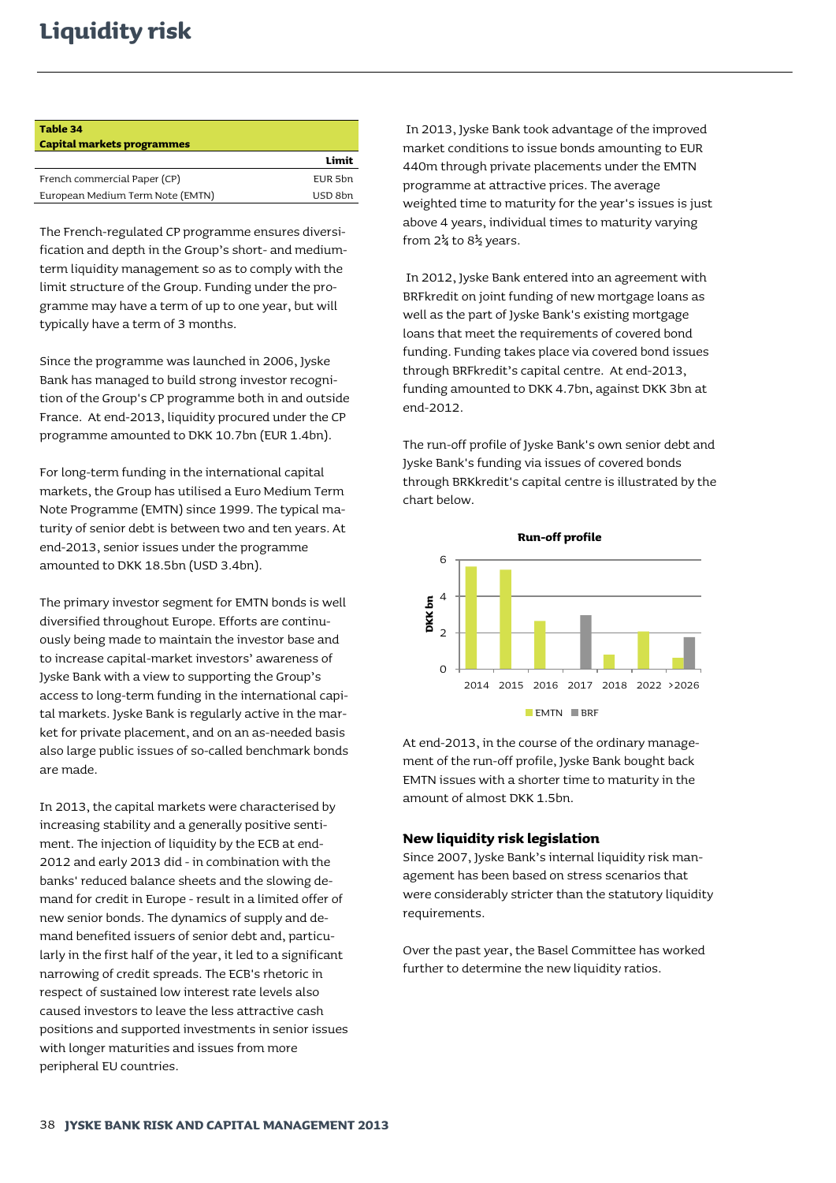# Liquidity risk

| Table 34<br>Capital markets programmes | |
|---|---|
| | **Limit** |
| French commercial Paper (CP) | EUR 5bn |
| European Medium Term Note (EMTN) | USD 8bn |

The French-regulated CP programme ensures diversification and depth in the Group's short- and medium-term liquidity management so as to comply with the limit structure of the Group. Funding under the programme may have a term of up to one year, but will typically have a term of 3 months.

Since the programme was launched in 2006, Jyske Bank has managed to build strong investor recognition of the Group's CP programme both in and outside France. At end-2013, liquidity procured under the CP programme amounted to DKK 10.7bn (EUR 1.4bn).

For long-term funding in the international capital markets, the Group has utilised a Euro Medium Term Note Programme (EMTN) since 1999. The typical maturity of senior debt is between two and ten years. At end-2013, senior issues under the programme amounted to DKK 18.5bn (USD 3.4bn).

The primary investor segment for EMTN bonds is well diversified throughout Europe. Efforts are continuously being made to maintain the investor base and to increase capital-market investors' awareness of Jyske Bank with a view to supporting the Group's access to long-term funding in the international capital markets. Jyske Bank is regularly active in the market for private placement, and on an as-needed basis also large public issues of so-called benchmark bonds are made.

In 2013, the capital markets were characterised by increasing stability and a generally positive sentiment. The injection of liquidity by the ECB at end-2012 and early 2013 did - in combination with the banks' reduced balance sheets and the slowing demand for credit in Europe - result in a limited offer of new senior bonds. The dynamics of supply and demand benefited issuers of senior debt and, particularly in the first half of the year, it led to a significant narrowing of credit spreads. The ECB's rhetoric in respect of sustained low interest rate levels also caused investors to leave the less attractive cash positions and supported investments in senior issues with longer maturities and issues from more peripheral EU countries.

In 2013, Jyske Bank took advantage of the improved market conditions to issue bonds amounting to EUR 440m through private placements under the EMTN programme at attractive prices. The average weighted time to maturity for the year's issues is just above 4 years, individual times to maturity varying from 2¾ to 8½ years.

In 2012, Jyske Bank entered into an agreement with BRFkredit on joint funding of new mortgage loans as well as the part of Jyske Bank's existing mortgage loans that meet the requirements of covered bond funding. Funding takes place via covered bond issues through BRFkredit's capital centre. At end-2013, funding amounted to DKK 4.7bn, against DKK 3bn at end-2012.

The run-off profile of Jyske Bank's own senior debt and Jyske Bank's funding via issues of covered bonds through BRKkredit's capital centre is illustrated by the chart below.

**Run-off profile**

| DKK bn | EMTN | BRF |
|---|---|---|
| 2014 | 5.6 | |
| 2015 | 5.4 | |
| 2016 | 2.6 | |
| 2017 | | 2.9 |
| 2018 | 0.8 | |
| 2022 | 2.0 | |
| >2026 | 0.6 | 1.8 |

At end-2013, in the course of the ordinary management of the run-off profile, Jyske Bank bought back EMTN issues with a shorter time to maturity in the amount of almost DKK 1.5bn.

### New liquidity risk legislation

Since 2007, Jyske Bank's internal liquidity risk management has been based on stress scenarios that were considerably stricter than the statutory liquidity requirements.

Over the past year, the Basel Committee has worked further to determine the new liquidity ratios.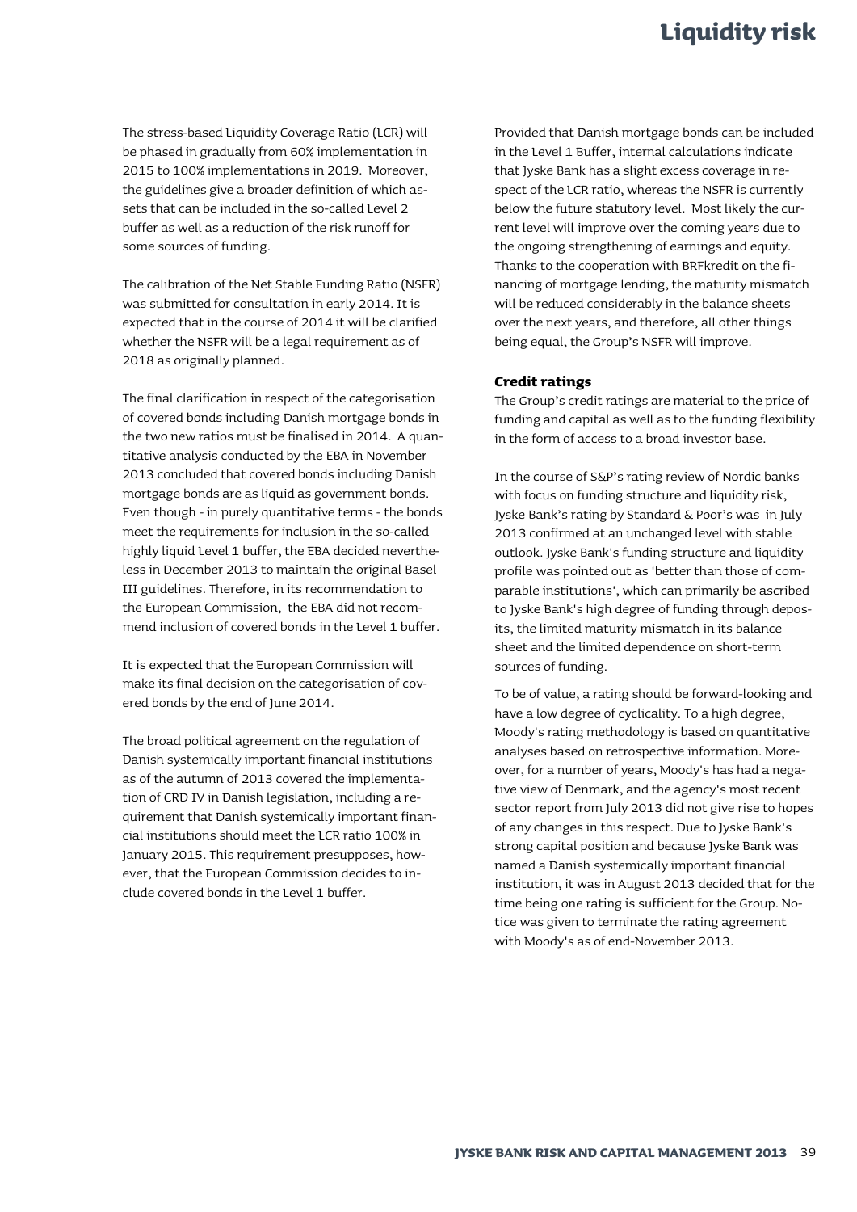The stress-based Liquidity Coverage Ratio (LCR) will be phased in gradually from 60% implementation in 2015 to 100% implementations in 2019. Moreover, the guidelines give a broader definition of which assets that can be included in the so-called Level 2 buffer as well as a reduction of the risk runoff for some sources of funding.

The calibration of the Net Stable Funding Ratio (NSFR) was submitted for consultation in early 2014. It is expected that in the course of 2014 it will be clarified whether the NSFR will be a legal requirement as of 2018 as originally planned.

The final clarification in respect of the categorisation of covered bonds including Danish mortgage bonds in the two new ratios must be finalised in 2014. A quantitative analysis conducted by the EBA in November 2013 concluded that covered bonds including Danish mortgage bonds are as liquid as government bonds. Even though - in purely quantitative terms - the bonds meet the requirements for inclusion in the so-called highly liquid Level 1 buffer, the EBA decided nevertheless in December 2013 to maintain the original Basel III guidelines. Therefore, in its recommendation to the European Commission, the EBA did not recommend inclusion of covered bonds in the Level 1 buffer.

It is expected that the European Commission will make its final decision on the categorisation of covered bonds by the end of June 2014.

The broad political agreement on the regulation of Danish systemically important financial institutions as of the autumn of 2013 covered the implementation of CRD IV in Danish legislation, including a requirement that Danish systemically important financial institutions should meet the LCR ratio 100% in January 2015. This requirement presupposes, however, that the European Commission decides to include covered bonds in the Level 1 buffer.

Provided that Danish mortgage bonds can be included in the Level 1 Buffer, internal calculations indicate that Jyske Bank has a slight excess coverage in respect of the LCR ratio, whereas the NSFR is currently below the future statutory level. Most likely the current level will improve over the coming years due to the ongoing strengthening of earnings and equity. Thanks to the cooperation with BRFkredit on the financing of mortgage lending, the maturity mismatch will be reduced considerably in the balance sheets over the next years, and therefore, all other things being equal, the Group's NSFR will improve.

### Credit ratings

The Group's credit ratings are material to the price of funding and capital as well as to the funding flexibility in the form of access to a broad investor base.

In the course of S&P's rating review of Nordic banks with focus on funding structure and liquidity risk, Jyske Bank's rating by Standard & Poor's was in July 2013 confirmed at an unchanged level with stable outlook. Jyske Bank's funding structure and liquidity profile was pointed out as 'better than those of comparable institutions', which can primarily be ascribed to Jyske Bank's high degree of funding through deposits, the limited maturity mismatch in its balance sheet and the limited dependence on short-term sources of funding.

To be of value, a rating should be forward-looking and have a low degree of cyclicality. To a high degree, Moody's rating methodology is based on quantitative analyses based on retrospective information. Moreover, for a number of years, Moody's has had a negative view of Denmark, and the agency's most recent sector report from July 2013 did not give rise to hopes of any changes in this respect. Due to Jyske Bank's strong capital position and because Jyske Bank was named a Danish systemically important financial institution, it was in August 2013 decided that for the time being one rating is sufficient for the Group. Notice was given to terminate the rating agreement with Moody's as of end-November 2013.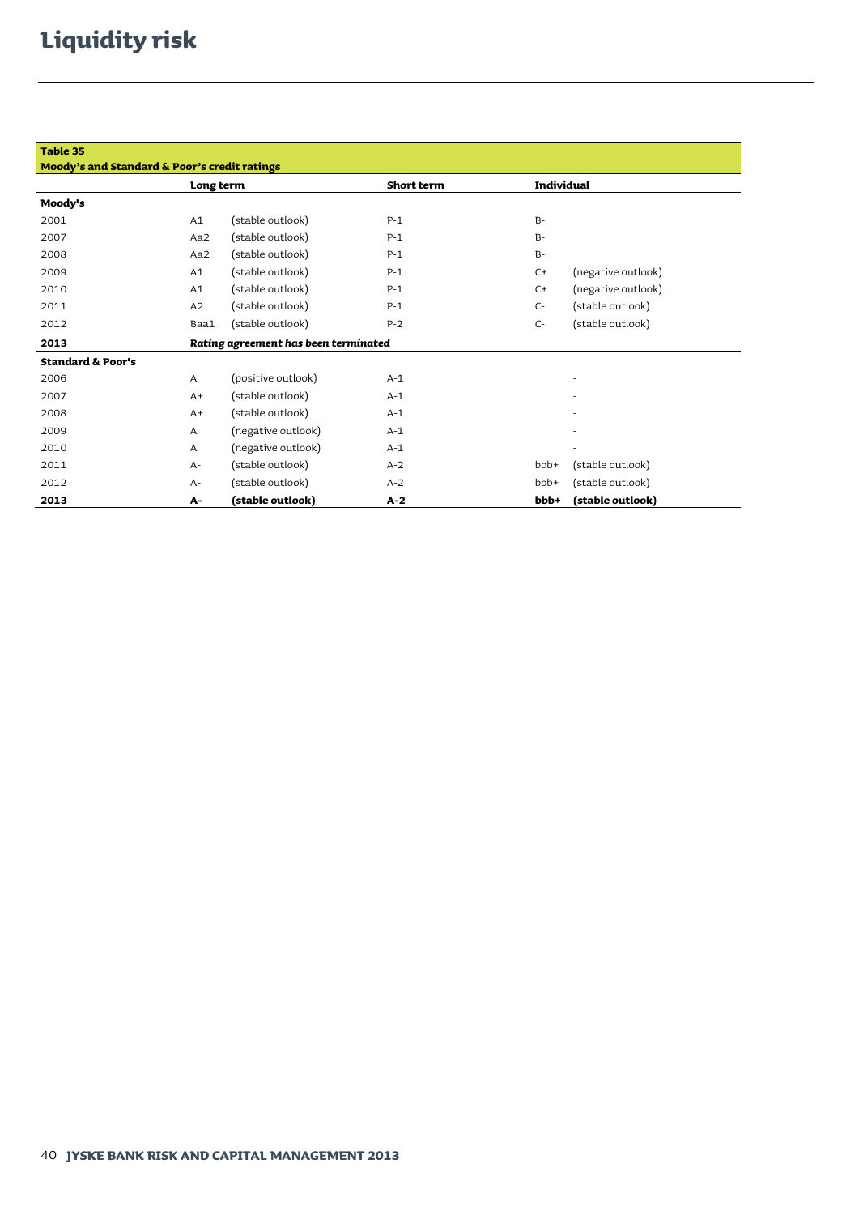# Liquidity risk

**Table 35**
**Moody's and Standard & Poor's credit ratings**

| | Long term | | Short term | Individual | |
|---|---|---|---|---|---|
| **Moody's** | | | | | |
| 2001 | A1 | (stable outlook) | P-1 | B- | |
| 2007 | Aa2 | (stable outlook) | P-1 | B- | |
| 2008 | Aa2 | (stable outlook) | P-1 | B- | |
| 2009 | A1 | (stable outlook) | P-1 | C+ | (negative outlook) |
| 2010 | A1 | (stable outlook) | P-1 | C+ | (negative outlook) |
| 2011 | A2 | (stable outlook) | P-1 | C- | (stable outlook) |
| 2012 | Baa1 | (stable outlook) | P-2 | C- | (stable outlook) |
| **2013** | ***Rating agreement has been terminated*** | | | | |
| **Standard & Poor's** | | | | | |
| 2006 | A | (positive outlook) | A-1 | | - |
| 2007 | A+ | (stable outlook) | A-1 | | - |
| 2008 | A+ | (stable outlook) | A-1 | | - |
| 2009 | A | (negative outlook) | A-1 | | - |
| 2010 | A | (negative outlook) | A-1 | | - |
| 2011 | A- | (stable outlook) | A-2 | bbb+ | (stable outlook) |
| 2012 | A- | (stable outlook) | A-2 | bbb+ | (stable outlook) |
| **2013** | **A-** | **(stable outlook)** | **A-2** | **bbb+** | **(stable outlook)** |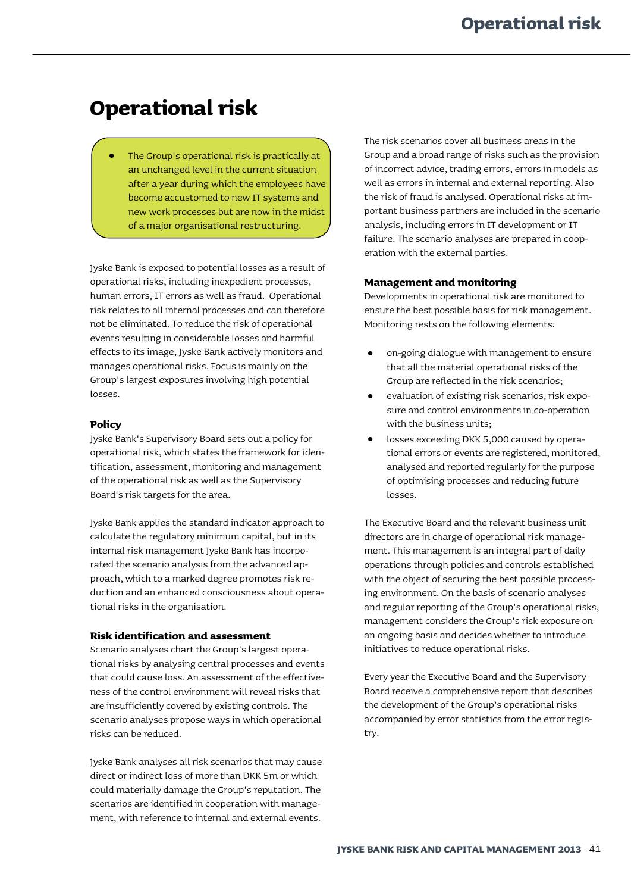# Operational risk

- The Group's operational risk is practically at an unchanged level in the current situation after a year during which the employees have become accustomed to new IT systems and new work processes but are now in the midst of a major organisational restructuring.

Jyske Bank is exposed to potential losses as a result of operational risks, including inexpedient processes, human errors, IT errors as well as fraud. Operational risk relates to all internal processes and can therefore not be eliminated. To reduce the risk of operational events resulting in considerable losses and harmful effects to its image, Jyske Bank actively monitors and manages operational risks. Focus is mainly on the Group's largest exposures involving high potential losses.

### Policy

Jyske Bank's Supervisory Board sets out a policy for operational risk, which states the framework for identification, assessment, monitoring and management of the operational risk as well as the Supervisory Board's risk targets for the area.

Jyske Bank applies the standard indicator approach to calculate the regulatory minimum capital, but in its internal risk management Jyske Bank has incorporated the scenario analysis from the advanced approach, which to a marked degree promotes risk reduction and an enhanced consciousness about operational risks in the organisation.

### Risk identification and assessment

Scenario analyses chart the Group's largest operational risks by analysing central processes and events that could cause loss. An assessment of the effectiveness of the control environment will reveal risks that are insufficiently covered by existing controls. The scenario analyses propose ways in which operational risks can be reduced.

Jyske Bank analyses all risk scenarios that may cause direct or indirect loss of more than DKK 5m or which could materially damage the Group's reputation. The scenarios are identified in cooperation with management, with reference to internal and external events.

The risk scenarios cover all business areas in the Group and a broad range of risks such as the provision of incorrect advice, trading errors, errors in models as well as errors in internal and external reporting. Also the risk of fraud is analysed. Operational risks at important business partners are included in the scenario analysis, including errors in IT development or IT failure. The scenario analyses are prepared in cooperation with the external parties.

### Management and monitoring

Developments in operational risk are monitored to ensure the best possible basis for risk management. Monitoring rests on the following elements:

- on-going dialogue with management to ensure that all the material operational risks of the Group are reflected in the risk scenarios;
- evaluation of existing risk scenarios, risk exposure and control environments in co-operation with the business units;
- losses exceeding DKK 5,000 caused by operational errors or events are registered, monitored, analysed and reported regularly for the purpose of optimising processes and reducing future losses.

The Executive Board and the relevant business unit directors are in charge of operational risk management. This management is an integral part of daily operations through policies and controls established with the object of securing the best possible processing environment. On the basis of scenario analyses and regular reporting of the Group's operational risks, management considers the Group's risk exposure on an ongoing basis and decides whether to introduce initiatives to reduce operational risks.

Every year the Executive Board and the Supervisory Board receive a comprehensive report that describes the development of the Group's operational risks accompanied by error statistics from the error registry.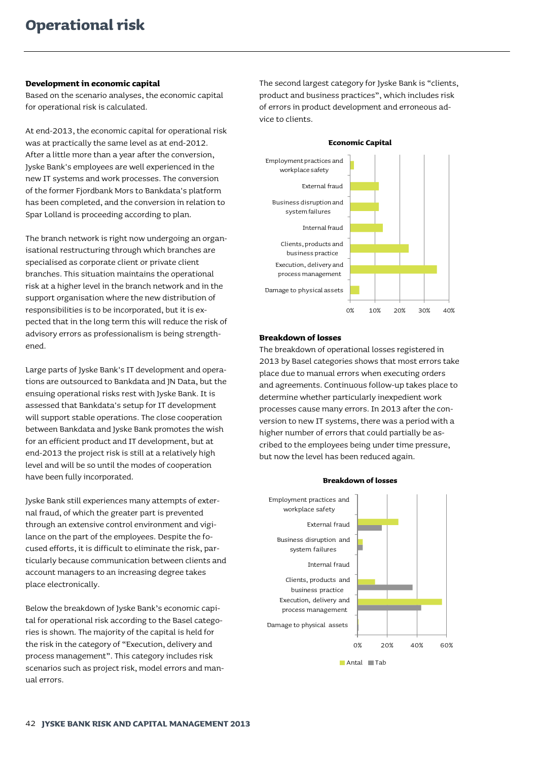# Operational risk

### Development in economic capital

Based on the scenario analyses, the economic capital for operational risk is calculated.

At end-2013, the economic capital for operational risk was at practically the same level as at end-2012. After a little more than a year after the conversion, Jyske Bank's employees are well experienced in the new IT systems and work processes. The conversion of the former Fjordbank Mors to Bankdata's platform has been completed, and the conversion in relation to Spar Lolland is proceeding according to plan.

The branch network is right now undergoing an organisational restructuring through which branches are specialised as corporate client or private client branches. This situation maintains the operational risk at a higher level in the branch network and in the support organisation where the new distribution of responsibilities is to be incorporated, but it is expected that in the long term this will reduce the risk of advisory errors as professionalism is being strengthened.

Large parts of Jyske Bank's IT development and operations are outsourced to Bankdata and JN Data, but the ensuing operational risks rest with Jyske Bank. It is assessed that Bankdata's setup for IT development will support stable operations. The close cooperation between Bankdata and Jyske Bank promotes the wish for an efficient product and IT development, but at end-2013 the project risk is still at a relatively high level and will be so until the modes of cooperation have been fully incorporated.

Jyske Bank still experiences many attempts of external fraud, of which the greater part is prevented through an extensive control environment and vigilance on the part of the employees. Despite the focused efforts, it is difficult to eliminate the risk, particularly because communication between clients and account managers to an increasing degree takes place electronically.

Below the breakdown of Jyske Bank's economic capital for operational risk according to the Basel categories is shown. The majority of the capital is held for the risk in the category of "Execution, delivery and process management". This category includes risk scenarios such as project risk, model errors and manual errors.

The second largest category for Jyske Bank is "clients, product and business practices", which includes risk of errors in product development and erroneous advice to clients.

**Economic Capital**

- Employment practices and workplace safety
- External fraud
- Business disruption and system failures
- Internal fraud
- Clients, products and business practice
- Execution, delivery and process management
- Damage to physical assets

0% 10% 20% 30% 40%

### Breakdown of losses

The breakdown of operational losses registered in 2013 by Basel categories shows that most errors take place due to manual errors when executing orders and agreements. Continuous follow-up takes place to determine whether particularly inexpedient work processes cause many errors. In 2013 after the conversion to new IT systems, there was a period with a higher number of errors that could partially be ascribed to the employees being under time pressure, but now the level has been reduced again.

**Breakdown of losses**

- Employment practices and workplace safety
- External fraud
- Business disruption and system failures
- Internal fraud
- Clients, products and business practice
- Execution, delivery and process management
- Damage to physical assets

0% 20% 40% 60%

Antal Tab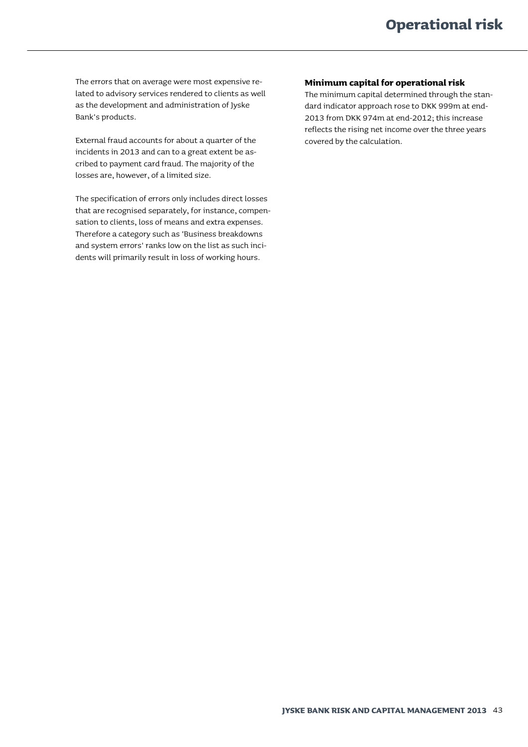The errors that on average were most expensive related to advisory services rendered to clients as well as the development and administration of Jyske Bank's products.

External fraud accounts for about a quarter of the incidents in 2013 and can to a great extent be ascribed to payment card fraud. The majority of the losses are, however, of a limited size.

The specification of errors only includes direct losses that are recognised separately, for instance, compensation to clients, loss of means and extra expenses. Therefore a category such as 'Business breakdowns and system errors' ranks low on the list as such incidents will primarily result in loss of working hours.

### Minimum capital for operational risk

The minimum capital determined through the standard indicator approach rose to DKK 999m at end-2013 from DKK 974m at end-2012; this increase reflects the rising net income over the three years covered by the calculation.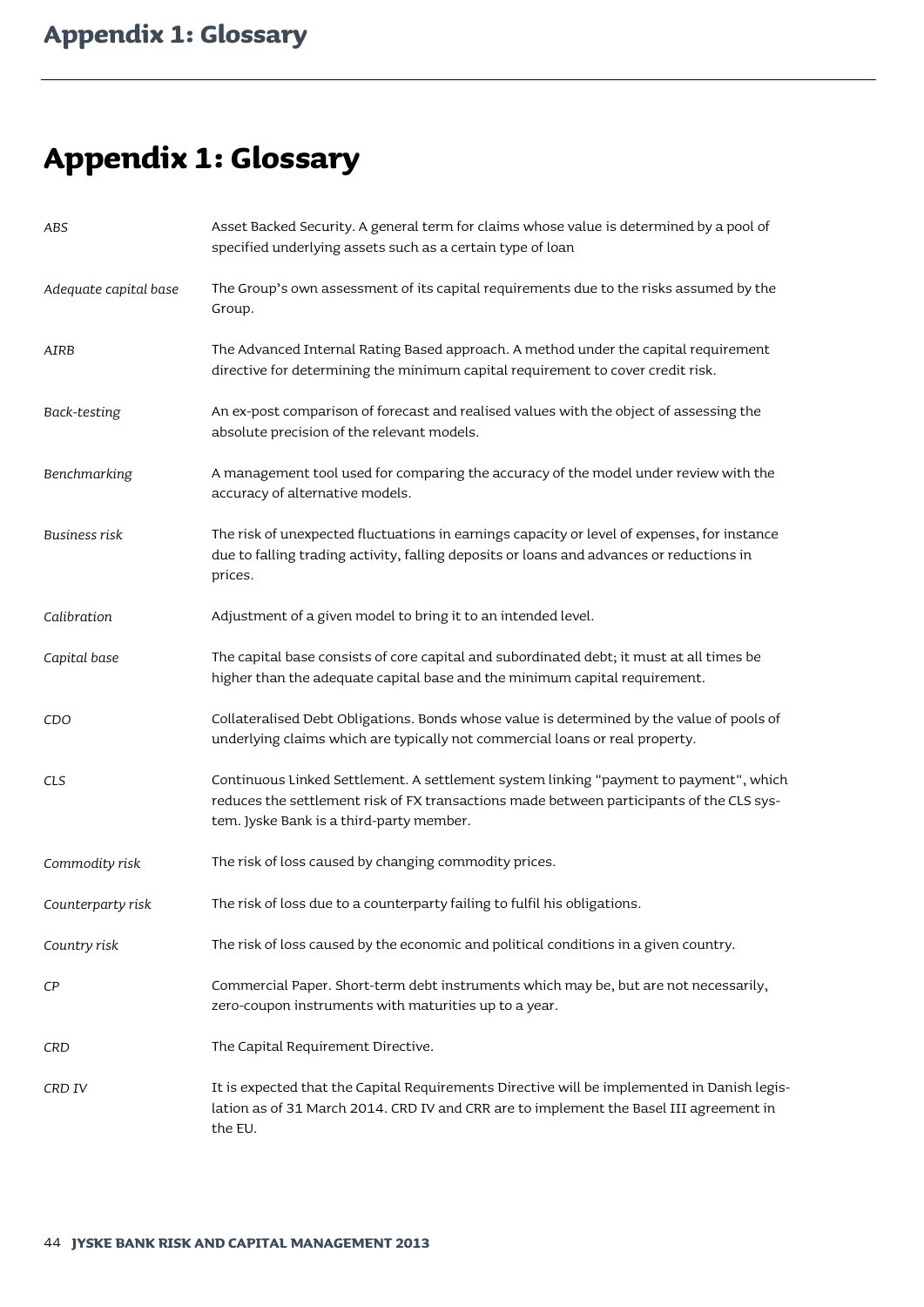# Appendix 1: Glossary

| | |
|---|---|
| *ABS* | Asset Backed Security. A general term for claims whose value is determined by a pool of specified underlying assets such as a certain type of loan |
| *Adequate capital base* | The Group's own assessment of its capital requirements due to the risks assumed by the Group. |
| *AIRB* | The Advanced Internal Rating Based approach. A method under the capital requirement directive for determining the minimum capital requirement to cover credit risk. |
| *Back-testing* | An ex-post comparison of forecast and realised values with the object of assessing the absolute precision of the relevant models. |
| *Benchmarking* | A management tool used for comparing the accuracy of the model under review with the accuracy of alternative models. |
| *Business risk* | The risk of unexpected fluctuations in earnings capacity or level of expenses, for instance due to falling trading activity, falling deposits or loans and advances or reductions in prices. |
| *Calibration* | Adjustment of a given model to bring it to an intended level. |
| *Capital base* | The capital base consists of core capital and subordinated debt; it must at all times be higher than the adequate capital base and the minimum capital requirement. |
| *CDO* | Collateralised Debt Obligations. Bonds whose value is determined by the value of pools of underlying claims which are typically not commercial loans or real property. |
| *CLS* | Continuous Linked Settlement. A settlement system linking "payment to payment", which reduces the settlement risk of FX transactions made between participants of the CLS system. Jyske Bank is a third-party member. |
| *Commodity risk* | The risk of loss caused by changing commodity prices. |
| *Counterparty risk* | The risk of loss due to a counterparty failing to fulfil his obligations. |
| *Country risk* | The risk of loss caused by the economic and political conditions in a given country. |
| *CP* | Commercial Paper. Short-term debt instruments which may be, but are not necessarily, zero-coupon instruments with maturities up to a year. |
| *CRD* | The Capital Requirement Directive. |
| *CRD IV* | It is expected that the Capital Requirements Directive will be implemented in Danish legislation as of 31 March 2014. CRD IV and CRR are to implement the Basel III agreement in the EU. |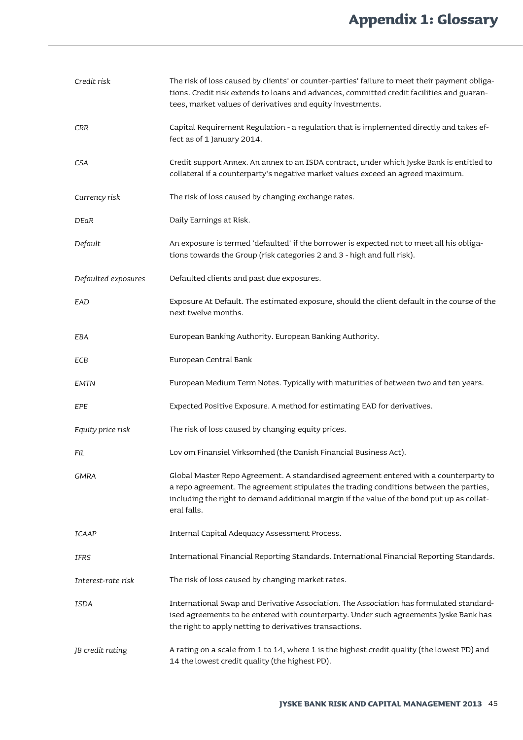# Appendix 1: Glossary

| | |
|---|---|
| *Credit risk* | The risk of loss caused by clients' or counter-parties' failure to meet their payment obligations. Credit risk extends to loans and advances, committed credit facilities and guarantees, market values of derivatives and equity investments. |
| *CRR* | Capital Requirement Regulation - a regulation that is implemented directly and takes effect as of 1 January 2014. |
| *CSA* | Credit support Annex. An annex to an ISDA contract, under which Jyske Bank is entitled to collateral if a counterparty's negative market values exceed an agreed maximum. |
| *Currency risk* | The risk of loss caused by changing exchange rates. |
| *DEaR* | Daily Earnings at Risk. |
| *Default* | An exposure is termed 'defaulted' if the borrower is expected not to meet all his obligations towards the Group (risk categories 2 and 3 - high and full risk). |
| *Defaulted exposures* | Defaulted clients and past due exposures. |
| *EAD* | Exposure At Default. The estimated exposure, should the client default in the course of the next twelve months. |
| *EBA* | European Banking Authority. European Banking Authority. |
| *ECB* | European Central Bank |
| *EMTN* | European Medium Term Notes. Typically with maturities of between two and ten years. |
| *EPE* | Expected Positive Exposure. A method for estimating EAD for derivatives. |
| *Equity price risk* | The risk of loss caused by changing equity prices. |
| *FiL* | Lov om Finansiel Virksomhed (the Danish Financial Business Act). |
| *GMRA* | Global Master Repo Agreement. A standardised agreement entered with a counterparty to a repo agreement. The agreement stipulates the trading conditions between the parties, including the right to demand additional margin if the value of the bond put up as collateral falls. |
| *ICAAP* | Internal Capital Adequacy Assessment Process. |
| *IFRS* | International Financial Reporting Standards. International Financial Reporting Standards. |
| *Interest-rate risk* | The risk of loss caused by changing market rates. |
| *ISDA* | International Swap and Derivative Association. The Association has formulated standardised agreements to be entered with counterparty. Under such agreements Jyske Bank has the right to apply netting to derivatives transactions. |
| *JB credit rating* | A rating on a scale from 1 to 14, where 1 is the highest credit quality (the lowest PD) and 14 the lowest credit quality (the highest PD). |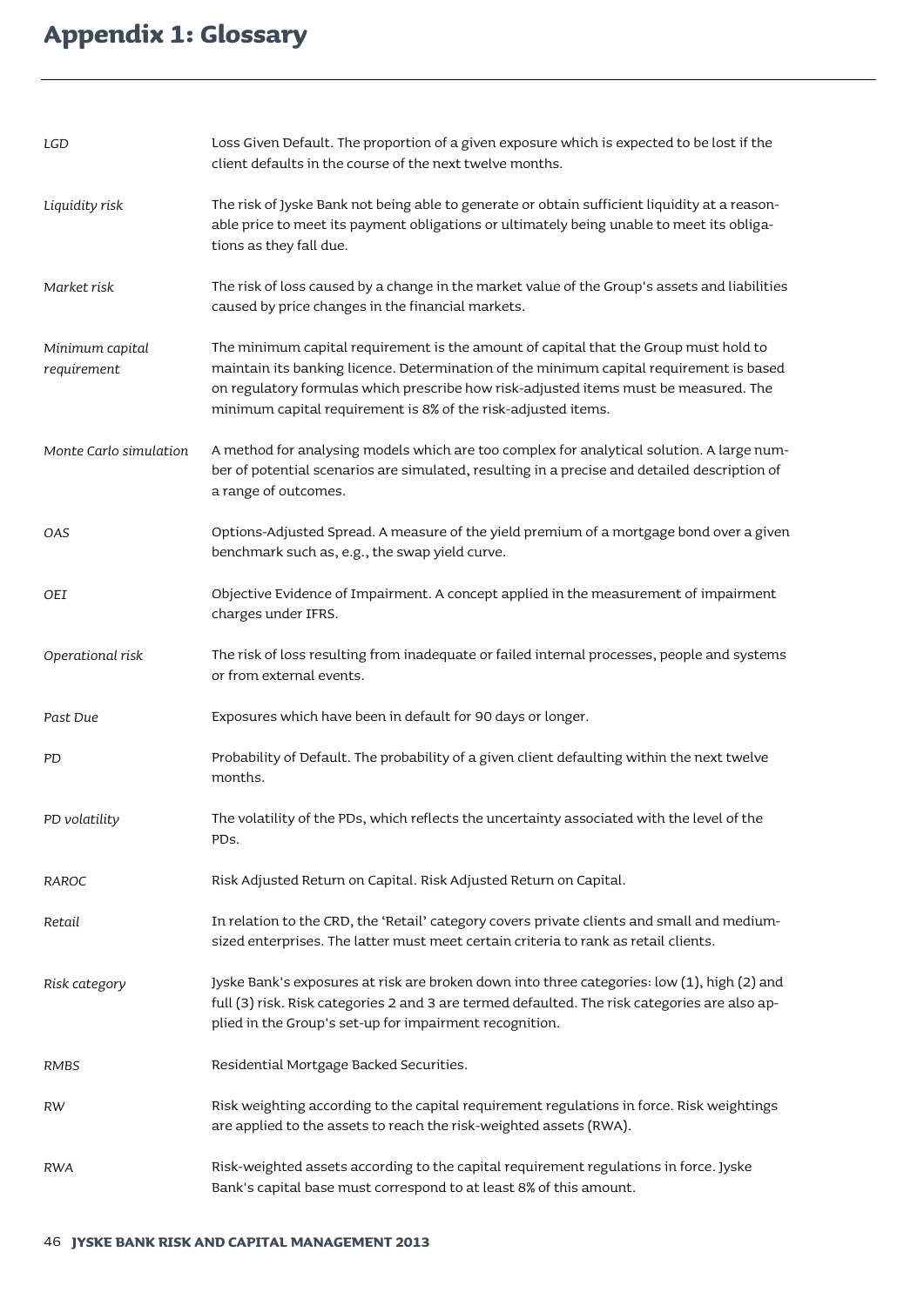# Appendix 1: Glossary

| | |
|---|---|
| *LGD* | Loss Given Default. The proportion of a given exposure which is expected to be lost if the client defaults in the course of the next twelve months. |
| *Liquidity risk* | The risk of Jyske Bank not being able to generate or obtain sufficient liquidity at a reasonable price to meet its payment obligations or ultimately being unable to meet its obligations as they fall due. |
| *Market risk* | The risk of loss caused by a change in the market value of the Group's assets and liabilities caused by price changes in the financial markets. |
| *Minimum capital requirement* | The minimum capital requirement is the amount of capital that the Group must hold to maintain its banking licence. Determination of the minimum capital requirement is based on regulatory formulas which prescribe how risk-adjusted items must be measured. The minimum capital requirement is 8% of the risk-adjusted items. |
| *Monte Carlo simulation* | A method for analysing models which are too complex for analytical solution. A large number of potential scenarios are simulated, resulting in a precise and detailed description of a range of outcomes. |
| *OAS* | Options-Adjusted Spread. A measure of the yield premium of a mortgage bond over a given benchmark such as, e.g., the swap yield curve. |
| *OEI* | Objective Evidence of Impairment. A concept applied in the measurement of impairment charges under IFRS. |
| *Operational risk* | The risk of loss resulting from inadequate or failed internal processes, people and systems or from external events. |
| *Past Due* | Exposures which have been in default for 90 days or longer. |
| *PD* | Probability of Default. The probability of a given client defaulting within the next twelve months. |
| *PD volatility* | The volatility of the PDs, which reflects the uncertainty associated with the level of the PDs. |
| *RAROC* | Risk Adjusted Return on Capital. Risk Adjusted Return on Capital. |
| *Retail* | In relation to the CRD, the 'Retail' category covers private clients and small and medium-sized enterprises. The latter must meet certain criteria to rank as retail clients. |
| *Risk category* | Jyske Bank's exposures at risk are broken down into three categories: low (1), high (2) and full (3) risk. Risk categories 2 and 3 are termed defaulted. The risk categories are also applied in the Group's set-up for impairment recognition. |
| *RMBS* | Residential Mortgage Backed Securities. |
| *RW* | Risk weighting according to the capital requirement regulations in force. Risk weightings are applied to the assets to reach the risk-weighted assets (RWA). |
| *RWA* | Risk-weighted assets according to the capital requirement regulations in force. Jyske Bank's capital base must correspond to at least 8% of this amount. |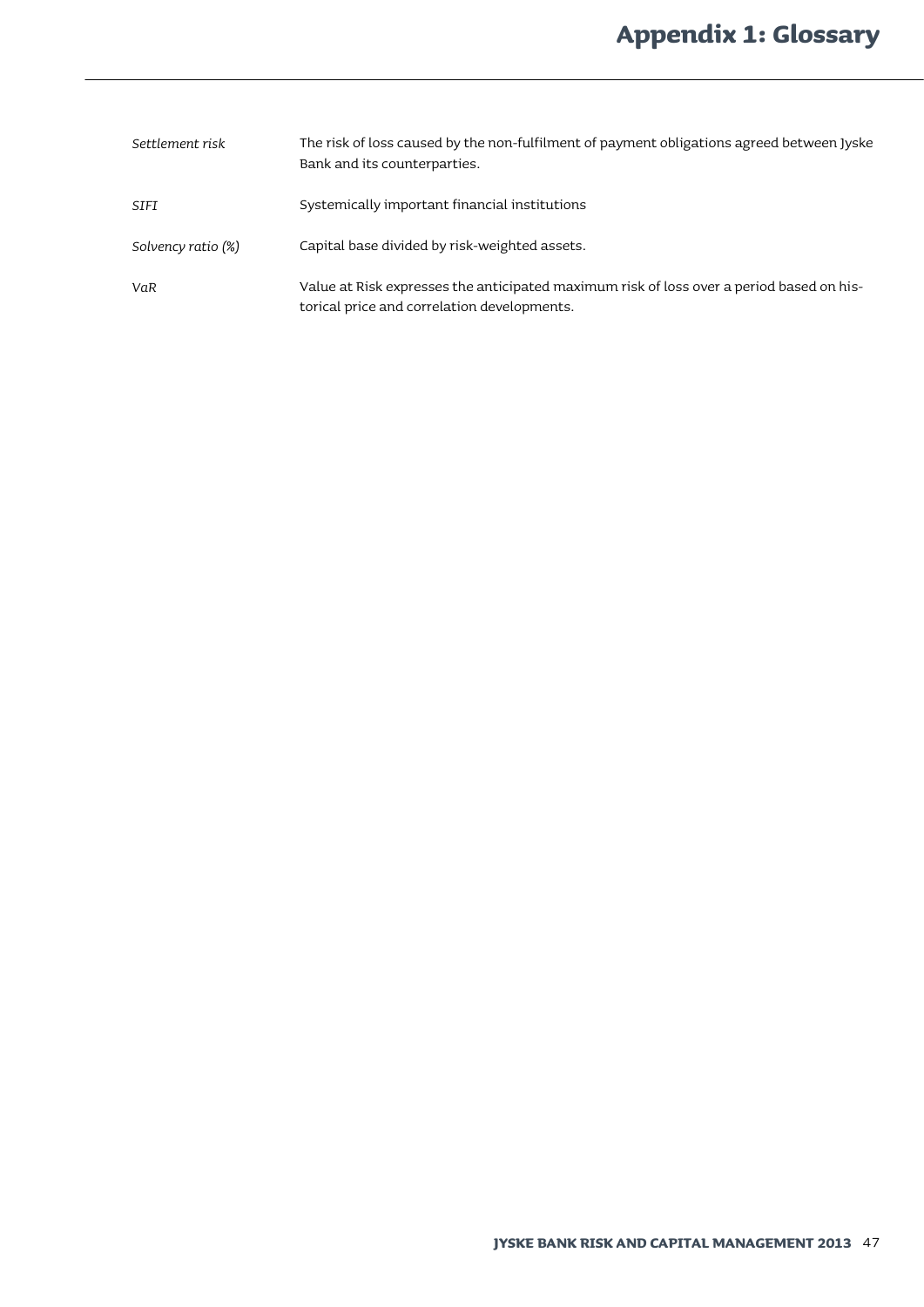# Appendix 1: Glossary

| | |
|---|---|
| *Settlement risk* | The risk of loss caused by the non-fulfilment of payment obligations agreed between Jyske Bank and its counterparties. |
| *SIFI* | Systemically important financial institutions |
| *Solvency ratio (%)* | Capital base divided by risk-weighted assets. |
| *VaR* | Value at Risk expresses the anticipated maximum risk of loss over a period based on historical price and correlation developments. |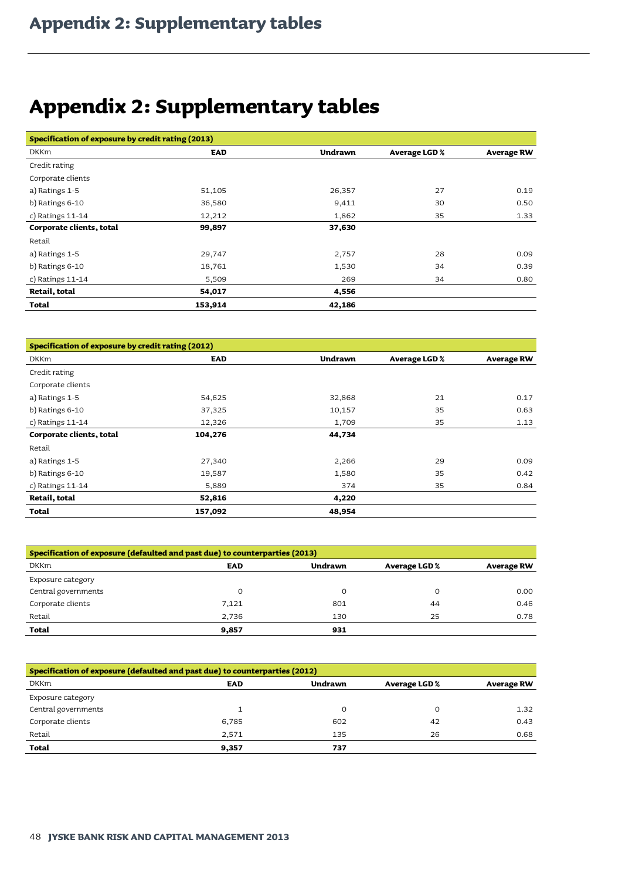# Appendix 2: Supplementary tables

| Specification of exposure by credit rating (2013) | | | | |
|---|---|---|---|---|
| DKKm | EAD | Undrawn | Average LGD % | Average RW |
| Credit rating | | | | |
| Corporate clients | | | | |
| a) Ratings 1-5 | 51,105 | 26,357 | 27 | 0.19 |
| b) Ratings 6-10 | 36,580 | 9,411 | 30 | 0.50 |
| c) Ratings 11-14 | 12,212 | 1,862 | 35 | 1.33 |
| **Corporate clients, total** | **99,897** | **37,630** | | |
| Retail | | | | |
| a) Ratings 1-5 | 29,747 | 2,757 | 28 | 0.09 |
| b) Ratings 6-10 | 18,761 | 1,530 | 34 | 0.39 |
| c) Ratings 11-14 | 5,509 | 269 | 34 | 0.80 |
| **Retail, total** | **54,017** | **4,556** | | |
| **Total** | **153,914** | **42,186** | | |

| Specification of exposure by credit rating (2012) | | | | |
|---|---|---|---|---|
| DKKm | EAD | Undrawn | Average LGD % | Average RW |
| Credit rating | | | | |
| Corporate clients | | | | |
| a) Ratings 1-5 | 54,625 | 32,868 | 21 | 0.17 |
| b) Ratings 6-10 | 37,325 | 10,157 | 35 | 0.63 |
| c) Ratings 11-14 | 12,326 | 1,709 | 35 | 1.13 |
| **Corporate clients, total** | **104,276** | **44,734** | | |
| Retail | | | | |
| a) Ratings 1-5 | 27,340 | 2,266 | 29 | 0.09 |
| b) Ratings 6-10 | 19,587 | 1,580 | 35 | 0.42 |
| c) Ratings 11-14 | 5,889 | 374 | 35 | 0.84 |
| **Retail, total** | **52,816** | **4,220** | | |
| **Total** | **157,092** | **48,954** | | |

| Specification of exposure (defaulted and past due) to counterparties (2013) | | | | |
|---|---|---|---|---|
| DKKm | EAD | Undrawn | Average LGD % | Average RW |
| Exposure category | | | | |
| Central governments | 0 | 0 | 0 | 0.00 |
| Corporate clients | 7,121 | 801 | 44 | 0.46 |
| Retail | 2,736 | 130 | 25 | 0.78 |
| **Total** | **9,857** | **931** | | |

| Specification of exposure (defaulted and past due) to counterparties (2012) | | | | |
|---|---|---|---|---|
| DKKm | EAD | Undrawn | Average LGD % | Average RW |
| Exposure category | | | | |
| Central governments | 1 | 0 | 0 | 1.32 |
| Corporate clients | 6,785 | 602 | 42 | 0.43 |
| Retail | 2,571 | 135 | 26 | 0.68 |
| **Total** | **9,357** | **737** | | |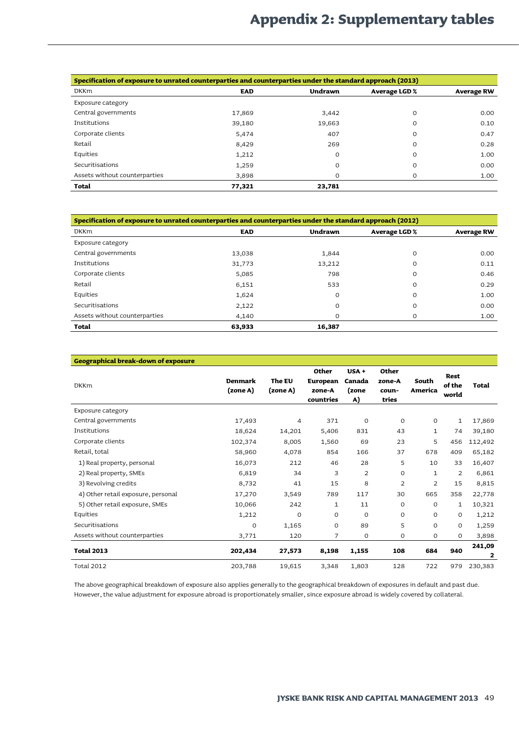# Appendix 2: Supplementary tables

| Specification of exposure to unrated counterparties and counterparties under the standard approach (2013) | | | | |
|---|---|---|---|---|
| DKKm | EAD | Undrawn | Average LGD % | Average RW |
| Exposure category | | | | |
| Central governments | 17,869 | 3,442 | 0 | 0.00 |
| Institutions | 39,180 | 19,663 | 0 | 0.10 |
| Corporate clients | 5,474 | 407 | 0 | 0.47 |
| Retail | 8,429 | 269 | 0 | 0.28 |
| Equities | 1,212 | 0 | 0 | 1.00 |
| Securitisations | 1,259 | 0 | 0 | 0.00 |
| Assets without counterparties | 3,898 | 0 | 0 | 1.00 |
| **Total** | **77,321** | **23,781** | | |

| Specification of exposure to unrated counterparties and counterparties under the standard approach (2012) | | | | |
|---|---|---|---|---|
| DKKm | EAD | Undrawn | Average LGD % | Average RW |
| Exposure category | | | | |
| Central governments | 13,038 | 1,844 | 0 | 0.00 |
| Institutions | 31,773 | 13,212 | 0 | 0.11 |
| Corporate clients | 5,085 | 798 | 0 | 0.46 |
| Retail | 6,151 | 533 | 0 | 0.29 |
| Equities | 1,624 | 0 | 0 | 1.00 |
| Securitisations | 2,122 | 0 | 0 | 0.00 |
| Assets without counterparties | 4,140 | 0 | 0 | 1.00 |
| **Total** | **63,933** | **16,387** | | |

| Geographical break-down of exposure | | | | | | | | |
|---|---|---|---|---|---|---|---|---|
| DKKm | Denmark (zone A) | The EU (zone A) | Other European zone-A countries | USA + Canada (zone A) | Other zone-A countries | South America | Rest of the world | Total |
| Exposure category | | | | | | | | |
| Central governments | 17,493 | 4 | 371 | 0 | 0 | 0 | 1 | 17,869 |
| Institutions | 18,624 | 14,201 | 5,406 | 831 | 43 | 1 | 74 | 39,180 |
| Corporate clients | 102,374 | 8,005 | 1,560 | 69 | 23 | 5 | 456 | 112,492 |
| Retail, total | 58,960 | 4,078 | 854 | 166 | 37 | 678 | 409 | 65,182 |
| 1) Real property, personal | 16,073 | 212 | 46 | 28 | 5 | 10 | 33 | 16,407 |
| 2) Real property, SMEs | 6,819 | 34 | 3 | 2 | 0 | 1 | 2 | 6,861 |
| 3) Revolving credits | 8,732 | 41 | 15 | 8 | 2 | 2 | 15 | 8,815 |
| 4) Other retail exposure, personal | 17,270 | 3,549 | 789 | 117 | 30 | 665 | 358 | 22,778 |
| 5) Other retail exposure, SMEs | 10,066 | 242 | 1 | 11 | 0 | 0 | 1 | 10,321 |
| Equities | 1,212 | 0 | 0 | 0 | 0 | 0 | 0 | 1,212 |
| Securitisations | 0 | 1,165 | 0 | 89 | 5 | 0 | 0 | 1,259 |
| Assets without counterparties | 3,771 | 120 | 7 | 0 | 0 | 0 | 0 | 3,898 |
| **Total 2013** | **202,434** | **27,573** | **8,198** | **1,155** | **108** | **684** | **940** | **241,092** |
| Total 2012 | 203,788 | 19,615 | 3,348 | 1,803 | 128 | 722 | 979 | 230,383 |

The above geographical breakdown of exposure also applies generally to the geographical breakdown of exposures in default and past due. However, the value adjustment for exposure abroad is proportionately smaller, since exposure abroad is widely covered by collateral.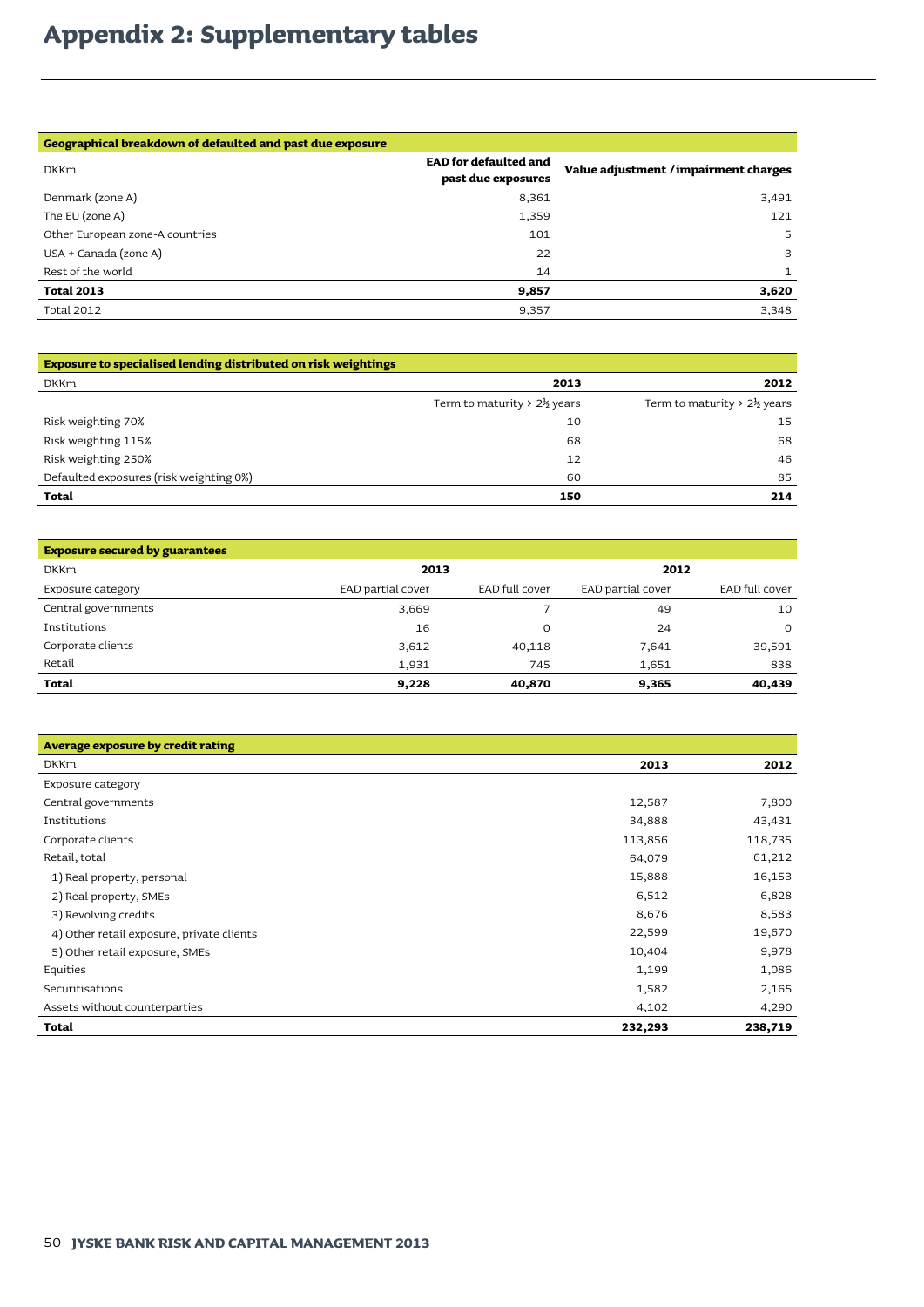# Appendix 2: Supplementary tables

| Geographical breakdown of defaulted and past due exposure | | |
|---|---|---|
| DKKm | EAD for defaulted and past due exposures | Value adjustment /impairment charges |
| Denmark (zone A) | 8,361 | 3,491 |
| The EU (zone A) | 1,359 | 121 |
| Other European zone-A countries | 101 | 5 |
| USA + Canada (zone A) | 22 | 3 |
| Rest of the world | 14 | 1 |
| **Total 2013** | **9,857** | **3,620** |
| Total 2012 | 9,357 | 3,348 |

| Exposure to specialised lending distributed on risk weightings | | |
|---|---|---|
| DKKm | 2013 | 2012 |
| | Term to maturity > 2½ years | Term to maturity > 2½ years |
| Risk weighting 70% | 10 | 15 |
| Risk weighting 115% | 68 | 68 |
| Risk weighting 250% | 12 | 46 |
| Defaulted exposures (risk weighting 0%) | 60 | 85 |
| **Total** | **150** | **214** |

| Exposure secured by guarantees | | | | |
|---|---|---|---|---|
| DKKm | 2013 | | 2012 | |
| Exposure category | EAD partial cover | EAD full cover | EAD partial cover | EAD full cover |
| Central governments | 3,669 | 7 | 49 | 10 |
| Institutions | 16 | 0 | 24 | 0 |
| Corporate clients | 3,612 | 40,118 | 7,641 | 39,591 |
| Retail | 1,931 | 745 | 1,651 | 838 |
| **Total** | **9,228** | **40,870** | **9,365** | **40,439** |

| Average exposure by credit rating | | |
|---|---|---|
| DKKm | 2013 | 2012 |
| Exposure category | | |
| Central governments | 12,587 | 7,800 |
| Institutions | 34,888 | 43,431 |
| Corporate clients | 113,856 | 118,735 |
| Retail, total | 64,079 | 61,212 |
| 1) Real property, personal | 15,888 | 16,153 |
| 2) Real property, SMEs | 6,512 | 6,828 |
| 3) Revolving credits | 8,676 | 8,583 |
| 4) Other retail exposure, private clients | 22,599 | 19,670 |
| 5) Other retail exposure, SMEs | 10,404 | 9,978 |
| Equities | 1,199 | 1,086 |
| Securitisations | 1,582 | 2,165 |
| Assets without counterparties | 4,102 | 4,290 |
| **Total** | **232,293** | **238,719** |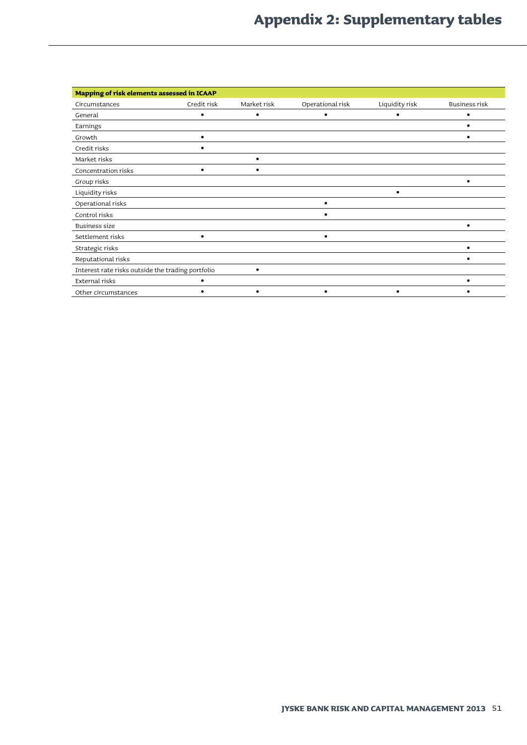# Appendix 2: Supplementary tables

| Mapping of risk elements assessed in ICAAP | | | | | |
|---|---|---|---|---|---|
| Circumstances | Credit risk | Market risk | Operational risk | Liquidity risk | Business risk |
| General | • | • | • | • | • |
| Earnings | | | | | • |
| Growth | • | | | | • |
| Credit risks | • | | | | |
| Market risks | | • | | | |
| Concentration risks | • | • | | | |
| Group risks | | | | | • |
| Liquidity risks | | | | • | |
| Operational risks | | | • | | |
| Control risks | | | • | | |
| Business size | | | | | • |
| Settlement risks | • | | • | | |
| Strategic risks | | | | | • |
| Reputational risks | | | | | • |
| Interest rate risks outside the trading portfolio | | • | | | |
| External risks | • | | | | • |
| Other circumstances | • | • | • | • | • |